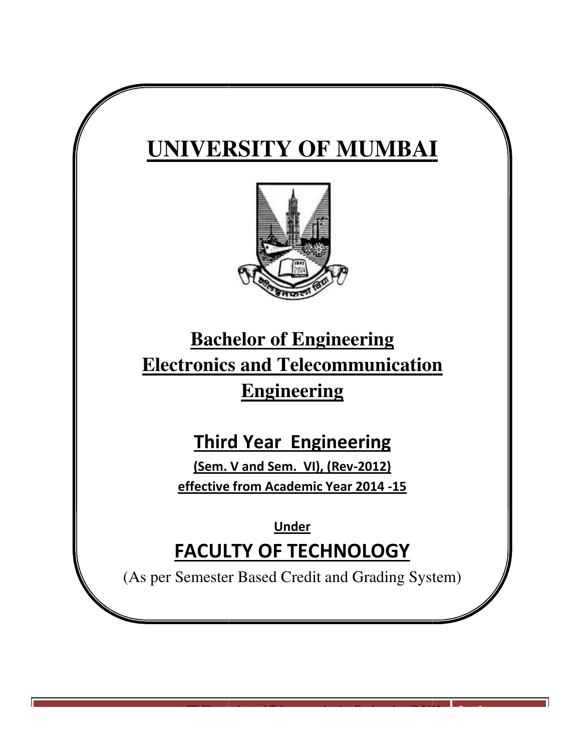# UNIVERSITY OF MUMBAI

## Bachelor of Engineering
## Electronics and Telecommunication Engineering

### Third Year Engineering

**(Sem. V and Sem. VI), (Rev-2012)**

**effective from Academic Year 2014 -15**

**Under**

## FACULTY OF TECHNOLOGY

(As per Semester Based Credit and Grading System)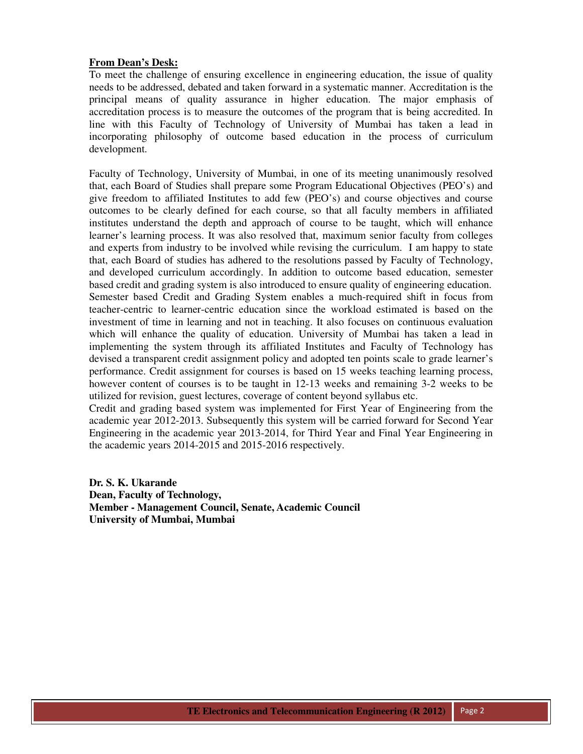**From Dean's Desk:**

To meet the challenge of ensuring excellence in engineering education, the issue of quality needs to be addressed, debated and taken forward in a systematic manner. Accreditation is the principal means of quality assurance in higher education. The major emphasis of accreditation process is to measure the outcomes of the program that is being accredited. In line with this Faculty of Technology of University of Mumbai has taken a lead in incorporating philosophy of outcome based education in the process of curriculum development.

Faculty of Technology, University of Mumbai, in one of its meeting unanimously resolved that, each Board of Studies shall prepare some Program Educational Objectives (PEO's) and give freedom to affiliated Institutes to add few (PEO's) and course objectives and course outcomes to be clearly defined for each course, so that all faculty members in affiliated institutes understand the depth and approach of course to be taught, which will enhance learner's learning process. It was also resolved that, maximum senior faculty from colleges and experts from industry to be involved while revising the curriculum. I am happy to state that, each Board of studies has adhered to the resolutions passed by Faculty of Technology, and developed curriculum accordingly. In addition to outcome based education, semester based credit and grading system is also introduced to ensure quality of engineering education. Semester based Credit and Grading System enables a much-required shift in focus from teacher-centric to learner-centric education since the workload estimated is based on the investment of time in learning and not in teaching. It also focuses on continuous evaluation which will enhance the quality of education. University of Mumbai has taken a lead in implementing the system through its affiliated Institutes and Faculty of Technology has devised a transparent credit assignment policy and adopted ten points scale to grade learner's performance. Credit assignment for courses is based on 15 weeks teaching learning process, however content of courses is to be taught in 12-13 weeks and remaining 3-2 weeks to be utilized for revision, guest lectures, coverage of content beyond syllabus etc.

Credit and grading based system was implemented for First Year of Engineering from the academic year 2012-2013. Subsequently this system will be carried forward for Second Year Engineering in the academic year 2013-2014, for Third Year and Final Year Engineering in the academic years 2014-2015 and 2015-2016 respectively.

**Dr. S. K. Ukarande**
**Dean, Faculty of Technology,**
**Member - Management Council, Senate, Academic Council**
**University of Mumbai, Mumbai**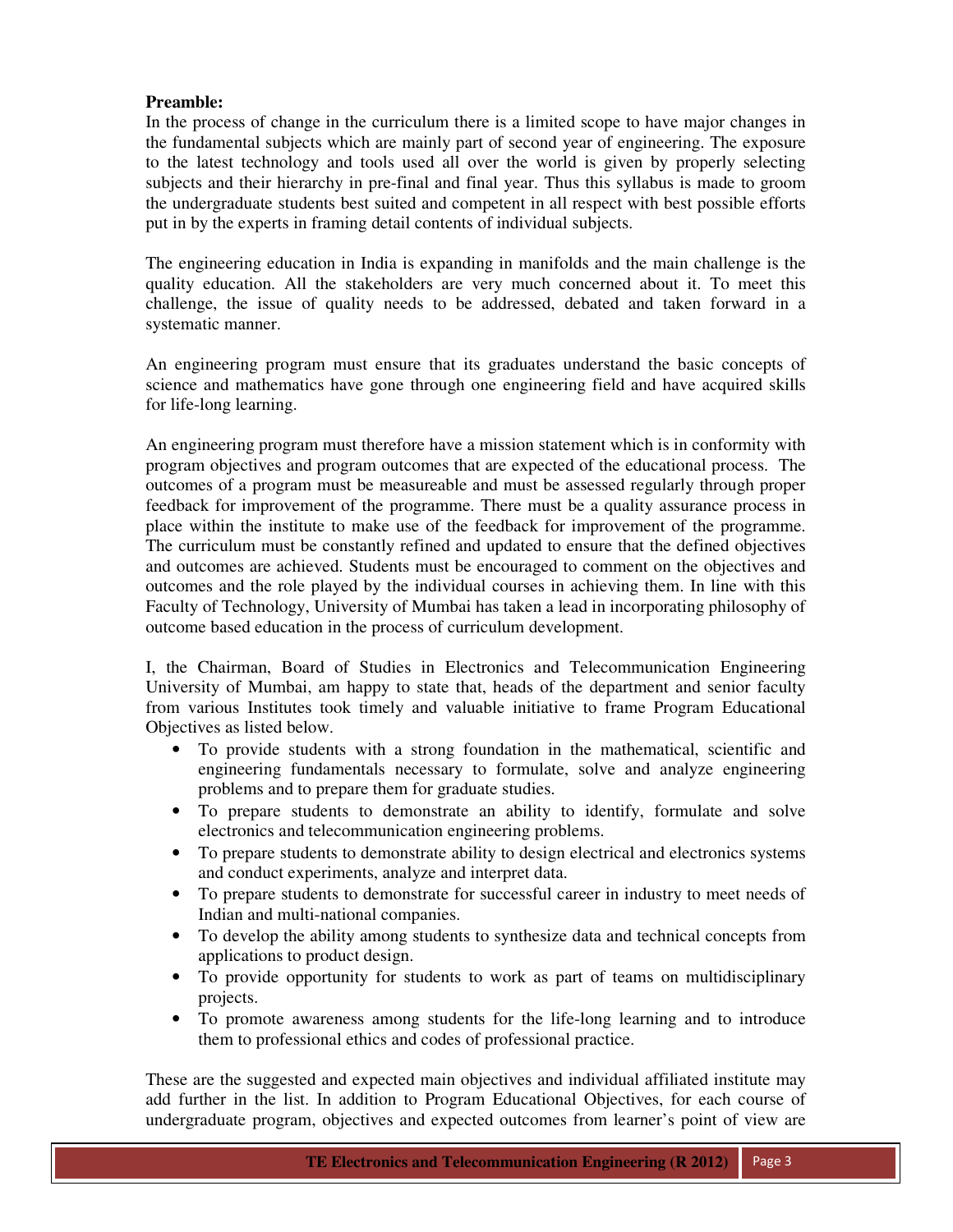**Preamble:**

In the process of change in the curriculum there is a limited scope to have major changes in the fundamental subjects which are mainly part of second year of engineering. The exposure to the latest technology and tools used all over the world is given by properly selecting subjects and their hierarchy in pre-final and final year. Thus this syllabus is made to groom the undergraduate students best suited and competent in all respect with best possible efforts put in by the experts in framing detail contents of individual subjects.

The engineering education in India is expanding in manifolds and the main challenge is the quality education. All the stakeholders are very much concerned about it. To meet this challenge, the issue of quality needs to be addressed, debated and taken forward in a systematic manner.

An engineering program must ensure that its graduates understand the basic concepts of science and mathematics have gone through one engineering field and have acquired skills for life-long learning.

An engineering program must therefore have a mission statement which is in conformity with program objectives and program outcomes that are expected of the educational process. The outcomes of a program must be measureable and must be assessed regularly through proper feedback for improvement of the programme. There must be a quality assurance process in place within the institute to make use of the feedback for improvement of the programme. The curriculum must be constantly refined and updated to ensure that the defined objectives and outcomes are achieved. Students must be encouraged to comment on the objectives and outcomes and the role played by the individual courses in achieving them. In line with this Faculty of Technology, University of Mumbai has taken a lead in incorporating philosophy of outcome based education in the process of curriculum development.

I, the Chairman, Board of Studies in Electronics and Telecommunication Engineering University of Mumbai, am happy to state that, heads of the department and senior faculty from various Institutes took timely and valuable initiative to frame Program Educational Objectives as listed below.

- To provide students with a strong foundation in the mathematical, scientific and engineering fundamentals necessary to formulate, solve and analyze engineering problems and to prepare them for graduate studies.
- To prepare students to demonstrate an ability to identify, formulate and solve electronics and telecommunication engineering problems.
- To prepare students to demonstrate ability to design electrical and electronics systems and conduct experiments, analyze and interpret data.
- To prepare students to demonstrate for successful career in industry to meet needs of Indian and multi-national companies.
- To develop the ability among students to synthesize data and technical concepts from applications to product design.
- To provide opportunity for students to work as part of teams on multidisciplinary projects.
- To promote awareness among students for the life-long learning and to introduce them to professional ethics and codes of professional practice.

These are the suggested and expected main objectives and individual affiliated institute may add further in the list. In addition to Program Educational Objectives, for each course of undergraduate program, objectives and expected outcomes from learner's point of view are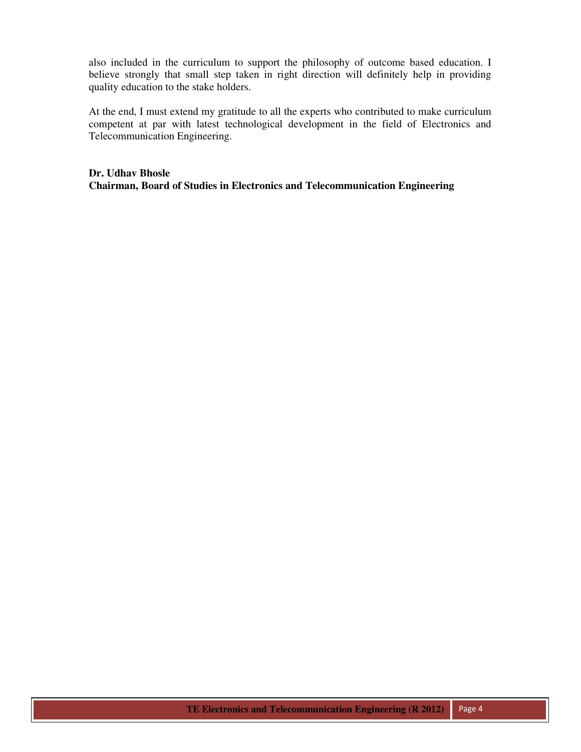also included in the curriculum to support the philosophy of outcome based education. I believe strongly that small step taken in right direction will definitely help in providing quality education to the stake holders.

At the end, I must extend my gratitude to all the experts who contributed to make curriculum competent at par with latest technological development in the field of Electronics and Telecommunication Engineering.

**Dr. Udhav Bhosle**
**Chairman, Board of Studies in Electronics and Telecommunication Engineering**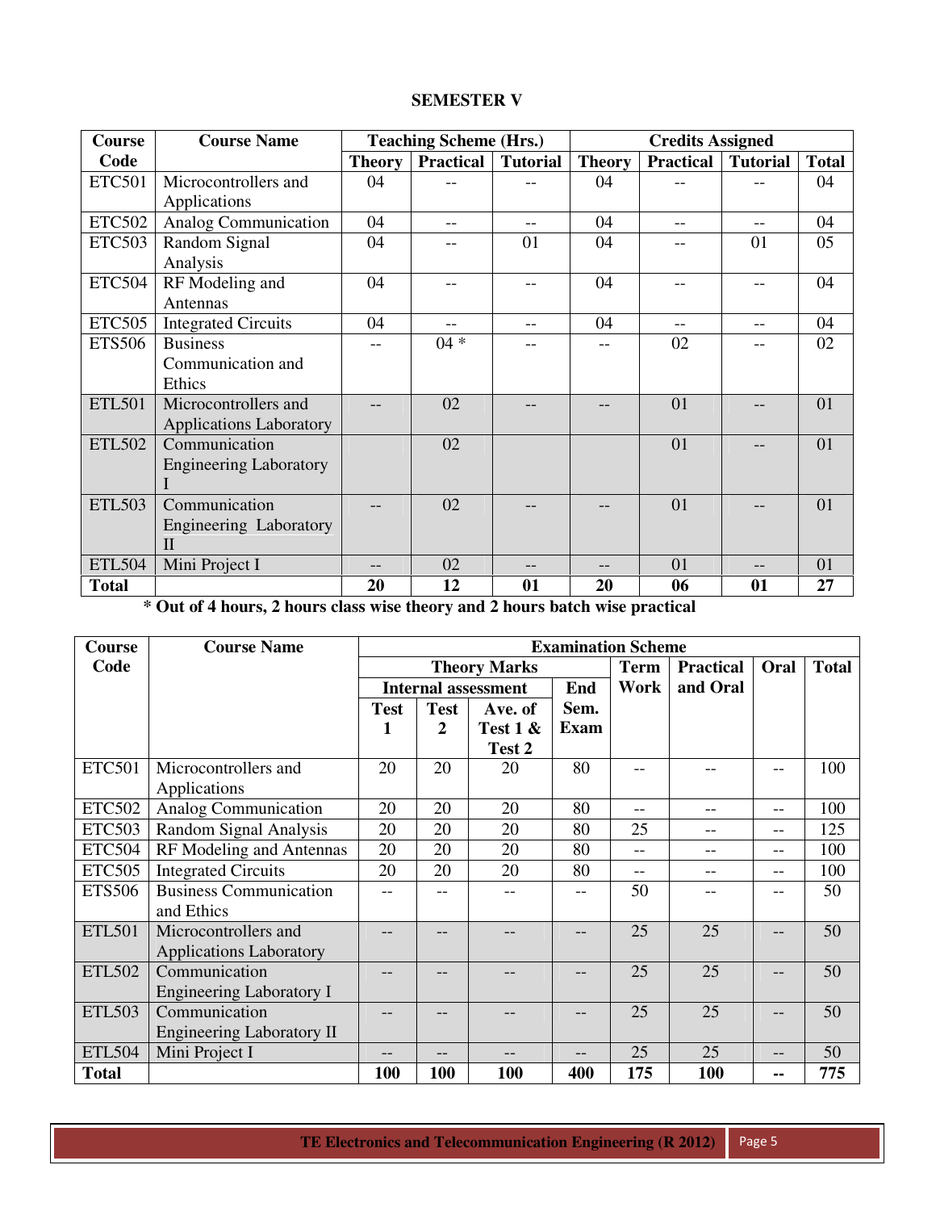## SEMESTER V

| Course Code | Course Name | Teaching Scheme (Hrs.) | | | Credits Assigned | | | |
|---|---|---|---|---|---|---|---|---|
| | | Theory | Practical | Tutorial | Theory | Practical | Tutorial | Total |
| ETC501 | Microcontrollers and Applications | 04 | -- | -- | 04 | -- | -- | 04 |
| ETC502 | Analog Communication | 04 | -- | -- | 04 | -- | -- | 04 |
| ETC503 | Random Signal Analysis | 04 | -- | 01 | 04 | -- | 01 | 05 |
| ETC504 | RF Modeling and Antennas | 04 | -- | -- | 04 | -- | -- | 04 |
| ETC505 | Integrated Circuits | 04 | -- | -- | 04 | -- | -- | 04 |
| ETS506 | Business Communication and Ethics | -- | 04 * | -- | -- | 02 | -- | 02 |
| ETL501 | Microcontrollers and Applications Laboratory | -- | 02 | -- | -- | 01 | -- | 01 |
| ETL502 | Communication Engineering Laboratory I | | 02 | | | 01 | -- | 01 |
| ETL503 | Communication Engineering Laboratory II | -- | 02 | -- | -- | 01 | -- | 01 |
| ETL504 | Mini Project I | -- | 02 | -- | -- | 01 | -- | 01 |
| **Total** | | **20** | **12** | **01** | **20** | **06** | **01** | **27** |

**\* Out of 4 hours, 2 hours class wise theory and 2 hours batch wise practical**

| Course Code | Course Name | Examination Scheme | | | | | | | |
|---|---|---|---|---|---|---|---|---|---|
| | | Theory Marks | | | | Term Work | Practical and Oral | Oral | Total |
| | | Internal assessment | | | End Sem. Exam | | | | |
| | | Test 1 | Test 2 | Ave. of Test 1 & Test 2 | | | | | |
| ETC501 | Microcontrollers and Applications | 20 | 20 | 20 | 80 | -- | -- | -- | 100 |
| ETC502 | Analog Communication | 20 | 20 | 20 | 80 | -- | -- | -- | 100 |
| ETC503 | Random Signal Analysis | 20 | 20 | 20 | 80 | 25 | -- | -- | 125 |
| ETC504 | RF Modeling and Antennas | 20 | 20 | 20 | 80 | -- | -- | -- | 100 |
| ETC505 | Integrated Circuits | 20 | 20 | 20 | 80 | -- | -- | -- | 100 |
| ETS506 | Business Communication and Ethics | -- | -- | -- | -- | 50 | -- | -- | 50 |
| ETL501 | Microcontrollers and Applications Laboratory | -- | -- | -- | -- | 25 | 25 | -- | 50 |
| ETL502 | Communication Engineering Laboratory I | -- | -- | -- | -- | 25 | 25 | -- | 50 |
| ETL503 | Communication Engineering Laboratory II | -- | -- | -- | -- | 25 | 25 | -- | 50 |
| ETL504 | Mini Project I | -- | -- | -- | -- | 25 | 25 | -- | 50 |
| **Total** | | **100** | **100** | **100** | **400** | **175** | **100** | **--** | **775** |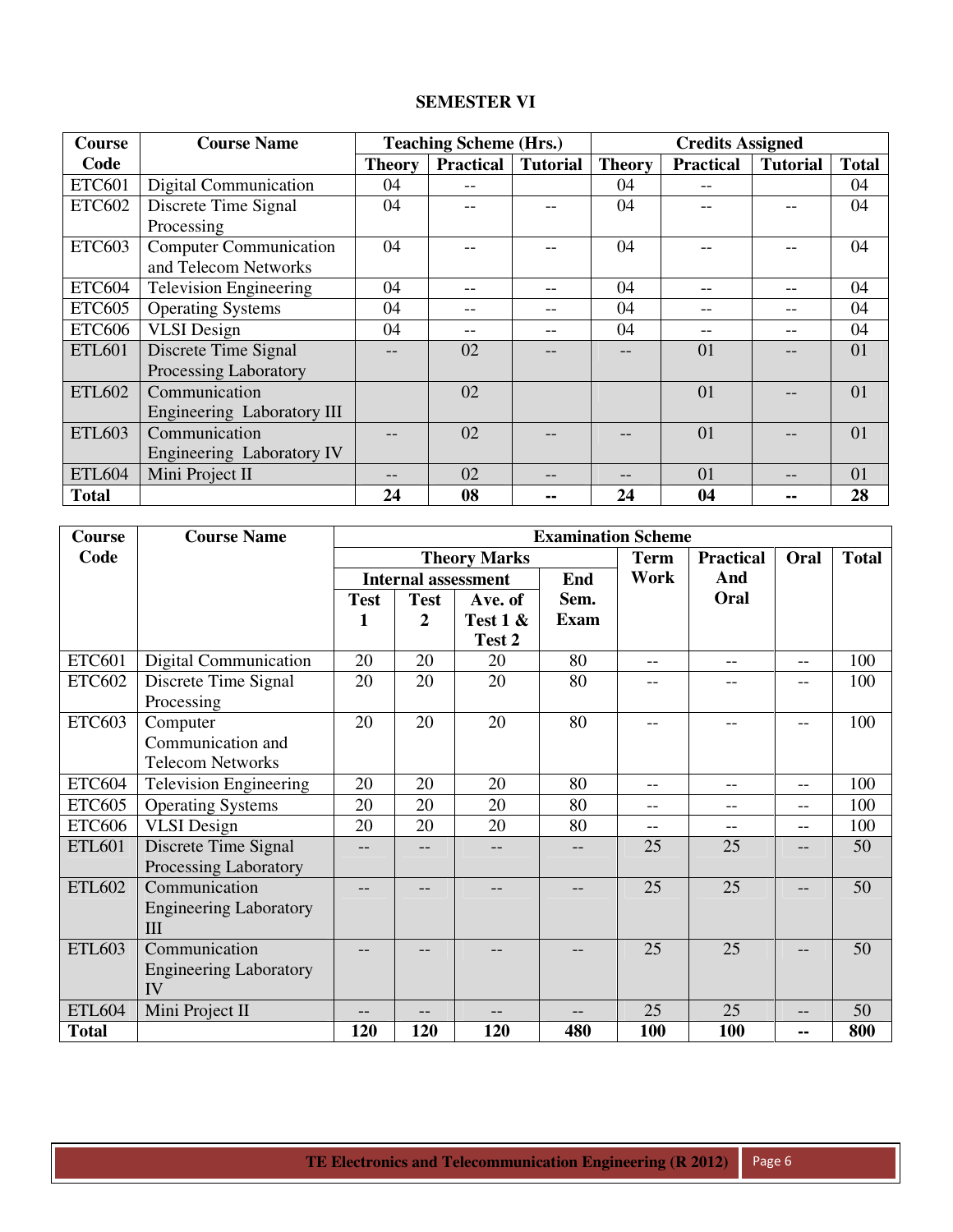## SEMESTER VI

| Course Code | Course Name | Teaching Scheme (Hrs.) | | | Credits Assigned | | | |
|---|---|---|---|---|---|---|---|---|
| | | Theory | Practical | Tutorial | Theory | Practical | Tutorial | Total |
| ETC601 | Digital Communication | 04 | -- | | 04 | -- | | 04 |
| ETC602 | Discrete Time Signal Processing | 04 | -- | -- | 04 | -- | -- | 04 |
| ETC603 | Computer Communication and Telecom Networks | 04 | -- | -- | 04 | -- | -- | 04 |
| ETC604 | Television Engineering | 04 | -- | -- | 04 | -- | -- | 04 |
| ETC605 | Operating Systems | 04 | -- | -- | 04 | -- | -- | 04 |
| ETC606 | VLSI Design | 04 | -- | -- | 04 | -- | -- | 04 |
| ETL601 | Discrete Time Signal Processing Laboratory | -- | 02 | -- | -- | 01 | -- | 01 |
| ETL602 | Communication Engineering Laboratory III | | 02 | | | 01 | -- | 01 |
| ETL603 | Communication Engineering Laboratory IV | -- | 02 | -- | -- | 01 | -- | 01 |
| ETL604 | Mini Project II | -- | 02 | -- | -- | 01 | -- | 01 |
| **Total** | | **24** | **08** | **--** | **24** | **04** | **--** | **28** |

| Course Code | Course Name | Examination Scheme | | | | | | | |
|---|---|---|---|---|---|---|---|---|---|
| | | Theory Marks | | | | Term Work | Practical And Oral | Oral | Total |
| | | Internal assessment | | | End Sem. Exam | | | | |
| | | Test 1 | Test 2 | Ave. of Test 1 & Test 2 | | | | | |
| ETC601 | Digital Communication | 20 | 20 | 20 | 80 | -- | -- | -- | 100 |
| ETC602 | Discrete Time Signal Processing | 20 | 20 | 20 | 80 | -- | -- | -- | 100 |
| ETC603 | Computer Communication and Telecom Networks | 20 | 20 | 20 | 80 | -- | -- | -- | 100 |
| ETC604 | Television Engineering | 20 | 20 | 20 | 80 | -- | -- | -- | 100 |
| ETC605 | Operating Systems | 20 | 20 | 20 | 80 | -- | -- | -- | 100 |
| ETC606 | VLSI Design | 20 | 20 | 20 | 80 | -- | -- | -- | 100 |
| ETL601 | Discrete Time Signal Processing Laboratory | -- | -- | -- | -- | 25 | 25 | -- | 50 |
| ETL602 | Communication Engineering Laboratory III | -- | -- | -- | -- | 25 | 25 | -- | 50 |
| ETL603 | Communication Engineering Laboratory IV | -- | -- | -- | -- | 25 | 25 | -- | 50 |
| ETL604 | Mini Project II | -- | -- | -- | -- | 25 | 25 | -- | 50 |
| **Total** | | **120** | **120** | **120** | **480** | **100** | **100** | **--** | **800** |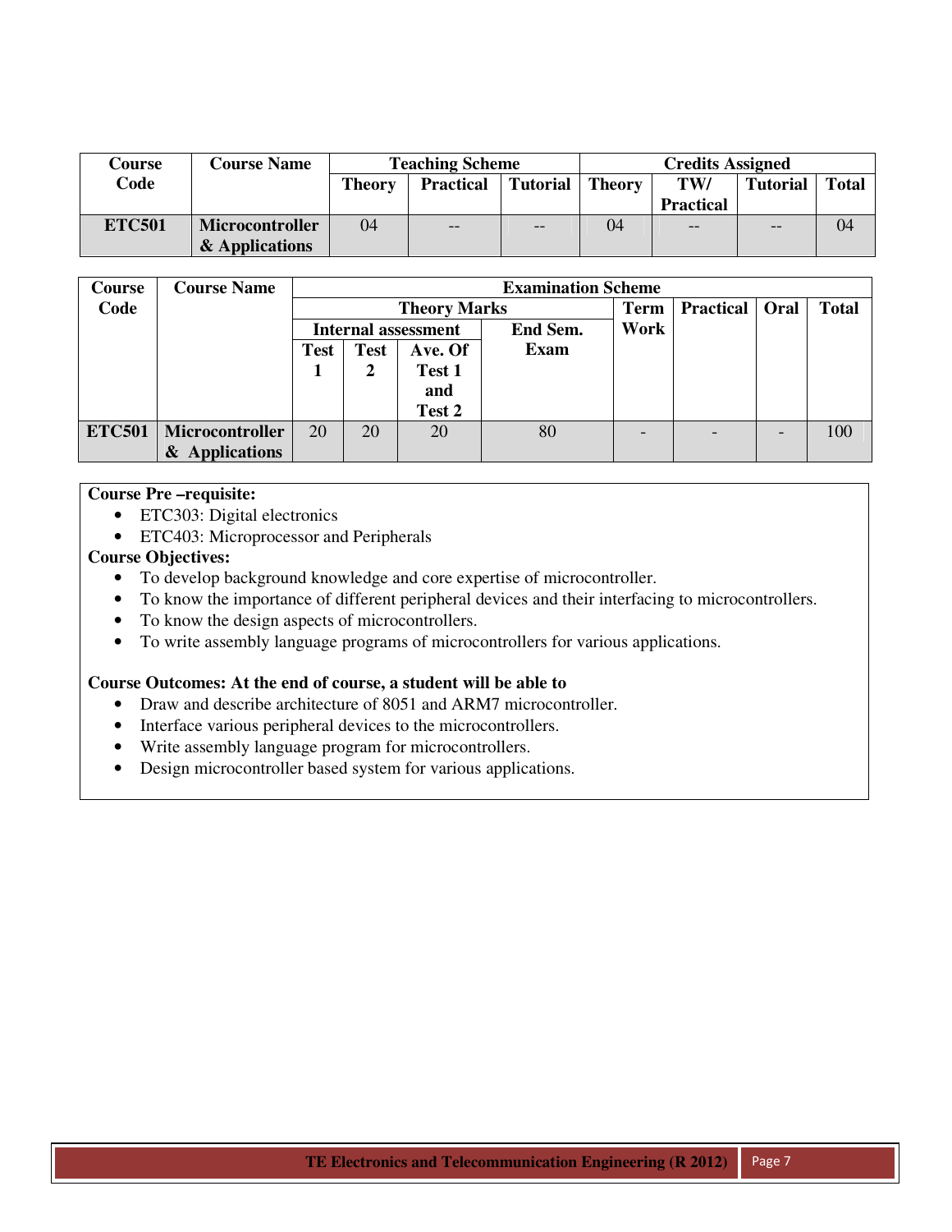| Course Code | Course Name | Teaching Scheme | | | Credits Assigned | | | |
|---|---|---|---|---|---|---|---|---|
| | | Theory | Practical | Tutorial | Theory | TW/ Practical | Tutorial | Total |
| **ETC501** | **Microcontroller & Applications** | 04 | -- | -- | 04 | -- | -- | 04 |

| Course Code | Course Name | Examination Scheme | | | | | | | |
|---|---|---|---|---|---|---|---|---|---|
| | | Theory Marks | | | | Term Work | Practical | Oral | Total |
| | | Internal assessment | | | End Sem. Exam | | | | |
| | | Test 1 | Test 2 | Ave. Of Test 1 and Test 2 | | | | | |
| **ETC501** | **Microcontroller & Applications** | 20 | 20 | 20 | 80 | - | - | - | 100 |

**Course Pre –requisite:**

- ETC303: Digital electronics
- ETC403: Microprocessor and Peripherals

**Course Objectives:**

- To develop background knowledge and core expertise of microcontroller.
- To know the importance of different peripheral devices and their interfacing to microcontrollers.
- To know the design aspects of microcontrollers.
- To write assembly language programs of microcontrollers for various applications.

**Course Outcomes: At the end of course, a student will be able to**

- Draw and describe architecture of 8051 and ARM7 microcontroller.
- Interface various peripheral devices to the microcontrollers.
- Write assembly language program for microcontrollers.
- Design microcontroller based system for various applications.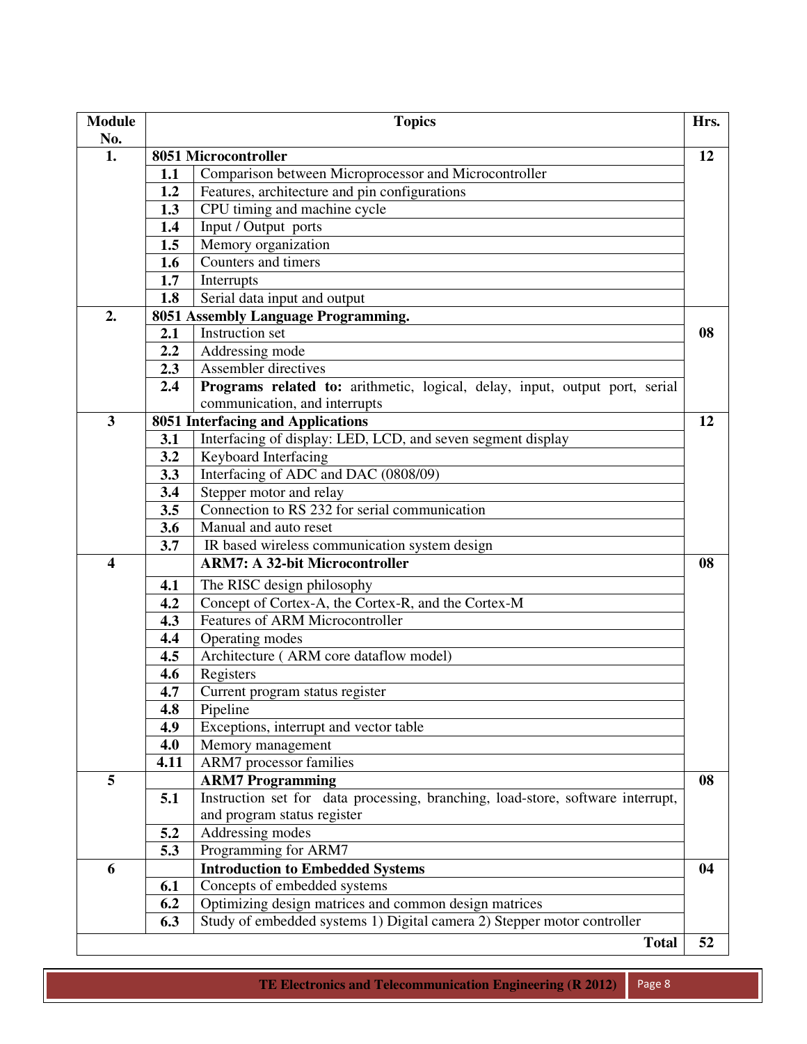| Module No. | | Topics | Hrs. |
|---|---|---|---|
| **1.** | **8051 Microcontroller** | | **12** |
| | **1.1** | Comparison between Microprocessor and Microcontroller | |
| | **1.2** | Features, architecture and pin configurations | |
| | **1.3** | CPU timing and machine cycle | |
| | **1.4** | Input / Output ports | |
| | **1.5** | Memory organization | |
| | **1.6** | Counters and timers | |
| | **1.7** | Interrupts | |
| | **1.8** | Serial data input and output | |
| **2.** | **8051 Assembly Language Programming.** | | **08** |
| | **2.1** | Instruction set | |
| | **2.2** | Addressing mode | |
| | **2.3** | Assembler directives | |
| | **2.4** | **Programs related to:** arithmetic, logical, delay, input, output port, serial communication, and interrupts | |
| **3** | **8051 Interfacing and Applications** | | **12** |
| | **3.1** | Interfacing of display: LED, LCD, and seven segment display | |
| | **3.2** | Keyboard Interfacing | |
| | **3.3** | Interfacing of ADC and DAC (0808/09) | |
| | **3.4** | Stepper motor and relay | |
| | **3.5** | Connection to RS 232 for serial communication | |
| | **3.6** | Manual and auto reset | |
| | **3.7** | IR based wireless communication system design | |
| **4** | | **ARM7: A 32-bit Microcontroller** | **08** |
| | **4.1** | The RISC design philosophy | |
| | **4.2** | Concept of Cortex-A, the Cortex-R, and the Cortex-M | |
| | **4.3** | Features of ARM Microcontroller | |
| | **4.4** | Operating modes | |
| | **4.5** | Architecture ( ARM core dataflow model) | |
| | **4.6** | Registers | |
| | **4.7** | Current program status register | |
| | **4.8** | Pipeline | |
| | **4.9** | Exceptions, interrupt and vector table | |
| | **4.0** | Memory management | |
| | **4.11** | ARM7 processor families | |
| **5** | | **ARM7 Programming** | **08** |
| | **5.1** | Instruction set for data processing, branching, load-store, software interrupt, and program status register | |
| | **5.2** | Addressing modes | |
| | **5.3** | Programming for ARM7 | |
| **6** | | **Introduction to Embedded Systems** | **04** |
| | **6.1** | Concepts of embedded systems | |
| | **6.2** | Optimizing design matrices and common design matrices | |
| | **6.3** | Study of embedded systems 1) Digital camera 2) Stepper motor controller | |
| | | **Total** | **52** |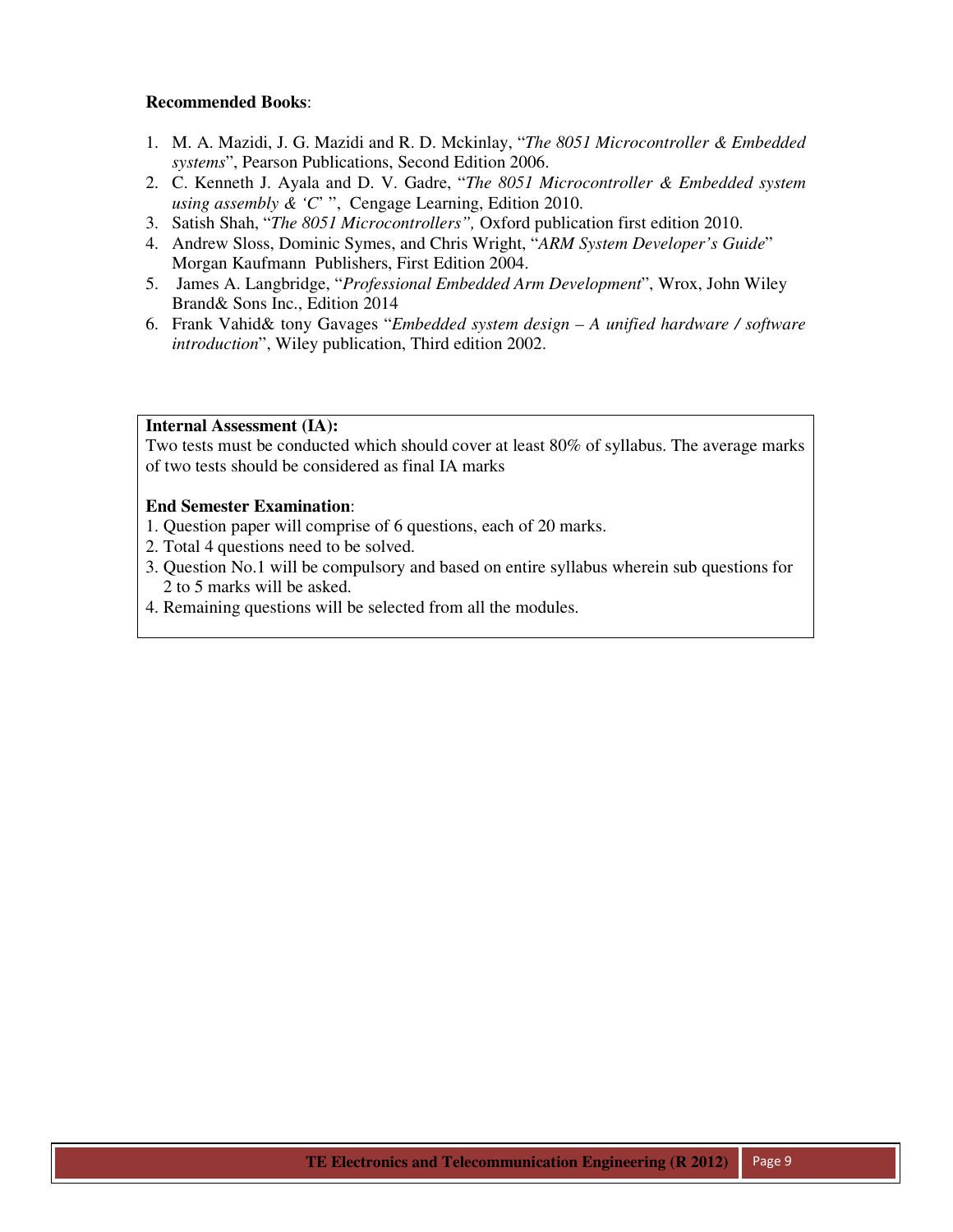**Recommended Books**:

1. M. A. Mazidi, J. G. Mazidi and R. D. Mckinlay, "*The 8051 Microcontroller & Embedded systems*", Pearson Publications, Second Edition 2006.
2. C. Kenneth J. Ayala and D. V. Gadre, "*The 8051 Microcontroller & Embedded system using assembly & 'C'* ", Cengage Learning, Edition 2010.
3. Satish Shah, "*The 8051 Microcontrollers",* Oxford publication first edition 2010.
4. Andrew Sloss, Dominic Symes, and Chris Wright, "*ARM System Developer's Guide*" Morgan Kaufmann Publishers, First Edition 2004.
5. James A. Langbridge, "*Professional Embedded Arm Development*", Wrox, John Wiley Brand& Sons Inc., Edition 2014
6. Frank Vahid& tony Gavages "*Embedded system design – A unified hardware / software introduction*", Wiley publication, Third edition 2002.

**Internal Assessment (IA):**

Two tests must be conducted which should cover at least 80% of syllabus. The average marks of two tests should be considered as final IA marks

**End Semester Examination**:

1. Question paper will comprise of 6 questions, each of 20 marks.
2. Total 4 questions need to be solved.
3. Question No.1 will be compulsory and based on entire syllabus wherein sub questions for 2 to 5 marks will be asked.
4. Remaining questions will be selected from all the modules.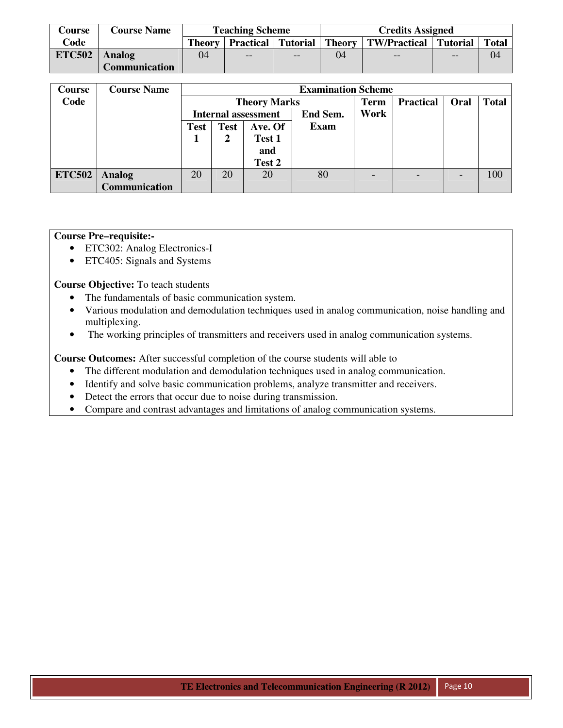| Course Code | Course Name | Teaching Scheme | | | Credits Assigned | | | |
|---|---|---|---|---|---|---|---|---|
| | | Theory | Practical | Tutorial | Theory | TW/Practical | Tutorial | Total |
| **ETC502** | **Analog Communication** | 04 | -- | -- | 04 | -- | -- | 04 |

| Course Code | Course Name | Examination Scheme | | | | | | | |
|---|---|---|---|---|---|---|---|---|---|
| | | Theory Marks | | | | Term Work | Practical | Oral | Total |
| | | Internal assessment | | | End Sem. Exam | | | | |
| | | Test 1 | Test 2 | Ave. Of Test 1 and Test 2 | | | | | |
| **ETC502** | **Analog Communication** | 20 | 20 | 20 | 80 | - | - | - | 100 |

**Course Pre–requisite:-**

- ETC302: Analog Electronics-I
- ETC405: Signals and Systems

**Course Objective:** To teach students

- The fundamentals of basic communication system.
- Various modulation and demodulation techniques used in analog communication, noise handling and multiplexing.
- The working principles of transmitters and receivers used in analog communication systems.

**Course Outcomes:** After successful completion of the course students will able to

- The different modulation and demodulation techniques used in analog communication.
- Identify and solve basic communication problems, analyze transmitter and receivers.
- Detect the errors that occur due to noise during transmission.
- Compare and contrast advantages and limitations of analog communication systems.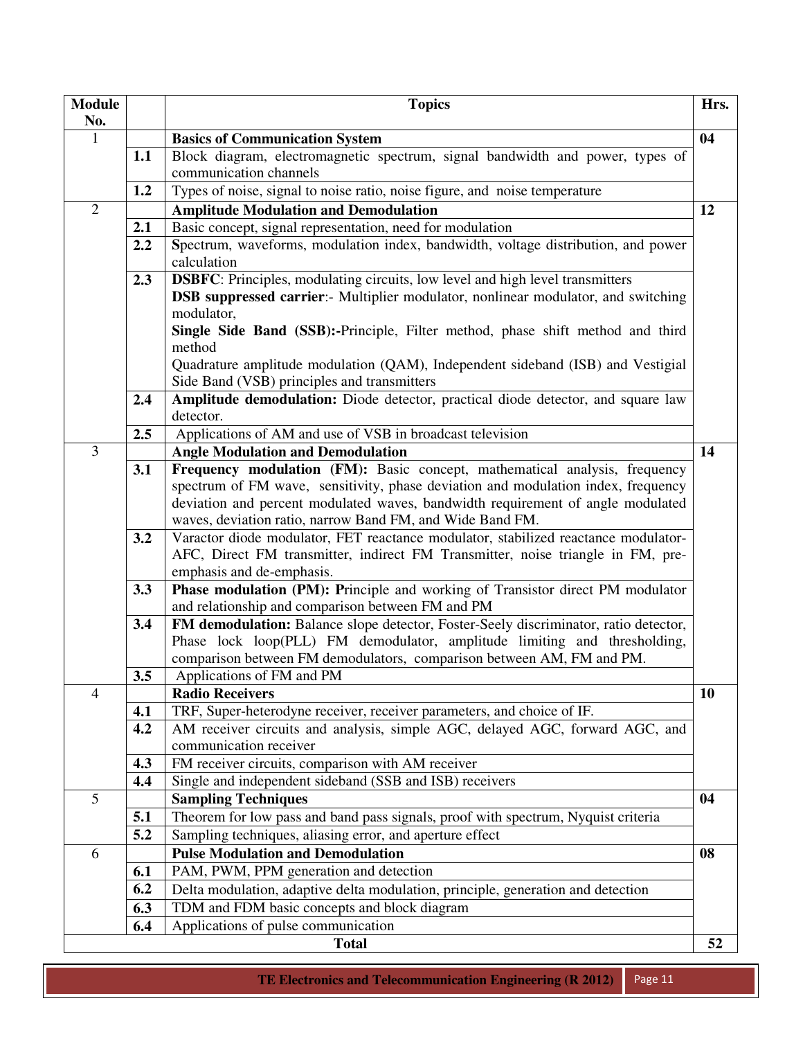| Module No. | | Topics | Hrs. |
|---|---|---|---|
| 1 | | **Basics of Communication System** | **04** |
| | **1.1** | Block diagram, electromagnetic spectrum, signal bandwidth and power, types of communication channels | |
| | **1.2** | Types of noise, signal to noise ratio, noise figure, and noise temperature | |
| 2 | | **Amplitude Modulation and Demodulation** | **12** |
| | **2.1** | Basic concept, signal representation, need for modulation | |
| | **2.2** | **S**pectrum, waveforms, modulation index, bandwidth, voltage distribution, and power calculation | |
| | **2.3** | **DSBFC**: Principles, modulating circuits, low level and high level transmitters<br>**DSB suppressed carrier**:- Multiplier modulator, nonlinear modulator, and switching modulator,<br>**Single Side Band (SSB):-**Principle, Filter method, phase shift method and third method<br>Quadrature amplitude modulation (QAM), Independent sideband (ISB) and Vestigial Side Band (VSB) principles and transmitters | |
| | **2.4** | **Amplitude demodulation:** Diode detector, practical diode detector, and square law detector. | |
| | **2.5** | Applications of AM and use of VSB in broadcast television | |
| 3 | | **Angle Modulation and Demodulation** | **14** |
| | **3.1** | **Frequency modulation (FM):** Basic concept, mathematical analysis, frequency spectrum of FM wave, sensitivity, phase deviation and modulation index, frequency deviation and percent modulated waves, bandwidth requirement of angle modulated waves, deviation ratio, narrow Band FM, and Wide Band FM. | |
| | **3.2** | Varactor diode modulator, FET reactance modulator, stabilized reactance modulator-AFC, Direct FM transmitter, indirect FM Transmitter, noise triangle in FM, pre-emphasis and de-emphasis. | |
| | **3.3** | **Phase modulation (PM): P**rinciple and working of Transistor direct PM modulator and relationship and comparison between FM and PM | |
| | **3.4** | **FM demodulation:** Balance slope detector, Foster-Seely discriminator, ratio detector, Phase lock loop(PLL) FM demodulator, amplitude limiting and thresholding, comparison between FM demodulators, comparison between AM, FM and PM. | |
| | **3.5** | Applications of FM and PM | |
| 4 | | **Radio Receivers** | **10** |
| | **4.1** | TRF, Super-heterodyne receiver, receiver parameters, and choice of IF. | |
| | **4.2** | AM receiver circuits and analysis, simple AGC, delayed AGC, forward AGC, and communication receiver | |
| | **4.3** | FM receiver circuits, comparison with AM receiver | |
| | **4.4** | Single and independent sideband (SSB and ISB) receivers | |
| 5 | | **Sampling Techniques** | **04** |
| | **5.1** | Theorem for low pass and band pass signals, proof with spectrum, Nyquist criteria | |
| | **5.2** | Sampling techniques, aliasing error, and aperture effect | |
| 6 | | **Pulse Modulation and Demodulation** | **08** |
| | **6.1** | PAM, PWM, PPM generation and detection | |
| | **6.2** | Delta modulation, adaptive delta modulation, principle, generation and detection | |
| | **6.3** | TDM and FDM basic concepts and block diagram | |
| | **6.4** | Applications of pulse communication | |
| | | **Total** | **52** |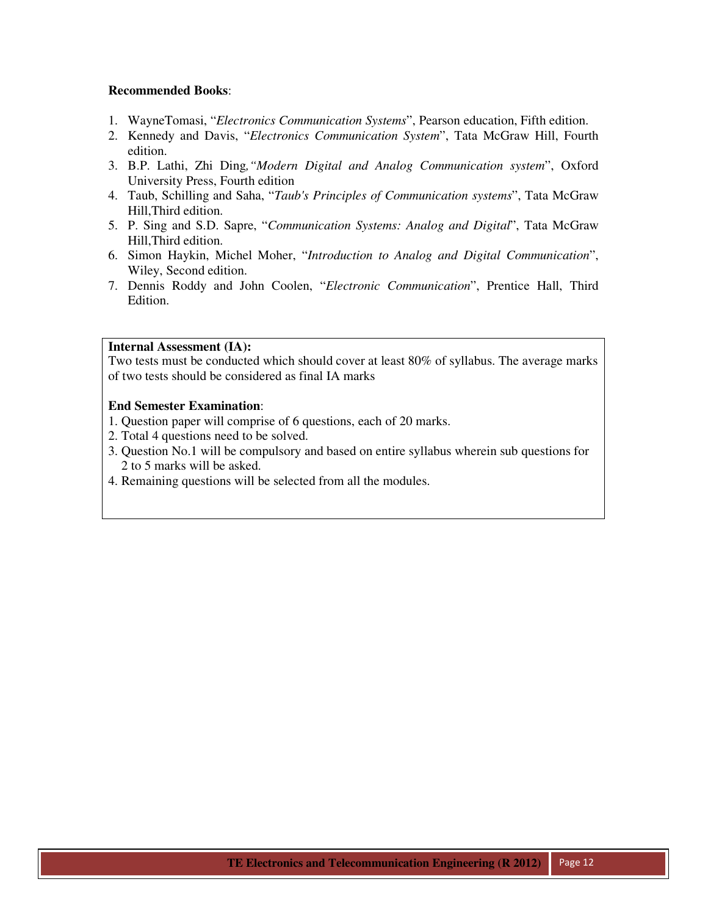**Recommended Books**:

1. WayneTomasi, "*Electronics Communication Systems*", Pearson education, Fifth edition.
2. Kennedy and Davis, "*Electronics Communication System*", Tata McGraw Hill, Fourth edition.
3. B.P. Lathi, Zhi Ding, "*Modern Digital and Analog Communication system*", Oxford University Press, Fourth edition
4. Taub, Schilling and Saha, "*Taub's Principles of Communication systems*", Tata McGraw Hill,Third edition.
5. P. Sing and S.D. Sapre, "*Communication Systems: Analog and Digital*", Tata McGraw Hill,Third edition.
6. Simon Haykin, Michel Moher, "*Introduction to Analog and Digital Communication*", Wiley, Second edition.
7. Dennis Roddy and John Coolen, "*Electronic Communication*", Prentice Hall, Third Edition.

**Internal Assessment (IA):**
Two tests must be conducted which should cover at least 80% of syllabus. The average marks of two tests should be considered as final IA marks

**End Semester Examination**:
1. Question paper will comprise of 6 questions, each of 20 marks.
2. Total 4 questions need to be solved.
3. Question No.1 will be compulsory and based on entire syllabus wherein sub questions for 2 to 5 marks will be asked.
4. Remaining questions will be selected from all the modules.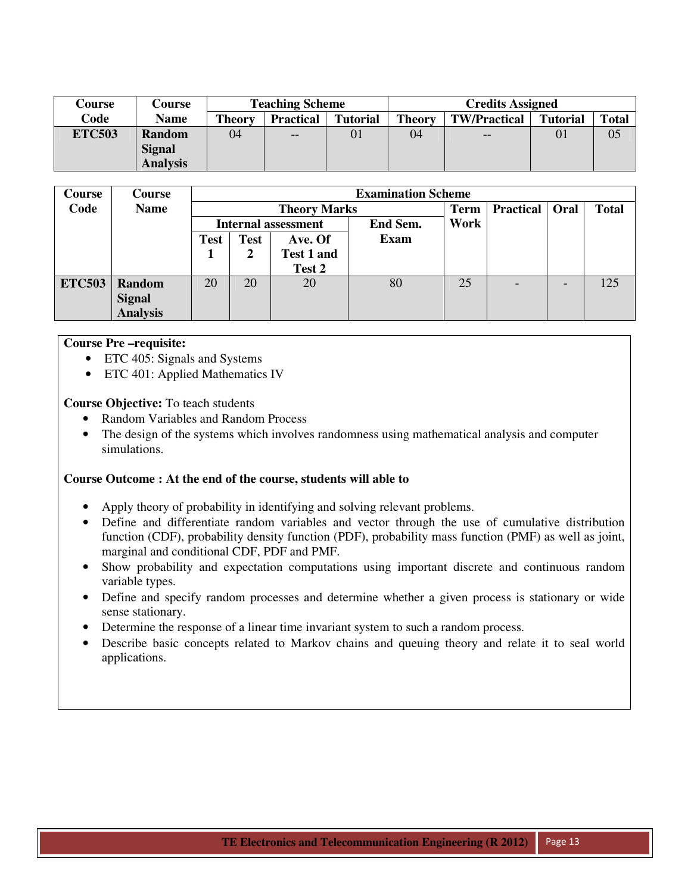| Course Code | Course Name | Teaching Scheme | | | Credits Assigned | | | |
|---|---|---|---|---|---|---|---|---|
| | | Theory | Practical | Tutorial | Theory | TW/Practical | Tutorial | Total |
| **ETC503** | **Random Signal Analysis** | 04 | -- | 01 | 04 | -- | 01 | 05 |

| Course Code | Course Name | Examination Scheme | | | | | | | |
|---|---|---|---|---|---|---|---|---|---|
| | | Theory Marks | | | | Term Work | Practical | Oral | Total |
| | | Internal assessment | | | End Sem. Exam | | | | |
| | | Test 1 | Test 2 | Ave. Of Test 1 and Test 2 | | | | | |
| **ETC503** | **Random Signal Analysis** | 20 | 20 | 20 | 80 | 25 | - | - | 125 |

**Course Pre –requisite:**

- ETC 405: Signals and Systems
- ETC 401: Applied Mathematics IV

**Course Objective:** To teach students

- Random Variables and Random Process
- The design of the systems which involves randomness using mathematical analysis and computer simulations.

**Course Outcome : At the end of the course, students will able to**

- Apply theory of probability in identifying and solving relevant problems.
- Define and differentiate random variables and vector through the use of cumulative distribution function (CDF), probability density function (PDF), probability mass function (PMF) as well as joint, marginal and conditional CDF, PDF and PMF.
- Show probability and expectation computations using important discrete and continuous random variable types.
- Define and specify random processes and determine whether a given process is stationary or wide sense stationary.
- Determine the response of a linear time invariant system to such a random process.
- Describe basic concepts related to Markov chains and queuing theory and relate it to seal world applications.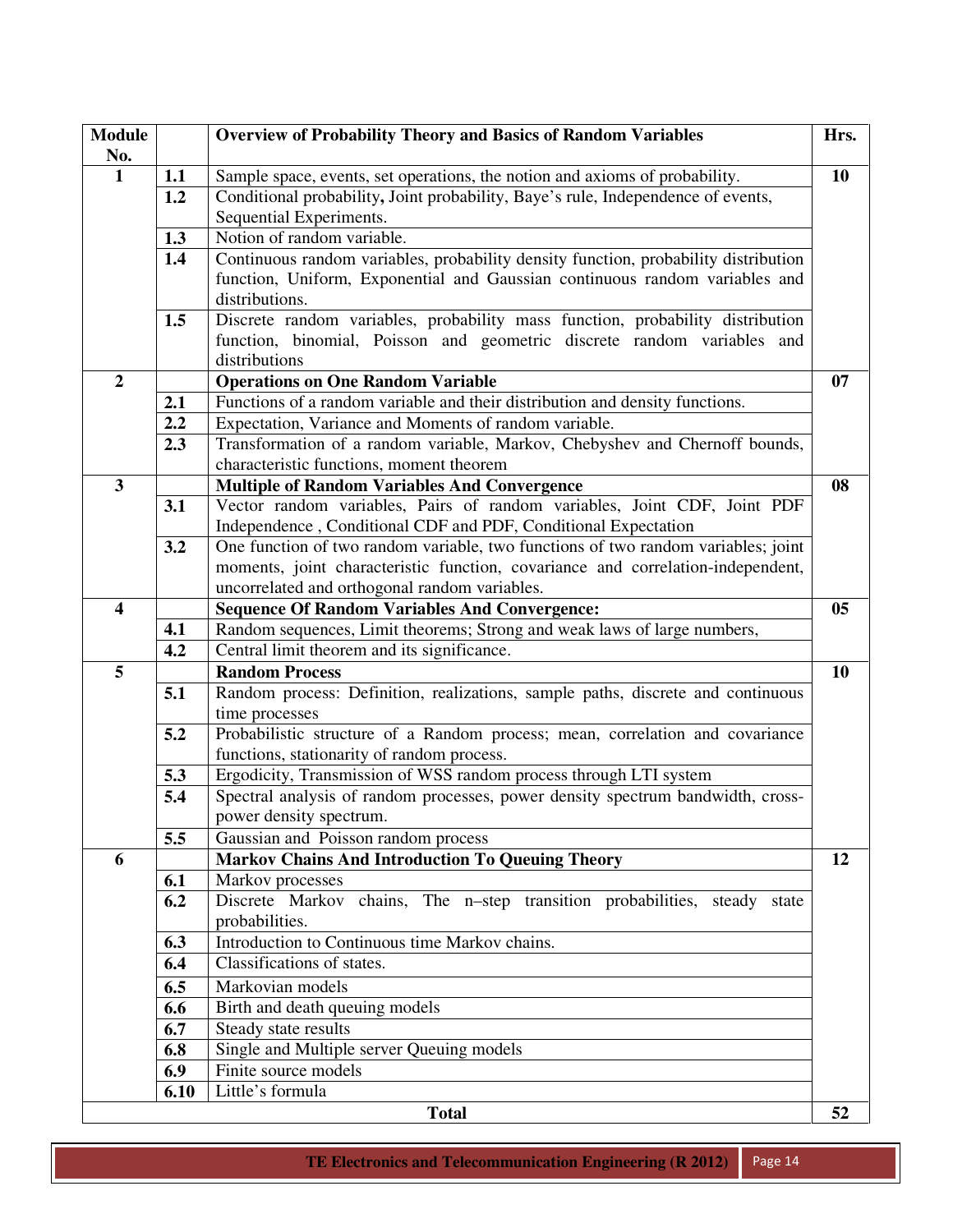| Module No. | | Overview of Probability Theory and Basics of Random Variables | Hrs. |
|---|---|---|---|
| **1** | **1.1** | Sample space, events, set operations, the notion and axioms of probability. | **10** |
| | **1.2** | Conditional probability**,** Joint probability, Baye's rule, Independence of events, Sequential Experiments. | |
| | **1.3** | Notion of random variable. | |
| | **1.4** | Continuous random variables, probability density function, probability distribution function, Uniform, Exponential and Gaussian continuous random variables and distributions. | |
| | **1.5** | Discrete random variables, probability mass function, probability distribution function, binomial, Poisson and geometric discrete random variables and distributions | |
| **2** | | **Operations on One Random Variable** | **07** |
| | **2.1** | Functions of a random variable and their distribution and density functions. | |
| | **2.2** | Expectation, Variance and Moments of random variable. | |
| | **2.3** | Transformation of a random variable, Markov, Chebyshev and Chernoff bounds, characteristic functions, moment theorem | |
| **3** | | **Multiple of Random Variables And Convergence** | **08** |
| | **3.1** | Vector random variables, Pairs of random variables, Joint CDF, Joint PDF Independence , Conditional CDF and PDF, Conditional Expectation | |
| | **3.2** | One function of two random variable, two functions of two random variables; joint moments, joint characteristic function, covariance and correlation-independent, uncorrelated and orthogonal random variables. | |
| **4** | | **Sequence Of Random Variables And Convergence:** | **05** |
| | **4.1** | Random sequences, Limit theorems; Strong and weak laws of large numbers, | |
| | **4.2** | Central limit theorem and its significance. | |
| **5** | | **Random Process** | **10** |
| | **5.1** | Random process: Definition, realizations, sample paths, discrete and continuous time processes | |
| | **5.2** | Probabilistic structure of a Random process; mean, correlation and covariance functions, stationarity of random process. | |
| | **5.3** | Ergodicity, Transmission of WSS random process through LTI system | |
| | **5.4** | Spectral analysis of random processes, power density spectrum bandwidth, cross-power density spectrum. | |
| | **5.5** | Gaussian and Poisson random process | |
| **6** | | **Markov Chains And Introduction To Queuing Theory** | **12** |
| | **6.1** | Markov processes | |
| | **6.2** | Discrete Markov chains, The n–step transition probabilities, steady state probabilities. | |
| | **6.3** | Introduction to Continuous time Markov chains. | |
| | **6.4** | Classifications of states. | |
| | **6.5** | Markovian models | |
| | **6.6** | Birth and death queuing models | |
| | **6.7** | Steady state results | |
| | **6.8** | Single and Multiple server Queuing models | |
| | **6.9** | Finite source models | |
| | **6.10** | Little's formula | |
| | | **Total** | **52** |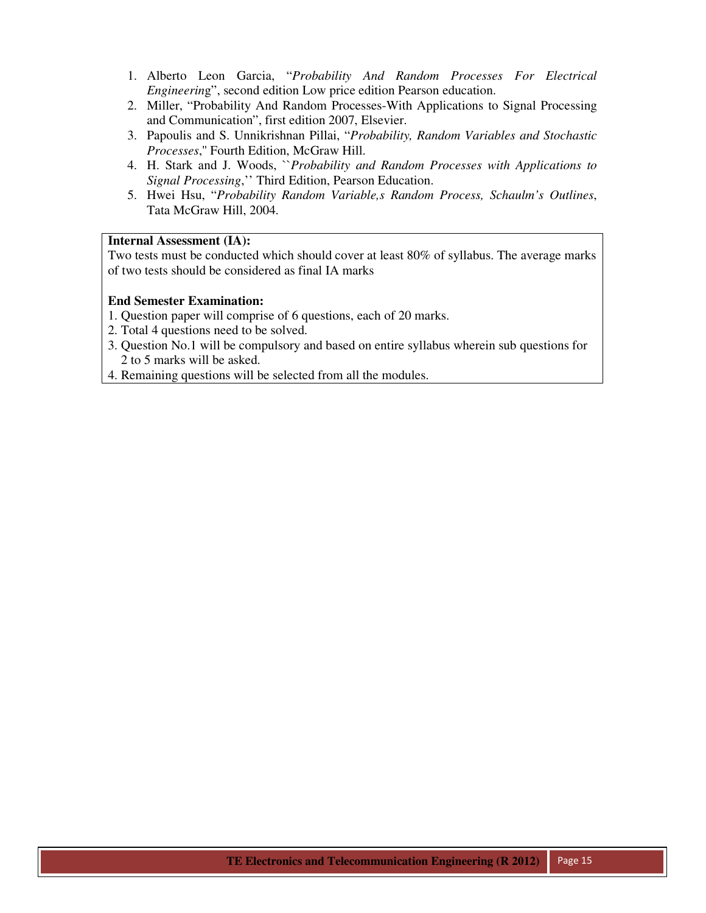1. Alberto Leon Garcia, "*Probability And Random Processes For Electrical Engineering*", second edition Low price edition Pearson education.
2. Miller, "Probability And Random Processes-With Applications to Signal Processing and Communication", first edition 2007, Elsevier.
3. Papoulis and S. Unnikrishnan Pillai, "*Probability, Random Variables and Stochastic Processes*," Fourth Edition, McGraw Hill.
4. H. Stark and J. Woods, ``*Probability and Random Processes with Applications to Signal Processing*,'' Third Edition, Pearson Education.
5. Hwei Hsu, "*Probability Random Variable,s Random Process, Schaulm's Outlines*, Tata McGraw Hill, 2004.

**Internal Assessment (IA):**

Two tests must be conducted which should cover at least 80% of syllabus. The average marks of two tests should be considered as final IA marks

**End Semester Examination:**

1. Question paper will comprise of 6 questions, each of 20 marks.
2. Total 4 questions need to be solved.
3. Question No.1 will be compulsory and based on entire syllabus wherein sub questions for 2 to 5 marks will be asked.
4. Remaining questions will be selected from all the modules.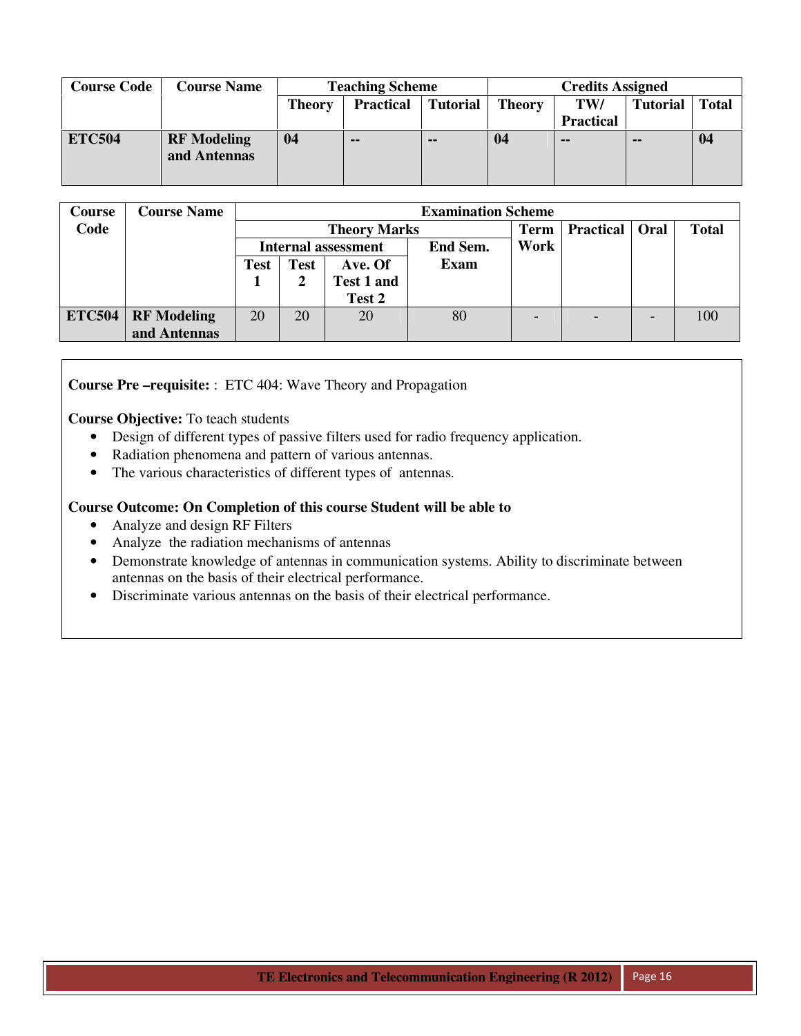| Course Code | Course Name | Teaching Scheme | | | Credits Assigned | | | |
|---|---|---|---|---|---|---|---|---|
| | | Theory | Practical | Tutorial | Theory | TW/ Practical | Tutorial | Total |
| **ETC504** | **RF Modeling and Antennas** | **04** | **--** | **--** | **04** | **--** | **--** | **04** |

| Course Code | Course Name | Examination Scheme | | | | | | | |
|---|---|---|---|---|---|---|---|---|---|
| | | Theory Marks | | | | Term Work | Practical | Oral | Total |
| | | Internal assessment | | | End Sem. Exam | | | | |
| | | Test 1 | Test 2 | Ave. Of Test 1 and Test 2 | | | | | |
| **ETC504** | **RF Modeling and Antennas** | 20 | 20 | 20 | 80 | - | - | - | 100 |

**Course Pre –requisite:** : ETC 404: Wave Theory and Propagation

**Course Objective:** To teach students

- Design of different types of passive filters used for radio frequency application.
- Radiation phenomena and pattern of various antennas.
- The various characteristics of different types of antennas.

**Course Outcome: On Completion of this course Student will be able to**

- Analyze and design RF Filters
- Analyze the radiation mechanisms of antennas
- Demonstrate knowledge of antennas in communication systems. Ability to discriminate between antennas on the basis of their electrical performance.
- Discriminate various antennas on the basis of their electrical performance.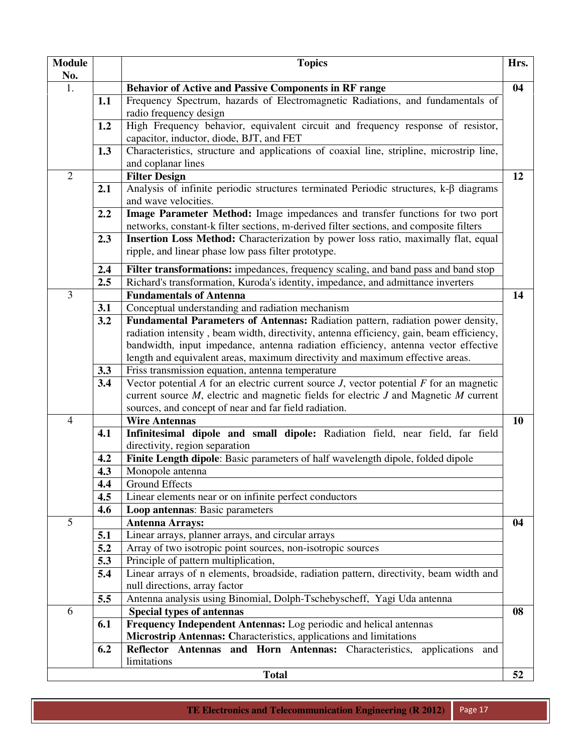| Module No. | | Topics | Hrs. |
|---|---|---|---|
| 1. | | **Behavior of Active and Passive Components in RF range** | **04** |
| | **1.1** | Frequency Spectrum, hazards of Electromagnetic Radiations, and fundamentals of radio frequency design | |
| | **1.2** | High Frequency behavior, equivalent circuit and frequency response of resistor, capacitor, inductor, diode, BJT, and FET | |
| | **1.3** | Characteristics, structure and applications of coaxial line, stripline, microstrip line, and coplanar lines | |
| 2 | | **Filter Design** | **12** |
| | **2.1** | Analysis of infinite periodic structures terminated Periodic structures, k-β diagrams and wave velocities. | |
| | **2.2** | **Image Parameter Method:** Image impedances and transfer functions for two port networks, constant-k filter sections, m-derived filter sections, and composite filters | |
| | **2.3** | **Insertion Loss Method:** Characterization by power loss ratio, maximally flat, equal ripple, and linear phase low pass filter prototype. | |
| | **2.4** | **Filter transformations:** impedances, frequency scaling, and band pass and band stop | |
| | **2.5** | Richard's transformation, Kuroda's identity, impedance, and admittance inverters | |
| 3 | | **Fundamentals of Antenna** | **14** |
| | **3.1** | Conceptual understanding and radiation mechanism | |
| | **3.2** | **Fundamental Parameters of Antennas:** Radiation pattern, radiation power density, radiation intensity , beam width, directivity, antenna efficiency, gain, beam efficiency, bandwidth, input impedance, antenna radiation efficiency, antenna vector effective length and equivalent areas, maximum directivity and maximum effective areas. | |
| | **3.3** | Friss transmission equation, antenna temperature | |
| | **3.4** | Vector potential $A$ for an electric current source $J$, vector potential $F$ for an magnetic current source $M$, electric and magnetic fields for electric $J$ and Magnetic $M$ current sources, and concept of near and far field radiation. | |
| 4 | | **Wire Antennas** | **10** |
| | **4.1** | **Infinitesimal dipole and small dipole:** Radiation field, near field, far field directivity, region separation | |
| | **4.2** | **Finite Length dipole**: Basic parameters of half wavelength dipole, folded dipole | |
| | **4.3** | Monopole antenna | |
| | **4.4** | Ground Effects | |
| | **4.5** | Linear elements near or on infinite perfect conductors | |
| | **4.6** | **Loop antennas**: Basic parameters | |
| 5 | | **Antenna Arrays:** | **04** |
| | **5.1** | Linear arrays, planner arrays, and circular arrays | |
| | **5.2** | Array of two isotropic point sources, non-isotropic sources | |
| | **5.3** | Principle of pattern multiplication, | |
| | **5.4** | Linear arrays of n elements, broadside, radiation pattern, directivity, beam width and null directions, array factor | |
| | **5.5** | Antenna analysis using Binomial, Dolph-Tschebyscheff, Yagi Uda antenna | |
| 6 | | **Special types of antennas** | **08** |
| | **6.1** | **Frequency Independent Antennas:** Log periodic and helical antennas<br>**Microstrip Antennas: C**haracteristics, applications and limitations | |
| | **6.2** | **Reflector Antennas and Horn Antennas:** Characteristics, applications and limitations | |
| | | **Total** | **52** |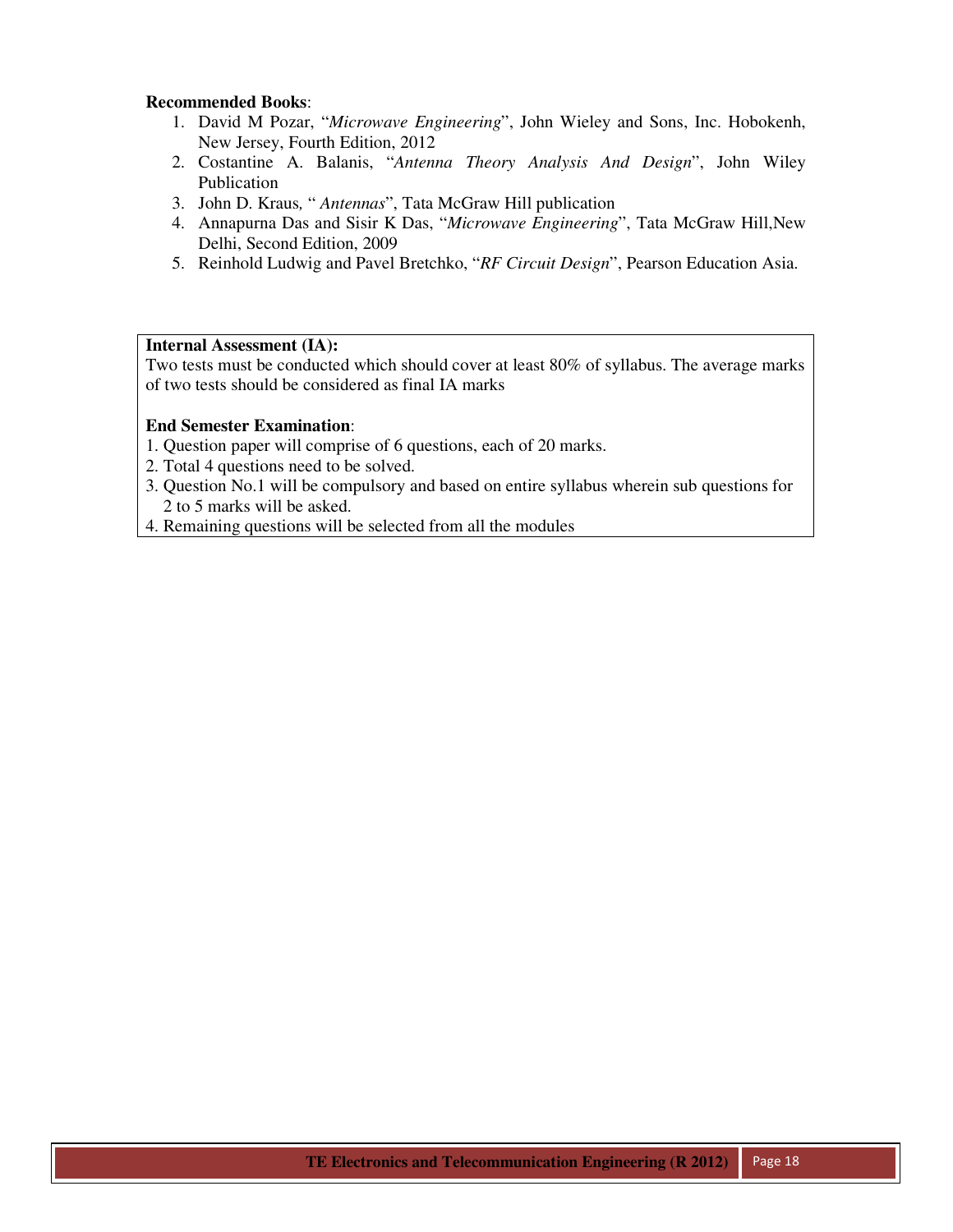**Recommended Books**:

1. David M Pozar, "*Microwave Engineering*", John Wieley and Sons, Inc. Hobokenh, New Jersey, Fourth Edition, 2012
2. Costantine A. Balanis, "*Antenna Theory Analysis And Design*", John Wiley Publication
3. John D. Kraus*,* " *Antennas*", Tata McGraw Hill publication
4. Annapurna Das and Sisir K Das, "*Microwave Engineering*", Tata McGraw Hill,New Delhi, Second Edition, 2009
5. Reinhold Ludwig and Pavel Bretchko, "*RF Circuit Design*", Pearson Education Asia.

**Internal Assessment (IA):**

Two tests must be conducted which should cover at least 80% of syllabus. The average marks of two tests should be considered as final IA marks

**End Semester Examination**:

1. Question paper will comprise of 6 questions, each of 20 marks.
2. Total 4 questions need to be solved.
3. Question No.1 will be compulsory and based on entire syllabus wherein sub questions for 2 to 5 marks will be asked.
4. Remaining questions will be selected from all the modules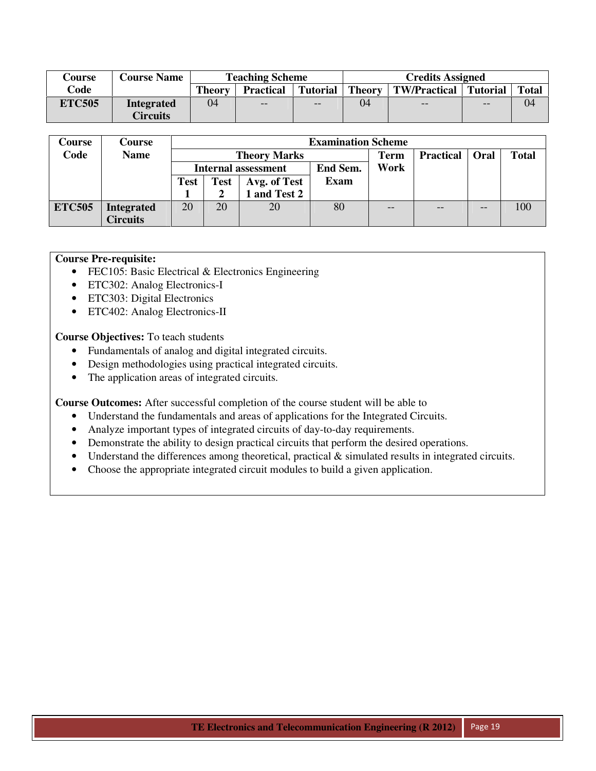| Course Code | Course Name | Teaching Scheme | | | Credits Assigned | | | |
|---|---|---|---|---|---|---|---|---|
| | | Theory | Practical | Tutorial | Theory | TW/Practical | Tutorial | Total |
| ETC505 | Integrated Circuits | 04 | -- | -- | 04 | -- | -- | 04 |

| Course Code | Course Name | Examination Scheme | | | | | | | |
|---|---|---|---|---|---|---|---|---|---|
| | | Theory Marks | | | | Term Work | Practical | Oral | Total |
| | | Internal assessment | | | End Sem. Exam | | | | |
| | | Test 1 | Test 2 | Avg. of Test 1 and Test 2 | | | | | |
| ETC505 | Integrated Circuits | 20 | 20 | 20 | 80 | -- | -- | -- | 100 |

**Course Pre-requisite:**

- FEC105: Basic Electrical & Electronics Engineering
- ETC302: Analog Electronics-I
- ETC303: Digital Electronics
- ETC402: Analog Electronics-II

**Course Objectives:** To teach students

- Fundamentals of analog and digital integrated circuits.
- Design methodologies using practical integrated circuits.
- The application areas of integrated circuits.

**Course Outcomes:** After successful completion of the course student will be able to

- Understand the fundamentals and areas of applications for the Integrated Circuits.
- Analyze important types of integrated circuits of day-to-day requirements.
- Demonstrate the ability to design practical circuits that perform the desired operations.
- Understand the differences among theoretical, practical & simulated results in integrated circuits.
- Choose the appropriate integrated circuit modules to build a given application.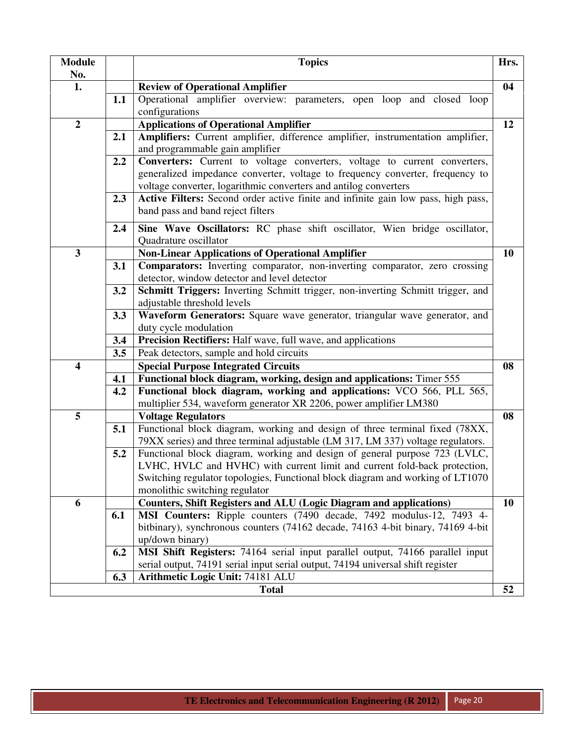| Module No. | | Topics | Hrs. |
|---|---|---|---|
| 1. | | **Review of Operational Amplifier** | 04 |
| | 1.1 | Operational amplifier overview: parameters, open loop and closed loop configurations | |
| 2 | | **Applications of Operational Amplifier** | 12 |
| | 2.1 | **Amplifiers:** Current amplifier, difference amplifier, instrumentation amplifier, and programmable gain amplifier | |
| | 2.2 | **Converters:** Current to voltage converters, voltage to current converters, generalized impedance converter, voltage to frequency converter, frequency to voltage converter, logarithmic converters and antilog converters | |
| | 2.3 | **Active Filters:** Second order active finite and infinite gain low pass, high pass, band pass and band reject filters | |
| | 2.4 | **Sine Wave Oscillators:** RC phase shift oscillator, Wien bridge oscillator, Quadrature oscillator | |
| 3 | | **Non-Linear Applications of Operational Amplifier** | 10 |
| | 3.1 | **Comparators:** Inverting comparator, non-inverting comparator, zero crossing detector, window detector and level detector | |
| | 3.2 | **Schmitt Triggers:** Inverting Schmitt trigger, non-inverting Schmitt trigger, and adjustable threshold levels | |
| | 3.3 | **Waveform Generators:** Square wave generator, triangular wave generator, and duty cycle modulation | |
| | 3.4 | **Precision Rectifiers:** Half wave, full wave, and applications | |
| | 3.5 | Peak detectors, sample and hold circuits | |
| 4 | | **Special Purpose Integrated Circuits** | 08 |
| | 4.1 | **Functional block diagram, working, design and applications:** Timer 555 | |
| | 4.2 | **Functional block diagram, working and applications:** VCO 566, PLL 565, multiplier 534, waveform generator XR 2206, power amplifier LM380 | |
| 5 | | **Voltage Regulators** | 08 |
| | 5.1 | Functional block diagram, working and design of three terminal fixed (78XX, 79XX series) and three terminal adjustable (LM 317, LM 337) voltage regulators. | |
| | 5.2 | Functional block diagram, working and design of general purpose 723 (LVLC, LVHC, HVLC and HVHC) with current limit and current fold-back protection, Switching regulator topologies, Functional block diagram and working of LT1070 monolithic switching regulator | |
| 6 | | **Counters, Shift Registers and ALU (Logic Diagram and applications)** | 10 |
| | 6.1 | **MSI Counters:** Ripple counters (7490 decade, 7492 modulus-12, 7493 4-bitbinary), synchronous counters (74162 decade, 74163 4-bit binary, 74169 4-bit up/down binary) | |
| | 6.2 | **MSI Shift Registers:** 74164 serial input parallel output, 74166 parallel input serial output, 74191 serial input serial output, 74194 universal shift register | |
| | 6.3 | **Arithmetic Logic Unit:** 74181 ALU | |
| **Total** | | | **52** |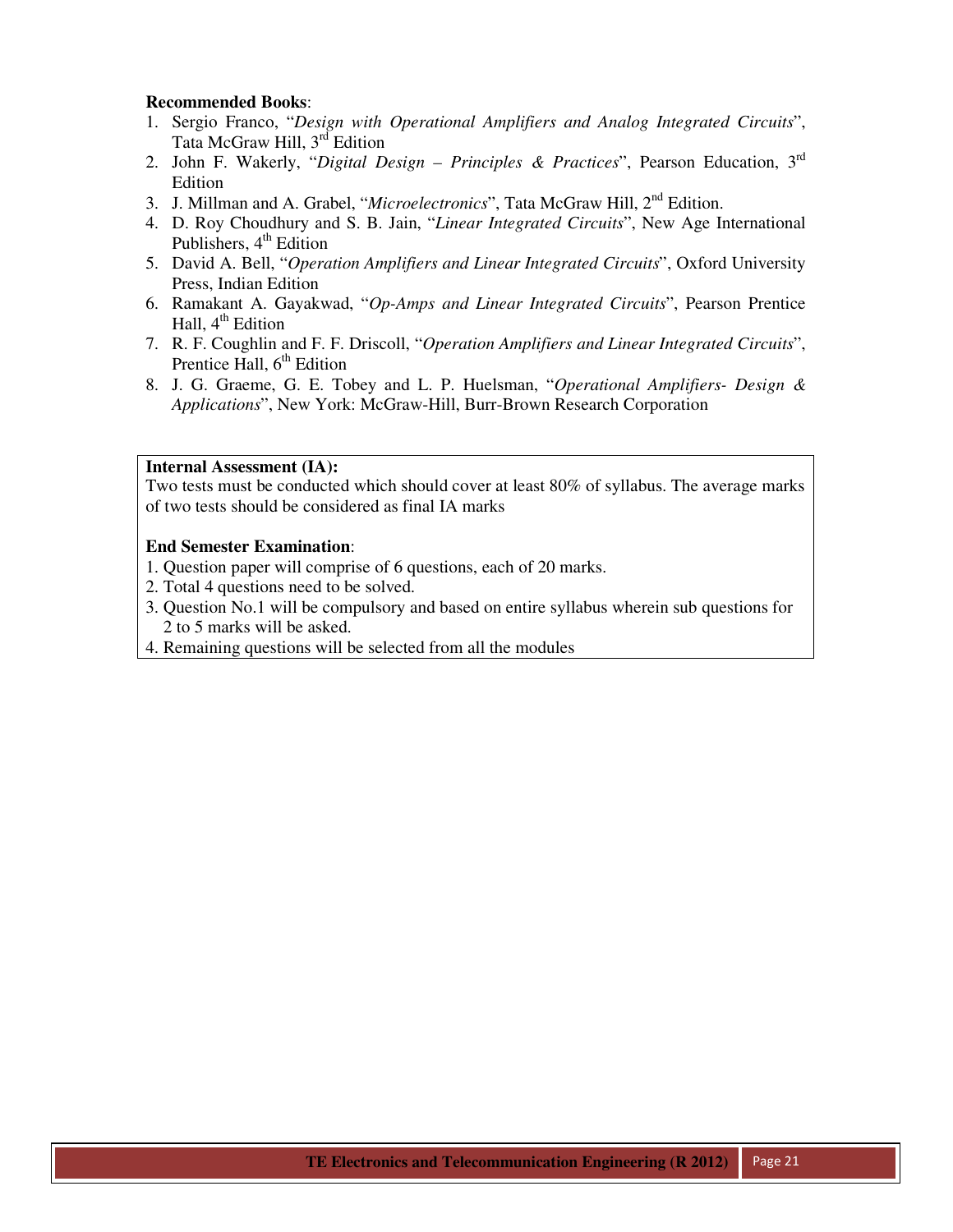**Recommended Books**:

1. Sergio Franco, "*Design with Operational Amplifiers and Analog Integrated Circuits*", Tata McGraw Hill, 3rd Edition
2. John F. Wakerly, "*Digital Design – Principles & Practices*", Pearson Education, 3rd Edition
3. J. Millman and A. Grabel, "*Microelectronics*", Tata McGraw Hill, 2nd Edition.
4. D. Roy Choudhury and S. B. Jain, "*Linear Integrated Circuits*", New Age International Publishers, 4th Edition
5. David A. Bell, "*Operation Amplifiers and Linear Integrated Circuits*", Oxford University Press, Indian Edition
6. Ramakant A. Gayakwad, "*Op-Amps and Linear Integrated Circuits*", Pearson Prentice Hall, 4th Edition
7. R. F. Coughlin and F. F. Driscoll, "*Operation Amplifiers and Linear Integrated Circuits*", Prentice Hall, 6th Edition
8. J. G. Graeme, G. E. Tobey and L. P. Huelsman, "*Operational Amplifiers- Design & Applications*", New York: McGraw-Hill, Burr-Brown Research Corporation

**Internal Assessment (IA):**

Two tests must be conducted which should cover at least 80% of syllabus. The average marks of two tests should be considered as final IA marks

**End Semester Examination**:

1. Question paper will comprise of 6 questions, each of 20 marks.
2. Total 4 questions need to be solved.
3. Question No.1 will be compulsory and based on entire syllabus wherein sub questions for 2 to 5 marks will be asked.
4. Remaining questions will be selected from all the modules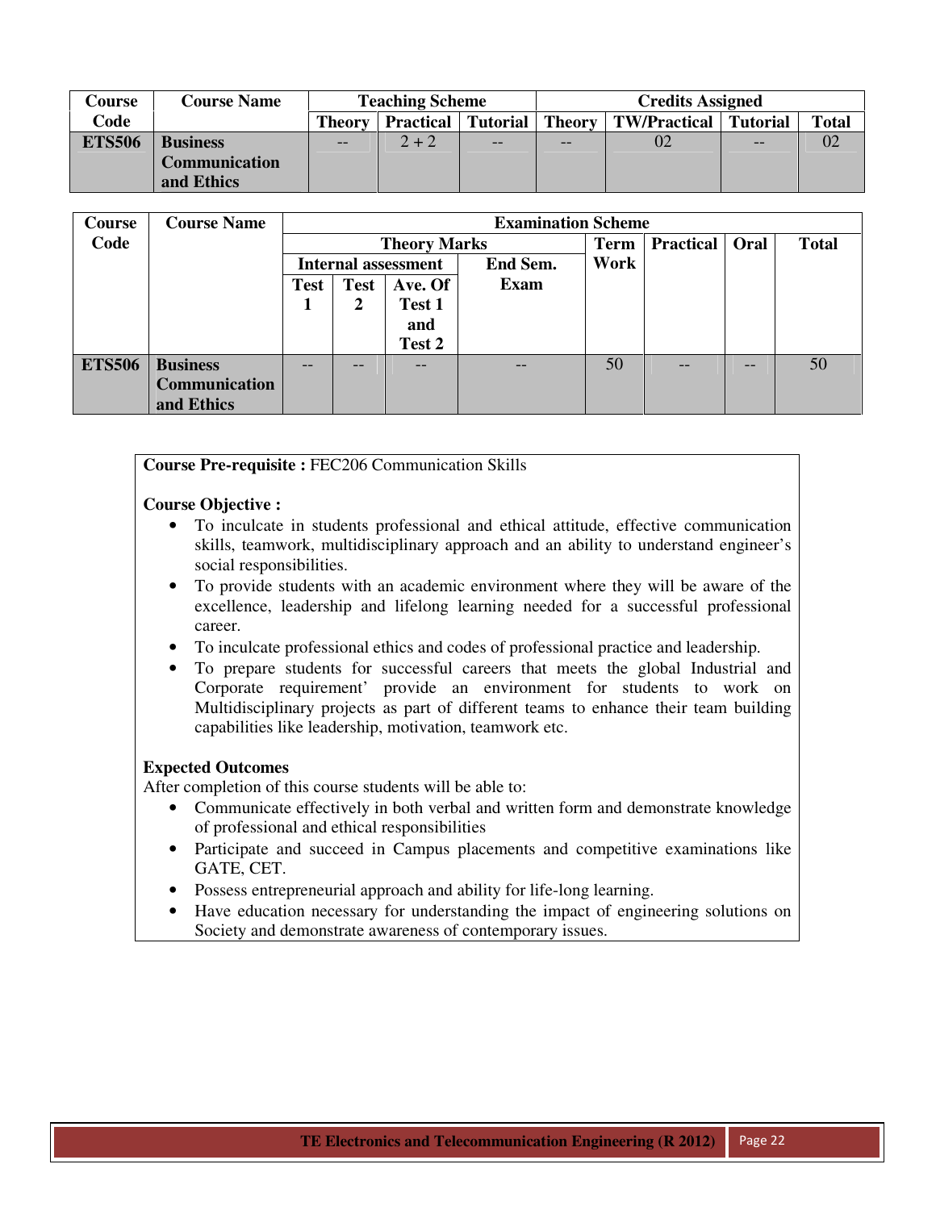| Course Code | Course Name | Teaching Scheme | | | Credits Assigned | | | |
|---|---|---|---|---|---|---|---|---|
| | | Theory | Practical | Tutorial | Theory | TW/Practical | Tutorial | Total |
| **ETS506** | **Business Communication and Ethics** | -- | 2 + 2 | -- | -- | 02 | -- | 02 |

| Course Code | Course Name | Examination Scheme | | | | | | | |
|---|---|---|---|---|---|---|---|---|---|
| | | Theory Marks | | | | Term Work | Practical | Oral | Total |
| | | Internal assessment | | | End Sem. Exam | | | | |
| | | Test 1 | Test 2 | Ave. Of Test 1 and Test 2 | | | | | |
| **ETS506** | **Business Communication and Ethics** | -- | -- | -- | -- | 50 | -- | -- | 50 |

**Course Pre-requisite :** FEC206 Communication Skills

**Course Objective :**

- To inculcate in students professional and ethical attitude, effective communication skills, teamwork, multidisciplinary approach and an ability to understand engineer's social responsibilities.
- To provide students with an academic environment where they will be aware of the excellence, leadership and lifelong learning needed for a successful professional career.
- To inculcate professional ethics and codes of professional practice and leadership.
- To prepare students for successful careers that meets the global Industrial and Corporate requirement' provide an environment for students to work on Multidisciplinary projects as part of different teams to enhance their team building capabilities like leadership, motivation, teamwork etc.

**Expected Outcomes**

After completion of this course students will be able to:

- Communicate effectively in both verbal and written form and demonstrate knowledge of professional and ethical responsibilities
- Participate and succeed in Campus placements and competitive examinations like GATE, CET.
- Possess entrepreneurial approach and ability for life-long learning.
- Have education necessary for understanding the impact of engineering solutions on Society and demonstrate awareness of contemporary issues.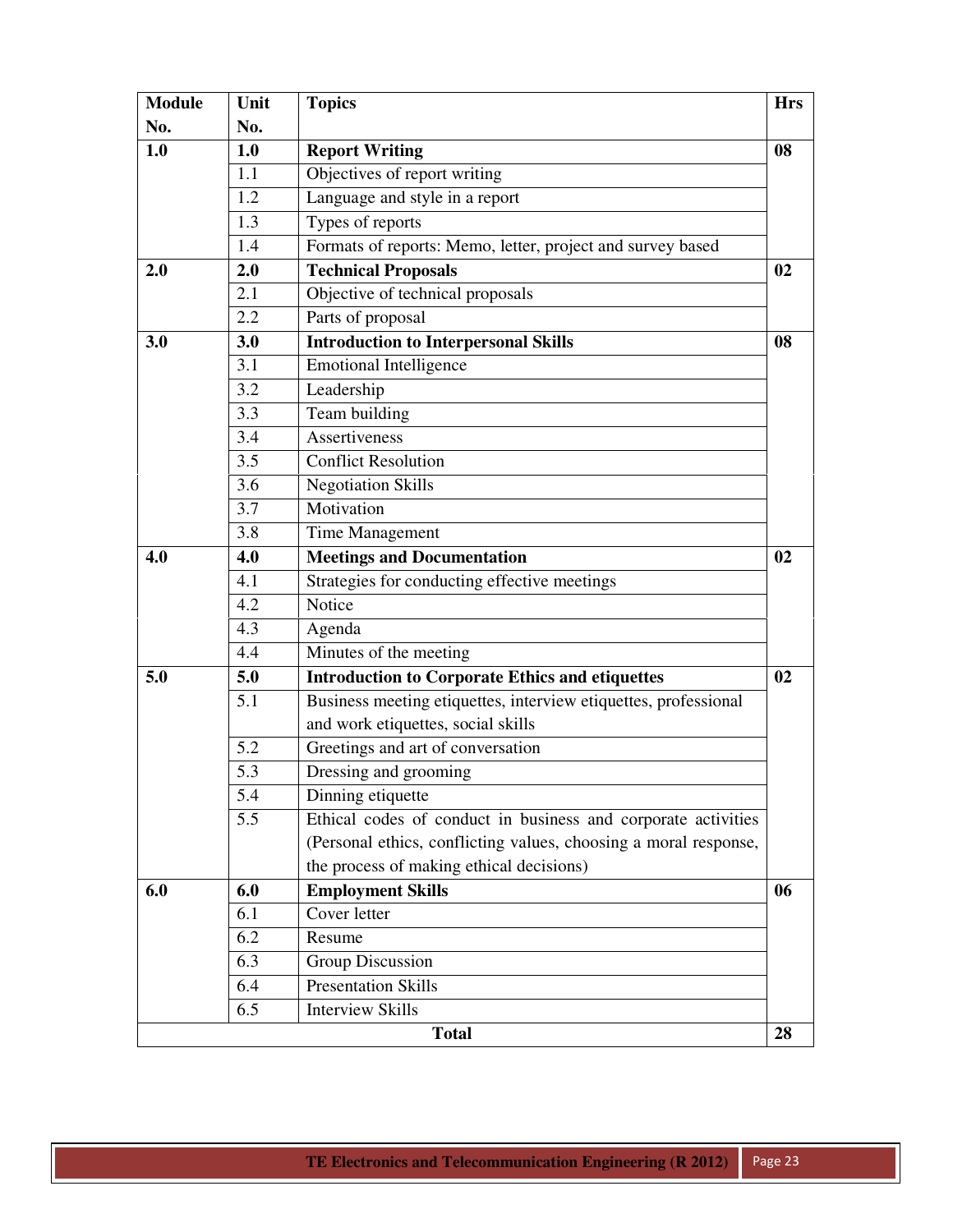| Module No. | Unit No. | Topics | Hrs |
|---|---|---|---|
| **1.0** | **1.0** | **Report Writing** | **08** |
| | 1.1 | Objectives of report writing | |
| | 1.2 | Language and style in a report | |
| | 1.3 | Types of reports | |
| | 1.4 | Formats of reports: Memo, letter, project and survey based | |
| **2.0** | **2.0** | **Technical Proposals** | **02** |
| | 2.1 | Objective of technical proposals | |
| | 2.2 | Parts of proposal | |
| **3.0** | **3.0** | **Introduction to Interpersonal Skills** | **08** |
| | 3.1 | Emotional Intelligence | |
| | 3.2 | Leadership | |
| | 3.3 | Team building | |
| | 3.4 | Assertiveness | |
| | 3.5 | Conflict Resolution | |
| | 3.6 | Negotiation Skills | |
| | 3.7 | Motivation | |
| | 3.8 | Time Management | |
| **4.0** | **4.0** | **Meetings and Documentation** | **02** |
| | 4.1 | Strategies for conducting effective meetings | |
| | 4.2 | Notice | |
| | 4.3 | Agenda | |
| | 4.4 | Minutes of the meeting | |
| **5.0** | **5.0** | **Introduction to Corporate Ethics and etiquettes** | **02** |
| | 5.1 | Business meeting etiquettes, interview etiquettes, professional and work etiquettes, social skills | |
| | 5.2 | Greetings and art of conversation | |
| | 5.3 | Dressing and grooming | |
| | 5.4 | Dinning etiquette | |
| | 5.5 | Ethical codes of conduct in business and corporate activities (Personal ethics, conflicting values, choosing a moral response, the process of making ethical decisions) | |
| **6.0** | **6.0** | **Employment Skills** | **06** |
| | 6.1 | Cover letter | |
| | 6.2 | Resume | |
| | 6.3 | Group Discussion | |
| | 6.4 | Presentation Skills | |
| | 6.5 | Interview Skills | |
| | | **Total** | **28** |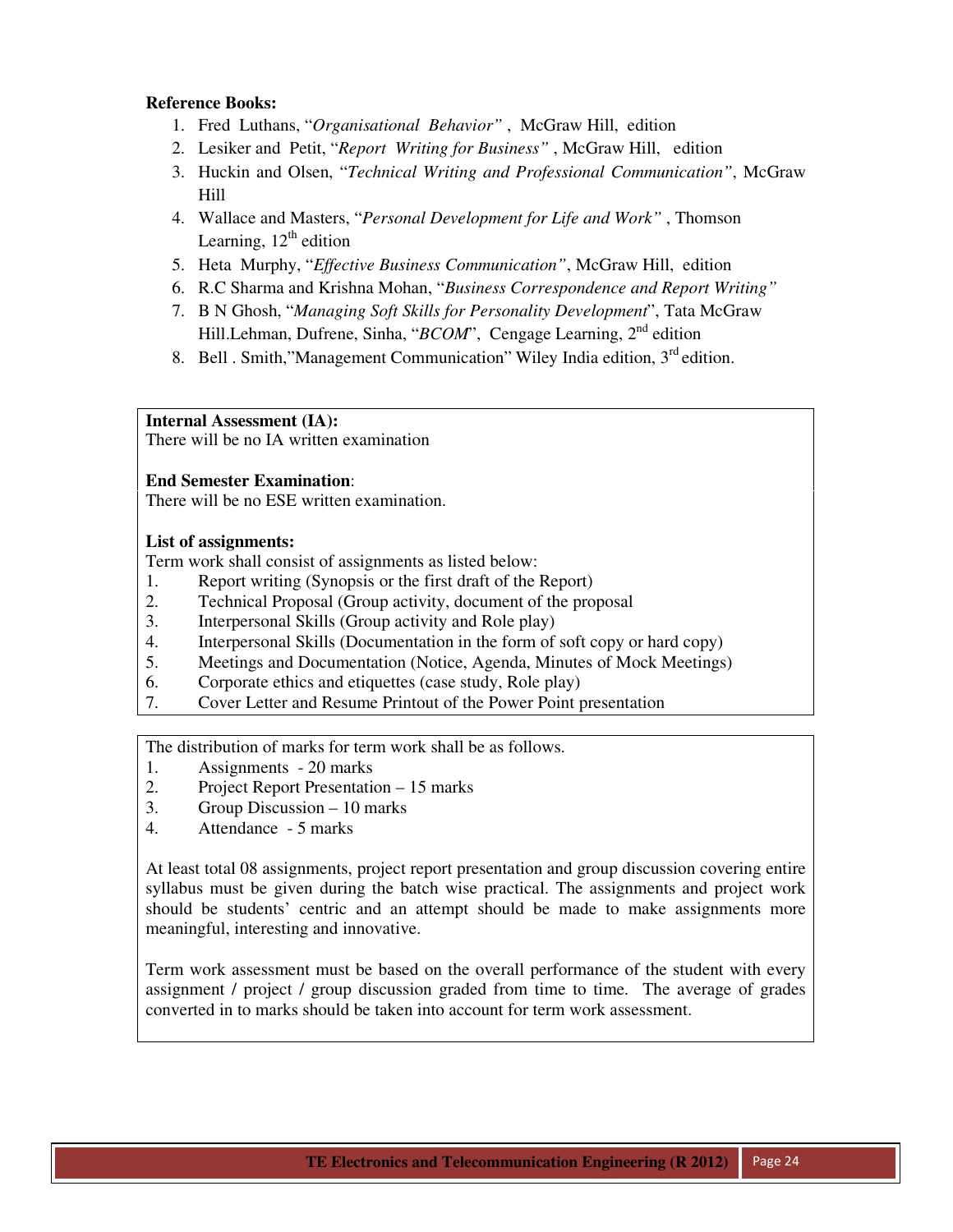**Reference Books:**

1. Fred Luthans, "*Organisational Behavior*" , McGraw Hill, edition
2. Lesiker and Petit, "*Report Writing for Business*" , McGraw Hill, edition
3. Huckin and Olsen, "*Technical Writing and Professional Communication*", McGraw Hill
4. Wallace and Masters, "*Personal Development for Life and Work*" , Thomson Learning, 12th edition
5. Heta Murphy, "*Effective Business Communication*", McGraw Hill, edition
6. R.C Sharma and Krishna Mohan, "*Business Correspondence and Report Writing*"
7. B N Ghosh, "*Managing Soft Skills for Personality Development*", Tata McGraw Hill.Lehman, Dufrene, Sinha, "*BCOM*", Cengage Learning, 2nd edition
8. Bell . Smith,"Management Communication" Wiley India edition, 3rd edition.

**Internal Assessment (IA):**
There will be no IA written examination

**End Semester Examination**:
There will be no ESE written examination.

**List of assignments:**
Term work shall consist of assignments as listed below:

1. Report writing (Synopsis or the first draft of the Report)
2. Technical Proposal (Group activity, document of the proposal
3. Interpersonal Skills (Group activity and Role play)
4. Interpersonal Skills (Documentation in the form of soft copy or hard copy)
5. Meetings and Documentation (Notice, Agenda, Minutes of Mock Meetings)
6. Corporate ethics and etiquettes (case study, Role play)
7. Cover Letter and Resume Printout of the Power Point presentation

The distribution of marks for term work shall be as follows.

1. Assignments - 20 marks
2. Project Report Presentation – 15 marks
3. Group Discussion – 10 marks
4. Attendance - 5 marks

At least total 08 assignments, project report presentation and group discussion covering entire syllabus must be given during the batch wise practical. The assignments and project work should be students' centric and an attempt should be made to make assignments more meaningful, interesting and innovative.

Term work assessment must be based on the overall performance of the student with every assignment / project / group discussion graded from time to time. The average of grades converted in to marks should be taken into account for term work assessment.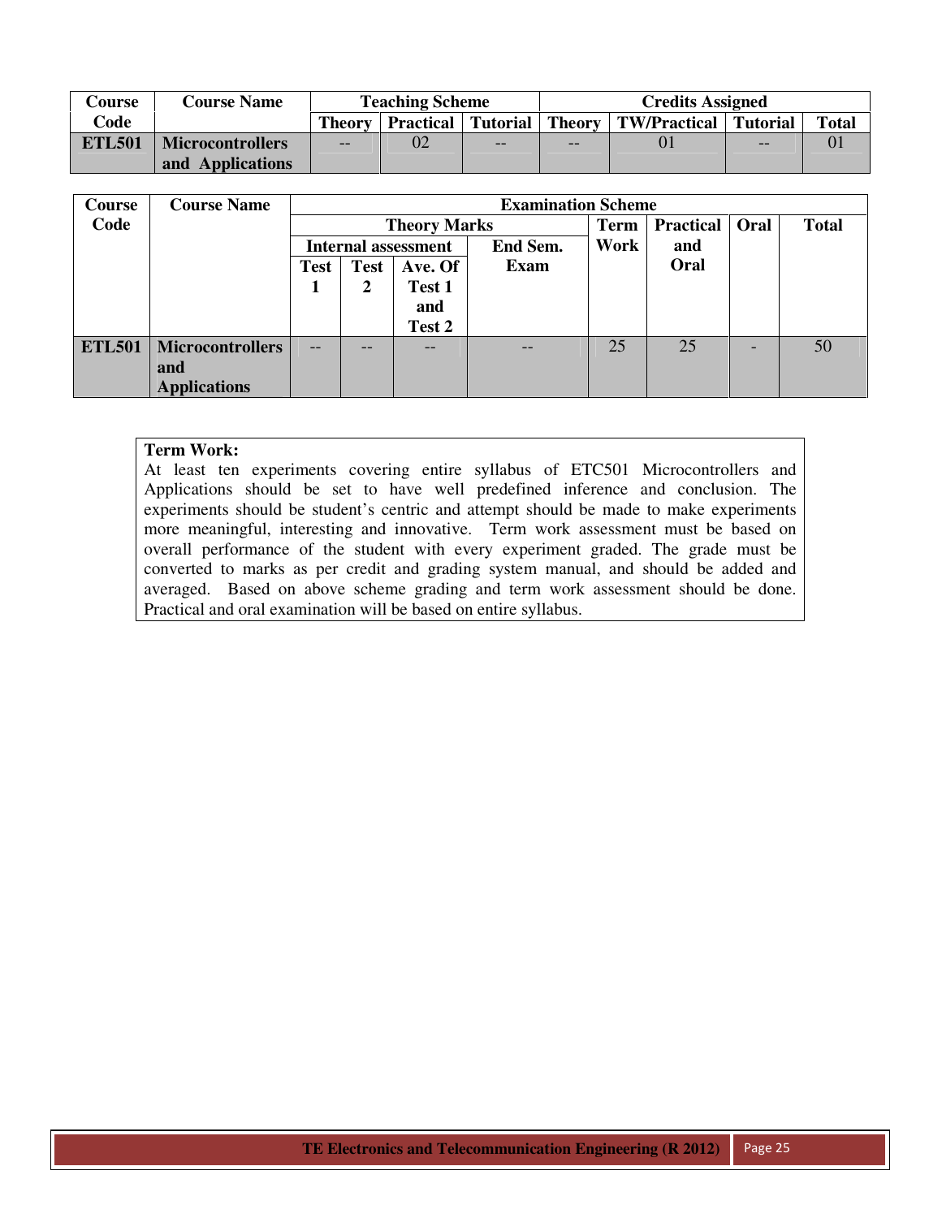| Course Code | Course Name | Teaching Scheme | | | Credits Assigned | | | |
|---|---|---|---|---|---|---|---|---|
| | | Theory | Practical | Tutorial | Theory | TW/Practical | Tutorial | Total |
| ETL501 | Microcontrollers and Applications | -- | 02 | -- | -- | 01 | -- | 01 |

| Course Code | Course Name | Examination Scheme | | | | | | | |
|---|---|---|---|---|---|---|---|---|---|
| | | Theory Marks | | | | Term Work | Practical and Oral | Oral | Total |
| | | Internal assessment | | | End Sem. Exam | | | | |
| | | Test 1 | Test 2 | Ave. Of Test 1 and Test 2 | | | | | |
| ETL501 | Microcontrollers and Applications | -- | -- | -- | -- | 25 | 25 | - | 50 |

**Term Work:**
At least ten experiments covering entire syllabus of ETC501 Microcontrollers and Applications should be set to have well predefined inference and conclusion. The experiments should be student's centric and attempt should be made to make experiments more meaningful, interesting and innovative. Term work assessment must be based on overall performance of the student with every experiment graded. The grade must be converted to marks as per credit and grading system manual, and should be added and averaged. Based on above scheme grading and term work assessment should be done. Practical and oral examination will be based on entire syllabus.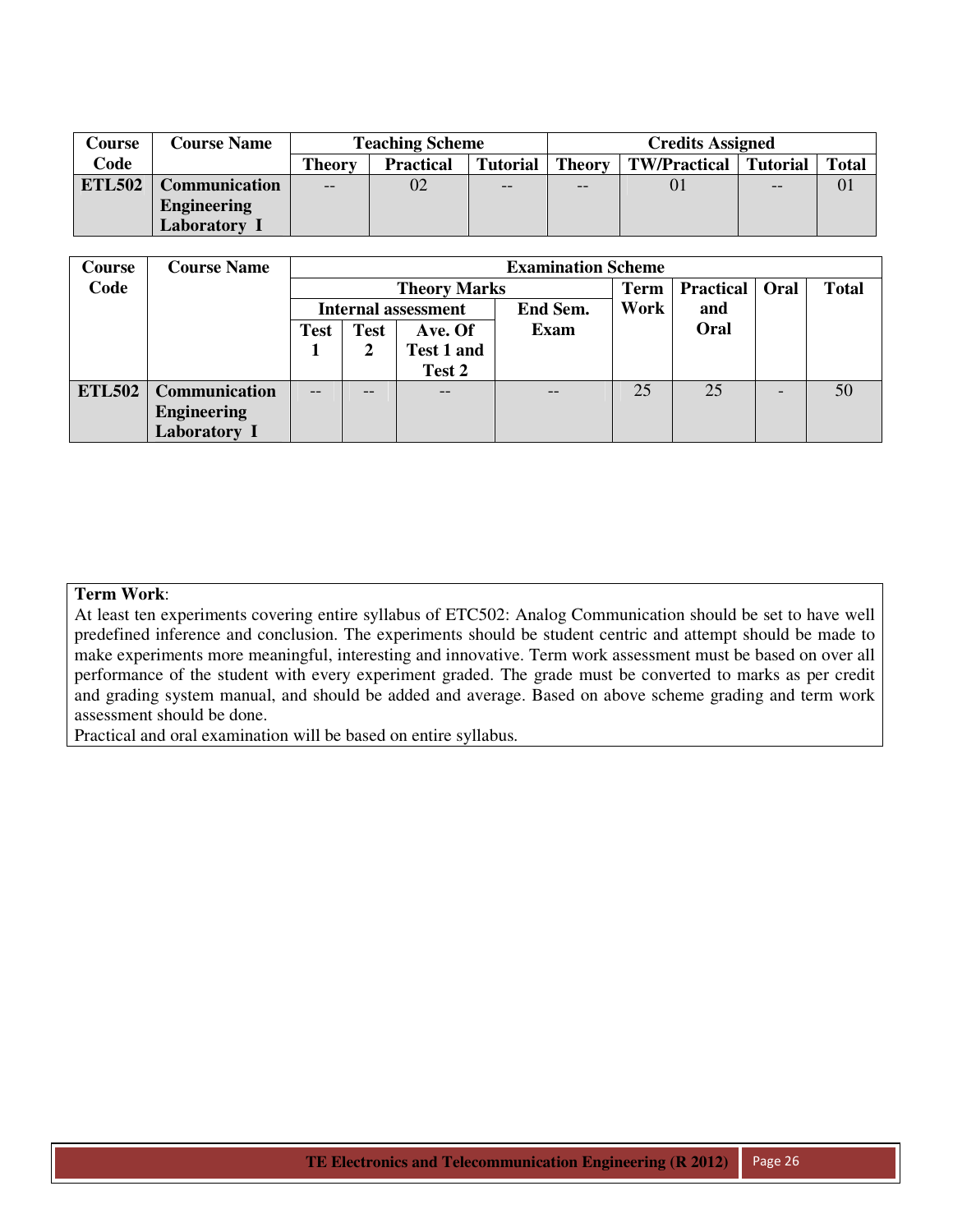| Course Code | Course Name | Teaching Scheme | | | Credits Assigned | | | |
|---|---|---|---|---|---|---|---|---|
| | | Theory | Practical | Tutorial | Theory | TW/Practical | Tutorial | Total |
| **ETL502** | **Communication Engineering Laboratory I** | -- | 02 | -- | -- | 01 | -- | 01 |

| Course Code | Course Name | Examination Scheme | | | | | | | |
|---|---|---|---|---|---|---|---|---|---|
| | | Theory Marks | | | | Term Work | Practical and Oral | Oral | Total |
| | | Internal assessment | | | End Sem. Exam | | | | |
| | | Test 1 | Test 2 | Ave. Of Test 1 and Test 2 | | | | | |
| **ETL502** | **Communication Engineering Laboratory I** | -- | -- | -- | -- | 25 | 25 | - | 50 |

**Term Work**:
At least ten experiments covering entire syllabus of ETC502: Analog Communication should be set to have well predefined inference and conclusion. The experiments should be student centric and attempt should be made to make experiments more meaningful, interesting and innovative. Term work assessment must be based on over all performance of the student with every experiment graded. The grade must be converted to marks as per credit and grading system manual, and should be added and average. Based on above scheme grading and term work assessment should be done.
Practical and oral examination will be based on entire syllabus.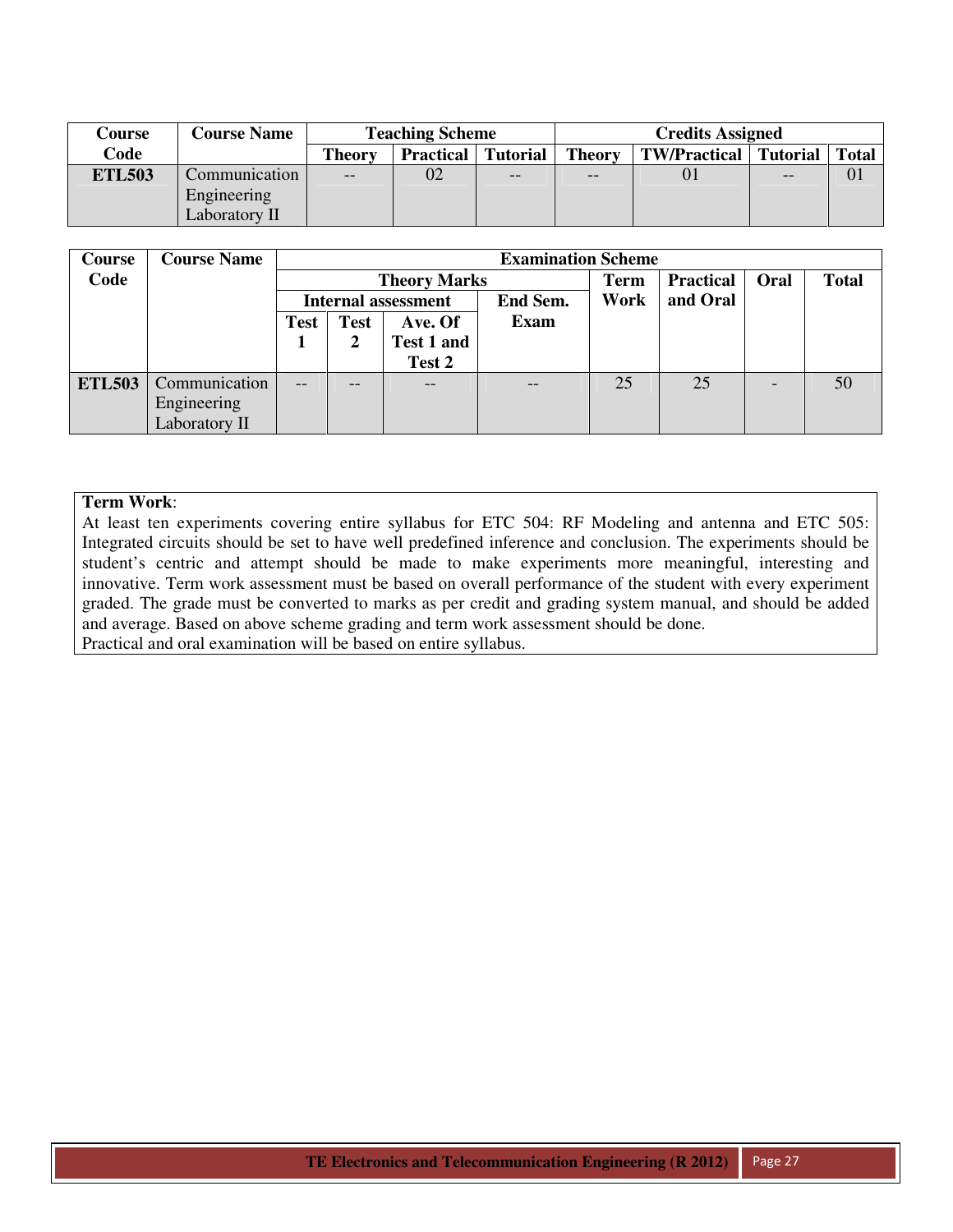| Course Code | Course Name | Teaching Scheme | | | Credits Assigned | | | |
|---|---|---|---|---|---|---|---|---|
| | | Theory | Practical | Tutorial | Theory | TW/Practical | Tutorial | Total |
| ETL503 | Communication Engineering Laboratory II | -- | 02 | -- | -- | 01 | -- | 01 |

| Course Code | Course Name | Examination Scheme | | | | | | | |
|---|---|---|---|---|---|---|---|---|---|
| | | Theory Marks | | | | Term Work | Practical and Oral | Oral | Total |
| | | Internal assessment | | | End Sem. Exam | | | | |
| | | Test 1 | Test 2 | Ave. Of Test 1 and Test 2 | | | | | |
| ETL503 | Communication Engineering Laboratory II | -- | -- | -- | -- | 25 | 25 | - | 50 |

**Term Work**:

At least ten experiments covering entire syllabus for ETC 504: RF Modeling and antenna and ETC 505: Integrated circuits should be set to have well predefined inference and conclusion. The experiments should be student's centric and attempt should be made to make experiments more meaningful, interesting and innovative. Term work assessment must be based on overall performance of the student with every experiment graded. The grade must be converted to marks as per credit and grading system manual, and should be added and average. Based on above scheme grading and term work assessment should be done.

Practical and oral examination will be based on entire syllabus.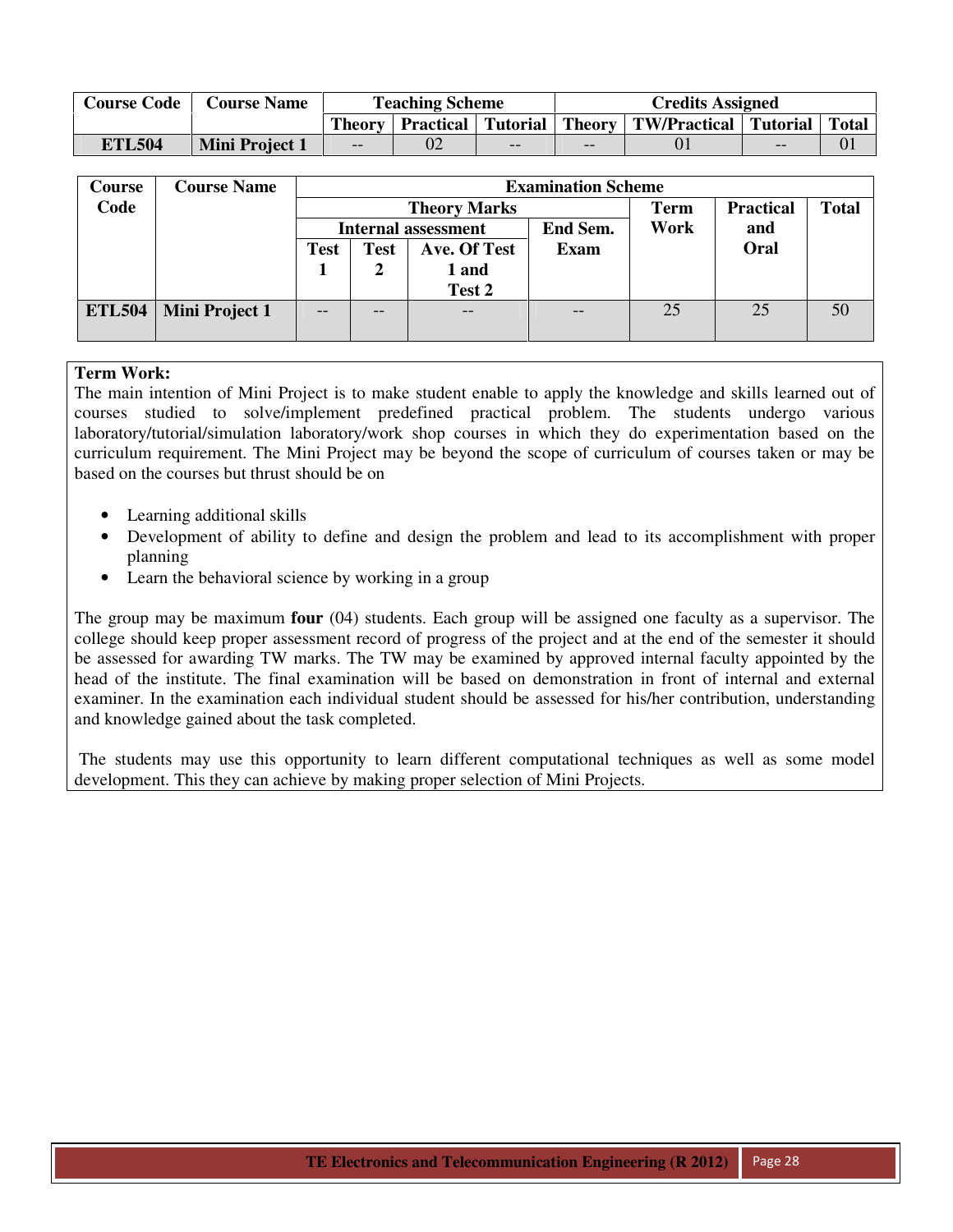| Course Code | Course Name | Teaching Scheme | | | Credits Assigned | | | |
|---|---|---|---|---|---|---|---|---|
| | | Theory | Practical | Tutorial | Theory | TW/Practical | Tutorial | Total |
| ETL504 | Mini Project 1 | -- | 02 | -- | -- | 01 | -- | 01 |

| Course Code | Course Name | Examination Scheme | | | | | | |
|---|---|---|---|---|---|---|---|---|
| | | Theory Marks | | | | Term Work | Practical and Oral | Total |
| | | Internal assessment | | | End Sem. Exam | | | |
| | | Test 1 | Test 2 | Ave. Of Test 1 and Test 2 | | | | |
| ETL504 | Mini Project 1 | -- | -- | -- | -- | 25 | 25 | 50 |

**Term Work:**

The main intention of Mini Project is to make student enable to apply the knowledge and skills learned out of courses studied to solve/implement predefined practical problem. The students undergo various laboratory/tutorial/simulation laboratory/work shop courses in which they do experimentation based on the curriculum requirement. The Mini Project may be beyond the scope of curriculum of courses taken or may be based on the courses but thrust should be on

- Learning additional skills
- Development of ability to define and design the problem and lead to its accomplishment with proper planning
- Learn the behavioral science by working in a group

The group may be maximum **four** (04) students. Each group will be assigned one faculty as a supervisor. The college should keep proper assessment record of progress of the project and at the end of the semester it should be assessed for awarding TW marks. The TW may be examined by approved internal faculty appointed by the head of the institute. The final examination will be based on demonstration in front of internal and external examiner. In the examination each individual student should be assessed for his/her contribution, understanding and knowledge gained about the task completed.

The students may use this opportunity to learn different computational techniques as well as some model development. This they can achieve by making proper selection of Mini Projects.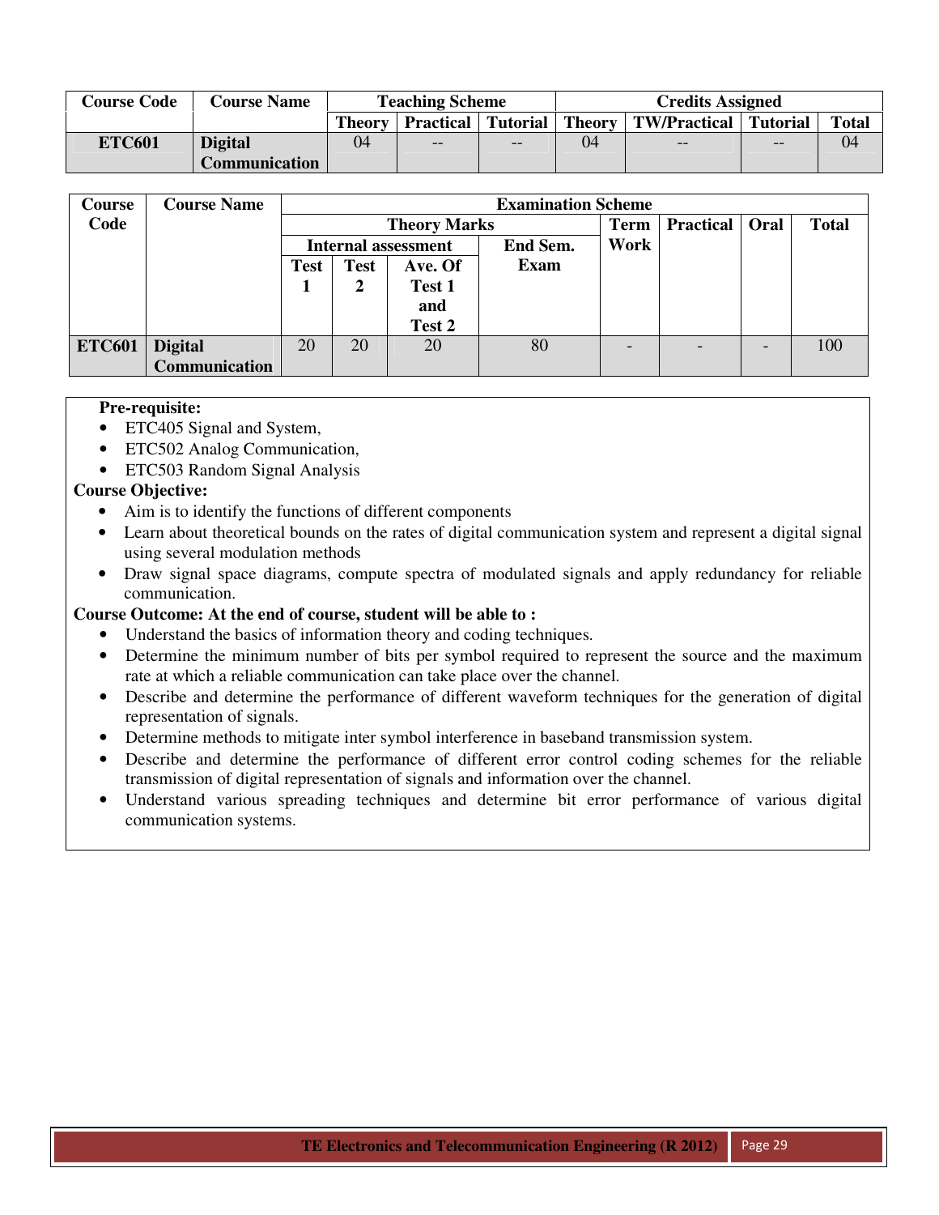| Course Code | Course Name | Teaching Scheme | | | Credits Assigned | | | |
|---|---|---|---|---|---|---|---|---|
| | | Theory | Practical | Tutorial | Theory | TW/Practical | Tutorial | Total |
| ETC601 | Digital Communication | 04 | -- | -- | 04 | -- | -- | 04 |

| Course Code | Course Name | Examination Scheme | | | | | | | |
|---|---|---|---|---|---|---|---|---|---|
| | | Theory Marks | | | | Term Work | Practical | Oral | Total |
| | | Internal assessment | | | End Sem. Exam | | | | |
| | | Test 1 | Test 2 | Ave. Of Test 1 and Test 2 | | | | | |
| ETC601 | Digital Communication | 20 | 20 | 20 | 80 | - | - | - | 100 |

**Pre-requisite:**

- ETC405 Signal and System,
- ETC502 Analog Communication,
- ETC503 Random Signal Analysis

**Course Objective:**

- Aim is to identify the functions of different components
- Learn about theoretical bounds on the rates of digital communication system and represent a digital signal using several modulation methods
- Draw signal space diagrams, compute spectra of modulated signals and apply redundancy for reliable communication.

**Course Outcome: At the end of course, student will be able to :**

- Understand the basics of information theory and coding techniques.
- Determine the minimum number of bits per symbol required to represent the source and the maximum rate at which a reliable communication can take place over the channel.
- Describe and determine the performance of different waveform techniques for the generation of digital representation of signals.
- Determine methods to mitigate inter symbol interference in baseband transmission system.
- Describe and determine the performance of different error control coding schemes for the reliable transmission of digital representation of signals and information over the channel.
- Understand various spreading techniques and determine bit error performance of various digital communication systems.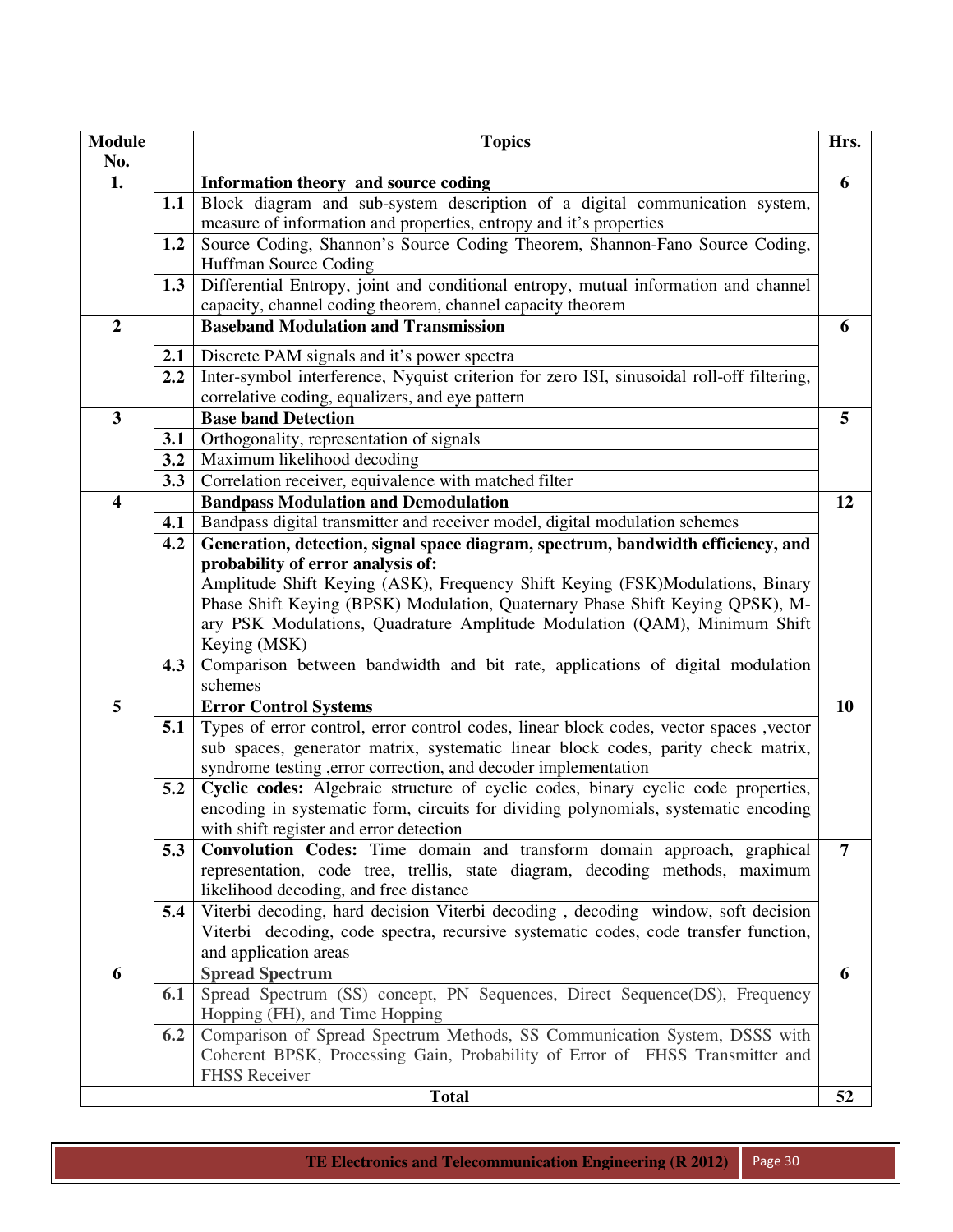| Module No. | | Topics | Hrs. |
|---|---|---|---|
| 1. | | **Information theory and source coding** | 6 |
| | 1.1 | Block diagram and sub-system description of a digital communication system, measure of information and properties, entropy and it's properties | |
| | 1.2 | Source Coding, Shannon's Source Coding Theorem, Shannon-Fano Source Coding, Huffman Source Coding | |
| | 1.3 | Differential Entropy, joint and conditional entropy, mutual information and channel capacity, channel coding theorem, channel capacity theorem | |
| 2 | | **Baseband Modulation and Transmission** | 6 |
| | 2.1 | Discrete PAM signals and it's power spectra | |
| | 2.2 | Inter-symbol interference, Nyquist criterion for zero ISI, sinusoidal roll-off filtering, correlative coding, equalizers, and eye pattern | |
| 3 | | **Base band Detection** | 5 |
| | 3.1 | Orthogonality, representation of signals | |
| | 3.2 | Maximum likelihood decoding | |
| | 3.3 | Correlation receiver, equivalence with matched filter | |
| 4 | | **Bandpass Modulation and Demodulation** | 12 |
| | 4.1 | Bandpass digital transmitter and receiver model, digital modulation schemes | |
| | 4.2 | **Generation, detection, signal space diagram, spectrum, bandwidth efficiency, and probability of error analysis of:** Amplitude Shift Keying (ASK), Frequency Shift Keying (FSK)Modulations, Binary Phase Shift Keying (BPSK) Modulation, Quaternary Phase Shift Keying QPSK), M-ary PSK Modulations, Quadrature Amplitude Modulation (QAM), Minimum Shift Keying (MSK) | |
| | 4.3 | Comparison between bandwidth and bit rate, applications of digital modulation schemes | |
| 5 | | **Error Control Systems** | 10 |
| | 5.1 | Types of error control, error control codes, linear block codes, vector spaces ,vector sub spaces, generator matrix, systematic linear block codes, parity check matrix, syndrome testing ,error correction, and decoder implementation | |
| | 5.2 | **Cyclic codes:** Algebraic structure of cyclic codes, binary cyclic code properties, encoding in systematic form, circuits for dividing polynomials, systematic encoding with shift register and error detection | |
| | 5.3 | **Convolution Codes:** Time domain and transform domain approach, graphical representation, code tree, trellis, state diagram, decoding methods, maximum likelihood decoding, and free distance | 7 |
| | 5.4 | Viterbi decoding, hard decision Viterbi decoding , decoding window, soft decision Viterbi decoding, code spectra, recursive systematic codes, code transfer function, and application areas | |
| 6 | | **Spread Spectrum** | 6 |
| | 6.1 | Spread Spectrum (SS) concept, PN Sequences, Direct Sequence(DS), Frequency Hopping (FH), and Time Hopping | |
| | 6.2 | Comparison of Spread Spectrum Methods, SS Communication System, DSSS with Coherent BPSK, Processing Gain, Probability of Error of FHSS Transmitter and FHSS Receiver | |
| | | **Total** | **52** |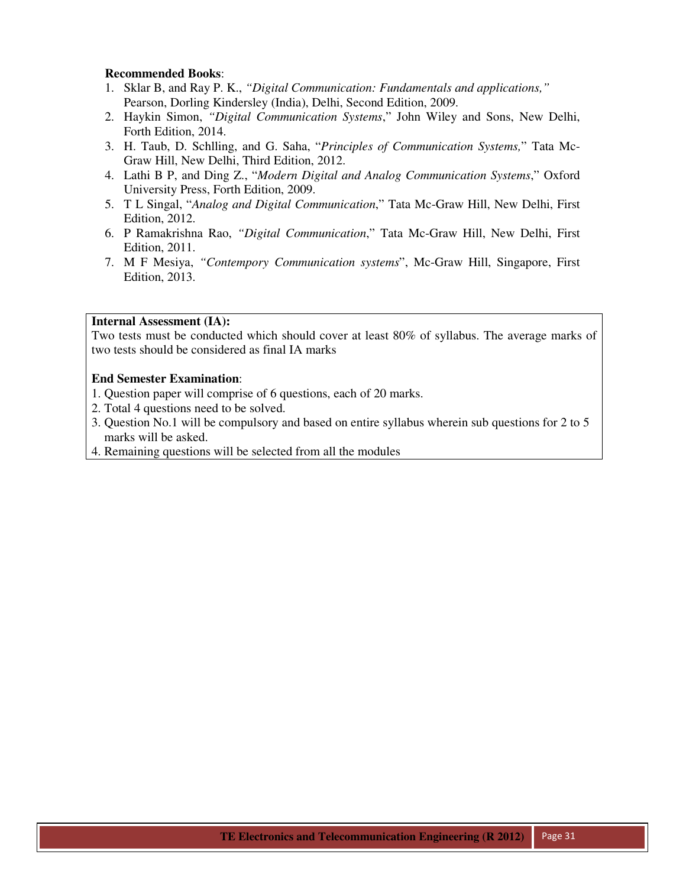**Recommended Books**:

1. Sklar B, and Ray P. K., *"Digital Communication: Fundamentals and applications,"* Pearson, Dorling Kindersley (India), Delhi, Second Edition, 2009.
2. Haykin Simon, *"Digital Communication Systems*," John Wiley and Sons, New Delhi, Forth Edition, 2014.
3. H. Taub, D. Schlling, and G. Saha, "*Principles of Communication Systems,*" Tata Mc-Graw Hill, New Delhi, Third Edition, 2012.
4. Lathi B P, and Ding Z., "*Modern Digital and Analog Communication Systems*," Oxford University Press, Forth Edition, 2009.
5. T L Singal, "*Analog and Digital Communication*," Tata Mc-Graw Hill, New Delhi, First Edition, 2012.
6. P Ramakrishna Rao, *"Digital Communication*," Tata Mc-Graw Hill, New Delhi, First Edition, 2011.
7. M F Mesiya, *"Contempory Communication systems*", Mc-Graw Hill, Singapore, First Edition, 2013.

**Internal Assessment (IA):**

Two tests must be conducted which should cover at least 80% of syllabus. The average marks of two tests should be considered as final IA marks

**End Semester Examination**:

1. Question paper will comprise of 6 questions, each of 20 marks.
2. Total 4 questions need to be solved.
3. Question No.1 will be compulsory and based on entire syllabus wherein sub questions for 2 to 5 marks will be asked.
4. Remaining questions will be selected from all the modules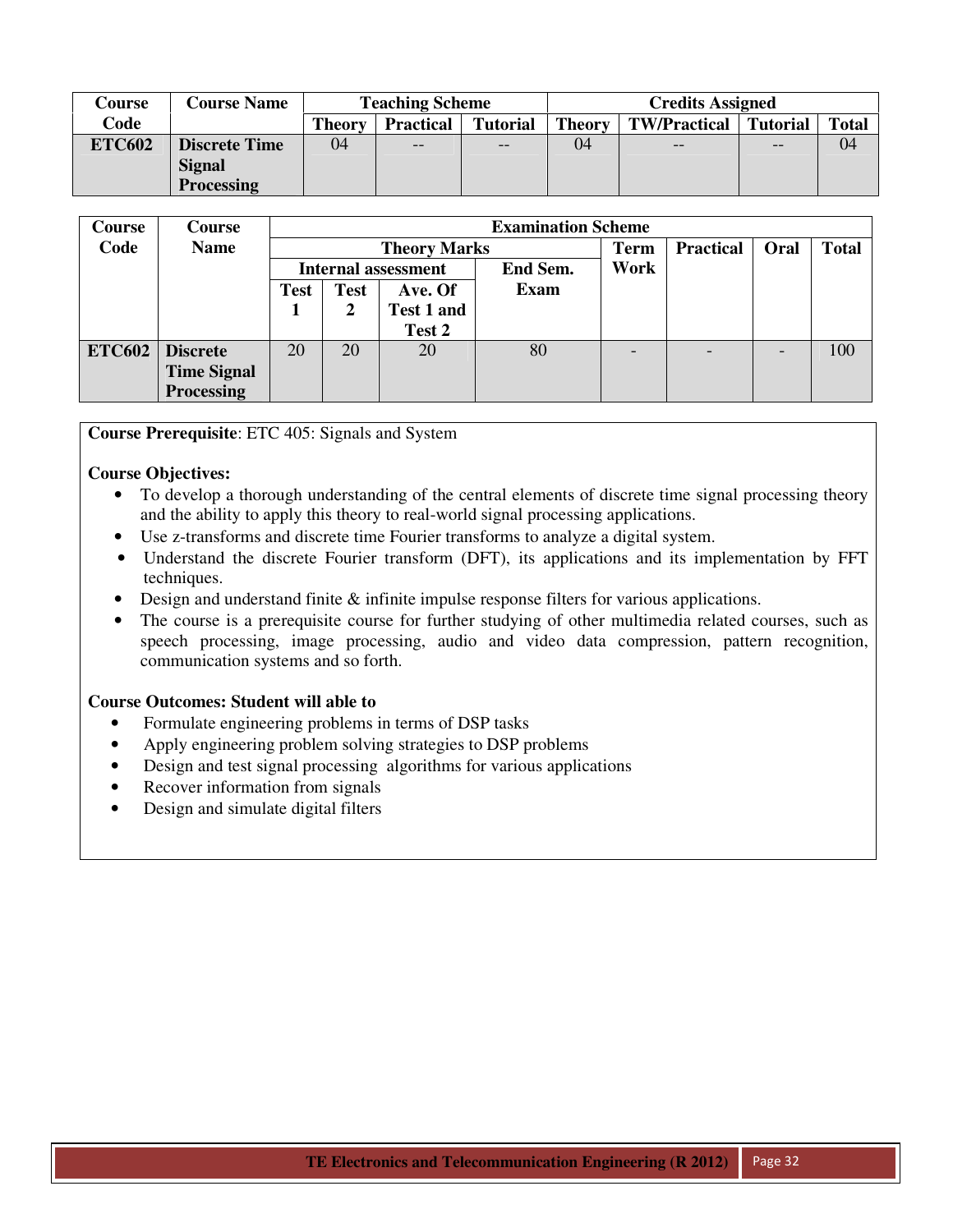| Course Code | Course Name | Teaching Scheme | | | Credits Assigned | | | |
|---|---|---|---|---|---|---|---|---|
| | | Theory | Practical | Tutorial | Theory | TW/Practical | Tutorial | Total |
| **ETC602** | **Discrete Time Signal Processing** | 04 | -- | -- | 04 | -- | -- | 04 |

| Course Code | Course Name | Examination Scheme | | | | | | | |
|---|---|---|---|---|---|---|---|---|---|
| | | Theory Marks | | | | Term Work | Practical | Oral | Total |
| | | Internal assessment | | | End Sem. Exam | | | | |
| | | Test 1 | Test 2 | Ave. Of Test 1 and Test 2 | | | | | |
| **ETC602** | **Discrete Time Signal Processing** | 20 | 20 | 20 | 80 | - | - | - | 100 |

**Course Prerequisite**: ETC 405: Signals and System

**Course Objectives:**

- To develop a thorough understanding of the central elements of discrete time signal processing theory and the ability to apply this theory to real-world signal processing applications.
- Use z-transforms and discrete time Fourier transforms to analyze a digital system.
- Understand the discrete Fourier transform (DFT), its applications and its implementation by FFT techniques.
- Design and understand finite & infinite impulse response filters for various applications.
- The course is a prerequisite course for further studying of other multimedia related courses, such as speech processing, image processing, audio and video data compression, pattern recognition, communication systems and so forth.

**Course Outcomes: Student will able to**

- Formulate engineering problems in terms of DSP tasks
- Apply engineering problem solving strategies to DSP problems
- Design and test signal processing algorithms for various applications
- Recover information from signals
- Design and simulate digital filters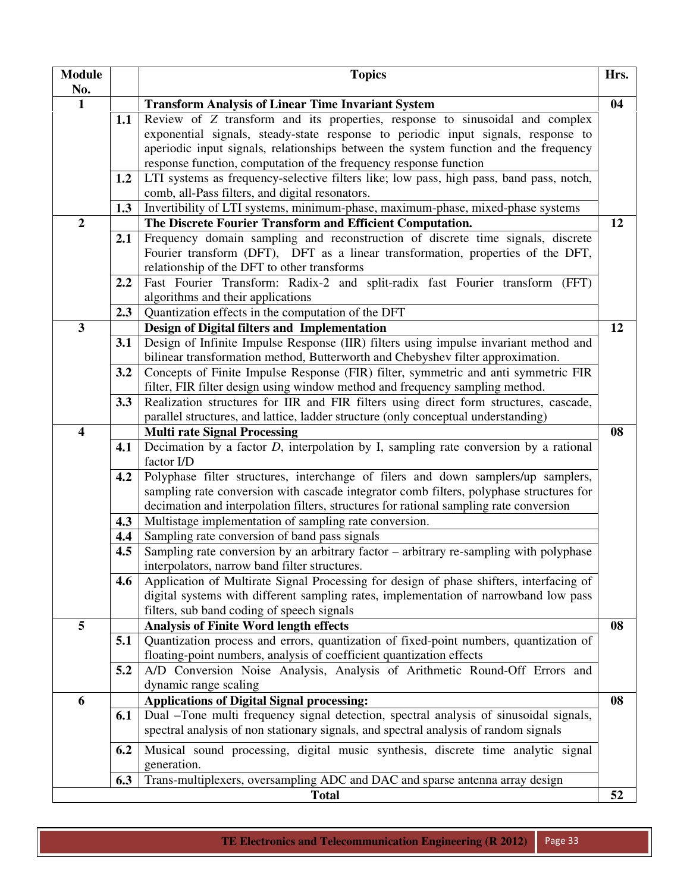| Module No. | | Topics | Hrs. |
|---|---|---|---|
| 1 | | **Transform Analysis of Linear Time Invariant System** | **04** |
| | 1.1 | Review of $Z$ transform and its properties, response to sinusoidal and complex exponential signals, steady-state response to periodic input signals, response to aperiodic input signals, relationships between the system function and the frequency response function, computation of the frequency response function | |
| | 1.2 | LTI systems as frequency-selective filters like; low pass, high pass, band pass, notch, comb, all-Pass filters, and digital resonators. | |
| | 1.3 | Invertibility of LTI systems, minimum-phase, maximum-phase, mixed-phase systems | |
| 2 | | **The Discrete Fourier Transform and Efficient Computation.** | **12** |
| | 2.1 | Frequency domain sampling and reconstruction of discrete time signals, discrete Fourier transform (DFT), DFT as a linear transformation, properties of the DFT, relationship of the DFT to other transforms | |
| | 2.2 | Fast Fourier Transform: Radix-2 and split-radix fast Fourier transform (FFT) algorithms and their applications | |
| | 2.3 | Quantization effects in the computation of the DFT | |
| 3 | | **Design of Digital filters and Implementation** | **12** |
| | 3.1 | Design of Infinite Impulse Response (IIR) filters using impulse invariant method and bilinear transformation method, Butterworth and Chebyshev filter approximation. | |
| | 3.2 | Concepts of Finite Impulse Response (FIR) filter, symmetric and anti symmetric FIR filter, FIR filter design using window method and frequency sampling method. | |
| | 3.3 | Realization structures for IIR and FIR filters using direct form structures, cascade, parallel structures, and lattice, ladder structure (only conceptual understanding) | |
| 4 | | **Multi rate Signal Processing** | **08** |
| | 4.1 | Decimation by a factor $D$, interpolation by I, sampling rate conversion by a rational factor I/D | |
| | 4.2 | Polyphase filter structures, interchange of filers and down samplers/up samplers, sampling rate conversion with cascade integrator comb filters, polyphase structures for decimation and interpolation filters, structures for rational sampling rate conversion | |
| | 4.3 | Multistage implementation of sampling rate conversion. | |
| | 4.4 | Sampling rate conversion of band pass signals | |
| | 4.5 | Sampling rate conversion by an arbitrary factor – arbitrary re-sampling with polyphase interpolators, narrow band filter structures. | |
| | 4.6 | Application of Multirate Signal Processing for design of phase shifters, interfacing of digital systems with different sampling rates, implementation of narrowband low pass filters, sub band coding of speech signals | |
| 5 | | **Analysis of Finite Word length effects** | **08** |
| | 5.1 | Quantization process and errors, quantization of fixed-point numbers, quantization of floating-point numbers, analysis of coefficient quantization effects | |
| | 5.2 | A/D Conversion Noise Analysis, Analysis of Arithmetic Round-Off Errors and dynamic range scaling | |
| 6 | | **Applications of Digital Signal processing:** | **08** |
| | 6.1 | Dual –Tone multi frequency signal detection, spectral analysis of sinusoidal signals, spectral analysis of non stationary signals, and spectral analysis of random signals | |
| | 6.2 | Musical sound processing, digital music synthesis, discrete time analytic signal generation. | |
| | 6.3 | Trans-multiplexers, oversampling ADC and DAC and sparse antenna array design | |
| | | **Total** | **52** |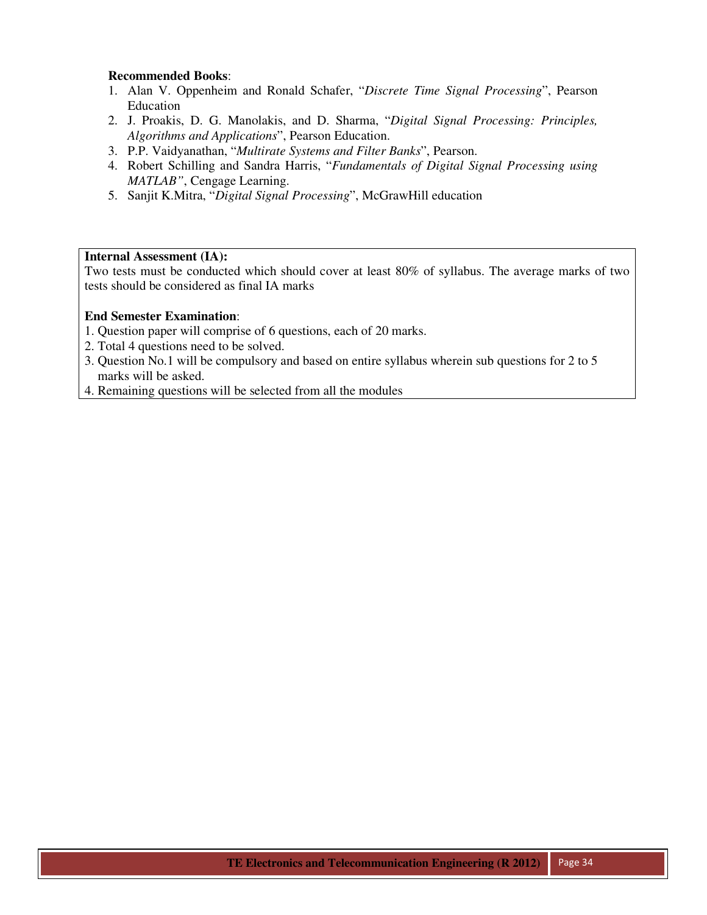**Recommended Books**:

1. Alan V. Oppenheim and Ronald Schafer, "*Discrete Time Signal Processing*", Pearson Education
2. J. Proakis, D. G. Manolakis, and D. Sharma, "*Digital Signal Processing: Principles, Algorithms and Applications*", Pearson Education.
3. P.P. Vaidyanathan, "*Multirate Systems and Filter Banks*", Pearson.
4. Robert Schilling and Sandra Harris, "*Fundamentals of Digital Signal Processing using MATLAB"*, Cengage Learning.
5. Sanjit K.Mitra, "*Digital Signal Processing*", McGrawHill education

**Internal Assessment (IA):**

Two tests must be conducted which should cover at least 80% of syllabus. The average marks of two tests should be considered as final IA marks

**End Semester Examination**:

1. Question paper will comprise of 6 questions, each of 20 marks.
2. Total 4 questions need to be solved.
3. Question No.1 will be compulsory and based on entire syllabus wherein sub questions for 2 to 5 marks will be asked.
4. Remaining questions will be selected from all the modules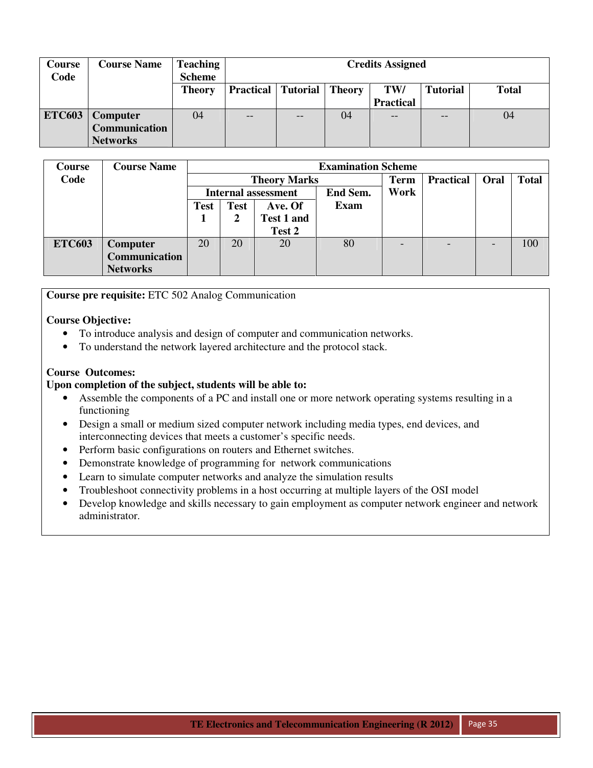| Course Code | Course Name | Teaching Scheme | Credits Assigned | | | | | | |
|---|---|---|---|---|---|---|---|---|---|
| | | Theory | Practical | Tutorial | Theory | TW/ Practical | Tutorial | Total |
| ETC603 | Computer Communication Networks | 04 | -- | -- | 04 | -- | -- | 04 |

| Course Code | Course Name | Examination Scheme | | | | | | | |
|---|---|---|---|---|---|---|---|---|---|
| | | Theory Marks | | | | Term Work | Practical | Oral | Total |
| | | Internal assessment | | | End Sem. Exam | | | | |
| | | Test 1 | Test 2 | Ave. Of Test 1 and Test 2 | | | | | |
| ETC603 | Computer Communication Networks | 20 | 20 | 20 | 80 | - | - | - | 100 |

**Course pre requisite:** ETC 502 Analog Communication

**Course Objective:**

- To introduce analysis and design of computer and communication networks.
- To understand the network layered architecture and the protocol stack.

**Course Outcomes:**

**Upon completion of the subject, students will be able to:**

- Assemble the components of a PC and install one or more network operating systems resulting in a functioning
- Design a small or medium sized computer network including media types, end devices, and interconnecting devices that meets a customer's specific needs.
- Perform basic configurations on routers and Ethernet switches.
- Demonstrate knowledge of programming for network communications
- Learn to simulate computer networks and analyze the simulation results
- Troubleshoot connectivity problems in a host occurring at multiple layers of the OSI model
- Develop knowledge and skills necessary to gain employment as computer network engineer and network administrator.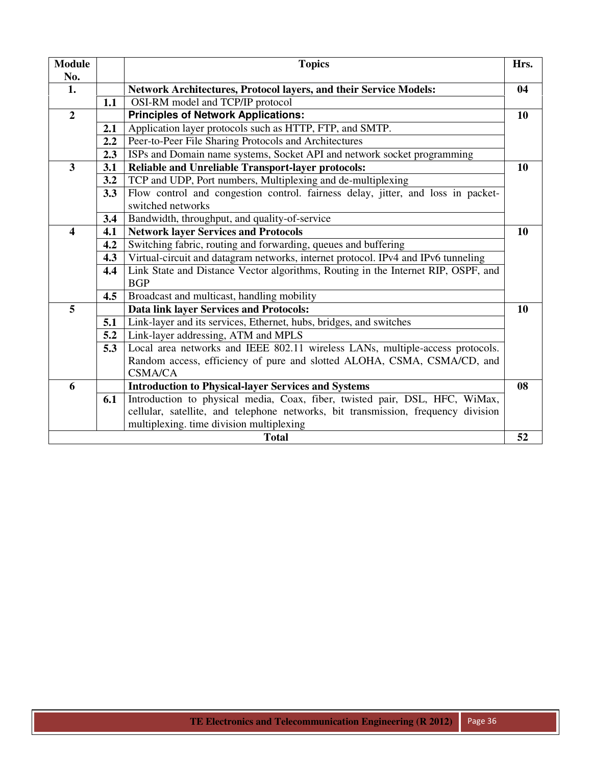| Module No. | | Topics | Hrs. |
|---|---|---|---|
| **1.** | | **Network Architectures, Protocol layers, and their Service Models:** | **04** |
| | **1.1** | OSI-RM model and TCP/IP protocol | |
| **2** | | **Principles of Network Applications:** | **10** |
| | **2.1** | Application layer protocols such as HTTP, FTP, and SMTP. | |
| | **2.2** | Peer-to-Peer File Sharing Protocols and Architectures | |
| | **2.3** | ISPs and Domain name systems, Socket API and network socket programming | |
| **3** | **3.1** | **Reliable and Unreliable Transport-layer protocols:** | **10** |
| | **3.2** | TCP and UDP, Port numbers, Multiplexing and de-multiplexing | |
| | **3.3** | Flow control and congestion control. fairness delay, jitter, and loss in packet-switched networks | |
| | **3.4** | Bandwidth, throughput, and quality-of-service | |
| **4** | **4.1** | **Network layer Services and Protocols** | **10** |
| | **4.2** | Switching fabric, routing and forwarding, queues and buffering | |
| | **4.3** | Virtual-circuit and datagram networks, internet protocol. IPv4 and IPv6 tunneling | |
| | **4.4** | Link State and Distance Vector algorithms, Routing in the Internet RIP, OSPF, and BGP | |
| | **4.5** | Broadcast and multicast, handling mobility | |
| **5** | | **Data link layer Services and Protocols:** | **10** |
| | **5.1** | Link-layer and its services, Ethernet, hubs, bridges, and switches | |
| | **5.2** | Link-layer addressing, ATM and MPLS | |
| | **5.3** | Local area networks and IEEE 802.11 wireless LANs, multiple-access protocols. Random access, efficiency of pure and slotted ALOHA, CSMA, CSMA/CD, and CSMA/CA | |
| **6** | | **Introduction to Physical-layer Services and Systems** | **08** |
| | **6.1** | Introduction to physical media, Coax, fiber, twisted pair, DSL, HFC, WiMax, cellular, satellite, and telephone networks, bit transmission, frequency division multiplexing. time division multiplexing | |
| **Total** | | | **52** |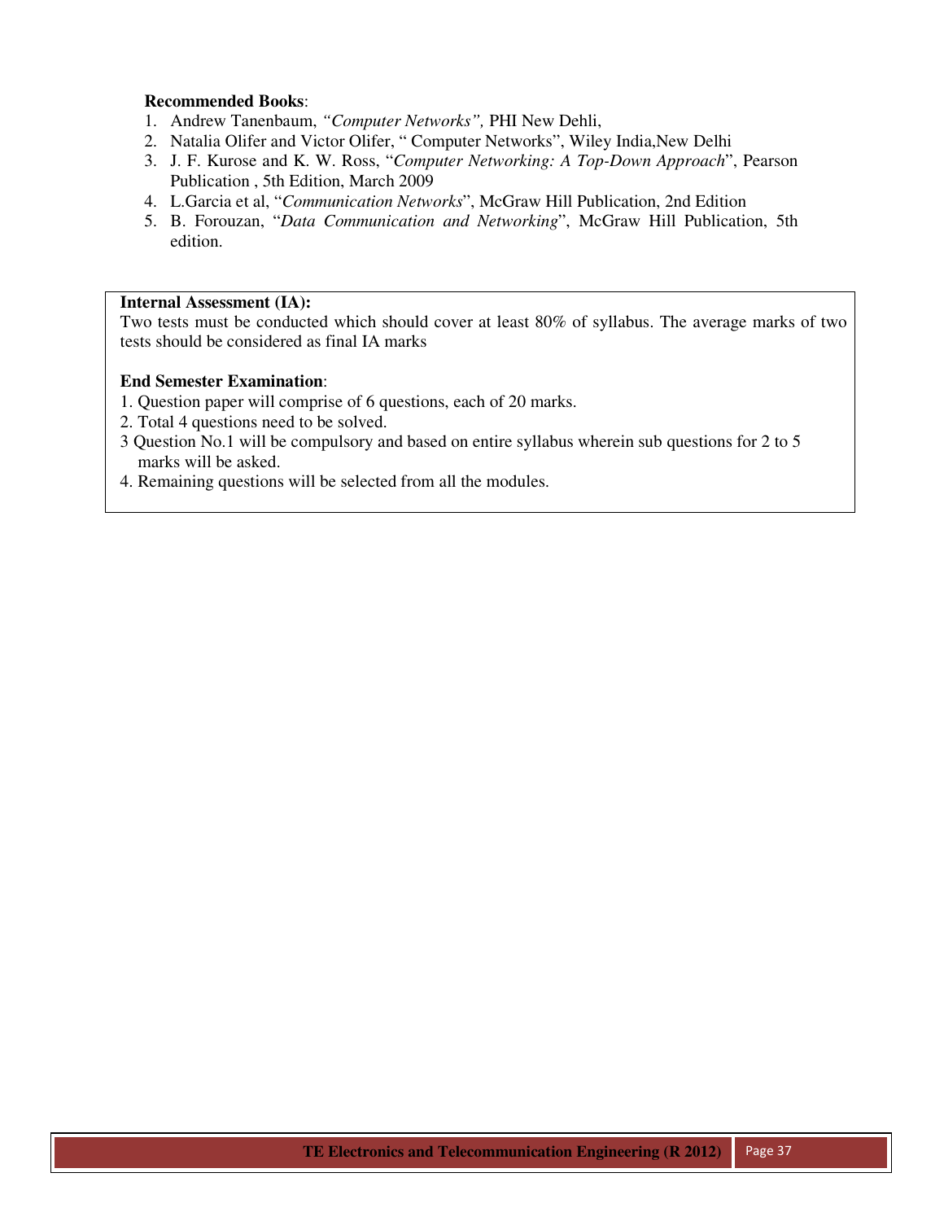**Recommended Books**:

1. Andrew Tanenbaum, *"Computer Networks",* PHI New Dehli,
2. Natalia Olifer and Victor Olifer, " Computer Networks", Wiley India,New Delhi
3. J. F. Kurose and K. W. Ross, "*Computer Networking: A Top-Down Approach*", Pearson Publication , 5th Edition, March 2009
4. L.Garcia et al, "*Communication Networks*", McGraw Hill Publication, 2nd Edition
5. B. Forouzan, "*Data Communication and Networking*", McGraw Hill Publication, 5th edition.

**Internal Assessment (IA):**

Two tests must be conducted which should cover at least 80% of syllabus. The average marks of two tests should be considered as final IA marks

**End Semester Examination**:

1. Question paper will comprise of 6 questions, each of 20 marks.
2. Total 4 questions need to be solved.
3. Question No.1 will be compulsory and based on entire syllabus wherein sub questions for 2 to 5 marks will be asked.
4. Remaining questions will be selected from all the modules.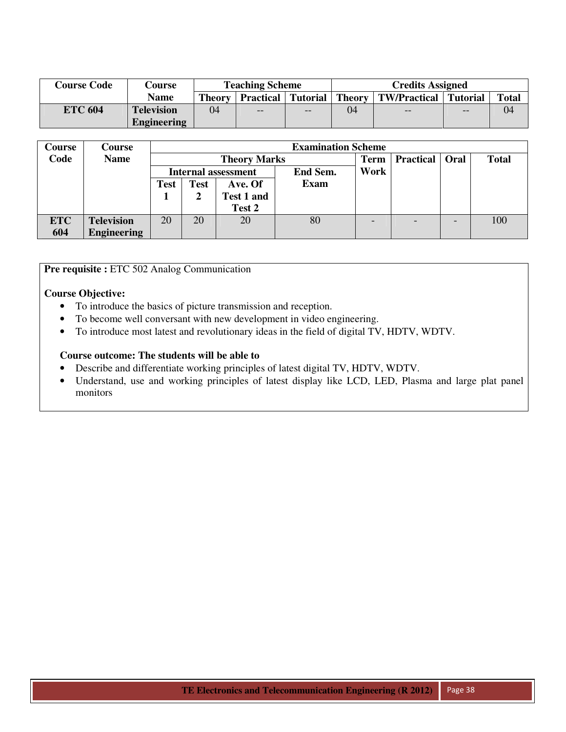| Course Code | Course Name | Teaching Scheme | | | Credits Assigned | | | |
|---|---|---|---|---|---|---|---|---|
| | | Theory | Practical | Tutorial | Theory | TW/Practical | Tutorial | Total |
| ETC 604 | Television Engineering | 04 | -- | -- | 04 | -- | -- | 04 |

| Course Code | Course Name | Examination Scheme | | | | | | | |
|---|---|---|---|---|---|---|---|---|---|
| | | Theory Marks | | | | Term Work | Practical | Oral | Total |
| | | Internal assessment | | | End Sem. Exam | | | | |
| | | Test 1 | Test 2 | Ave. Of Test 1 and Test 2 | | | | | |
| ETC 604 | Television Engineering | 20 | 20 | 20 | 80 | - | - | - | 100 |

**Pre requisite :** ETC 502 Analog Communication

**Course Objective:**

- To introduce the basics of picture transmission and reception.
- To become well conversant with new development in video engineering.
- To introduce most latest and revolutionary ideas in the field of digital TV, HDTV, WDTV.

**Course outcome: The students will be able to**

- Describe and differentiate working principles of latest digital TV, HDTV, WDTV.
- Understand, use and working principles of latest display like LCD, LED, Plasma and large plat panel monitors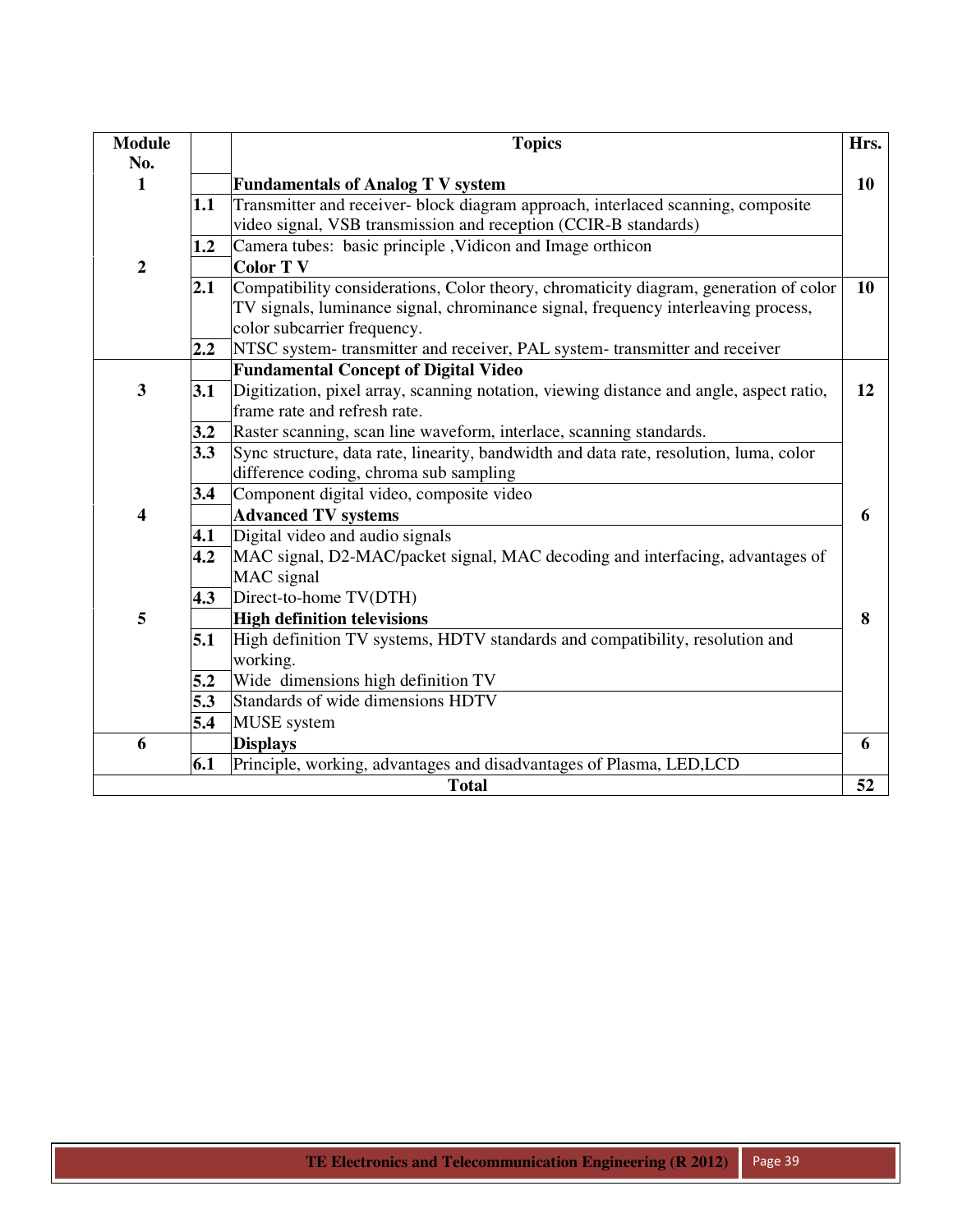| Module No. | | Topics | Hrs. |
|---|---|---|---|
| 1 | | **Fundamentals of Analog T V system** | 10 |
| | 1.1 | Transmitter and receiver- block diagram approach, interlaced scanning, composite video signal, VSB transmission and reception (CCIR-B standards) | |
| | 1.2 | Camera tubes: basic principle ,Vidicon and Image orthicon | |
| 2 | | **Color T V** | |
| | 2.1 | Compatibility considerations, Color theory, chromaticity diagram, generation of color TV signals, luminance signal, chrominance signal, frequency interleaving process, color subcarrier frequency. | 10 |
| | 2.2 | NTSC system- transmitter and receiver, PAL system- transmitter and receiver | |
| | | **Fundamental Concept of Digital Video** | |
| 3 | 3.1 | Digitization, pixel array, scanning notation, viewing distance and angle, aspect ratio, frame rate and refresh rate. | 12 |
| | 3.2 | Raster scanning, scan line waveform, interlace, scanning standards. | |
| | 3.3 | Sync structure, data rate, linearity, bandwidth and data rate, resolution, luma, color difference coding, chroma sub sampling | |
| | 3.4 | Component digital video, composite video | |
| 4 | | **Advanced TV systems** | 6 |
| | 4.1 | Digital video and audio signals | |
| | 4.2 | MAC signal, D2-MAC/packet signal, MAC decoding and interfacing, advantages of MAC signal | |
| | 4.3 | Direct-to-home TV(DTH) | |
| 5 | | **High definition televisions** | 8 |
| | 5.1 | High definition TV systems, HDTV standards and compatibility, resolution and working. | |
| | 5.2 | Wide dimensions high definition TV | |
| | 5.3 | Standards of wide dimensions HDTV | |
| | 5.4 | MUSE system | |
| 6 | | **Displays** | 6 |
| | 6.1 | Principle, working, advantages and disadvantages of Plasma, LED,LCD | |
| **Total** | | | **52** |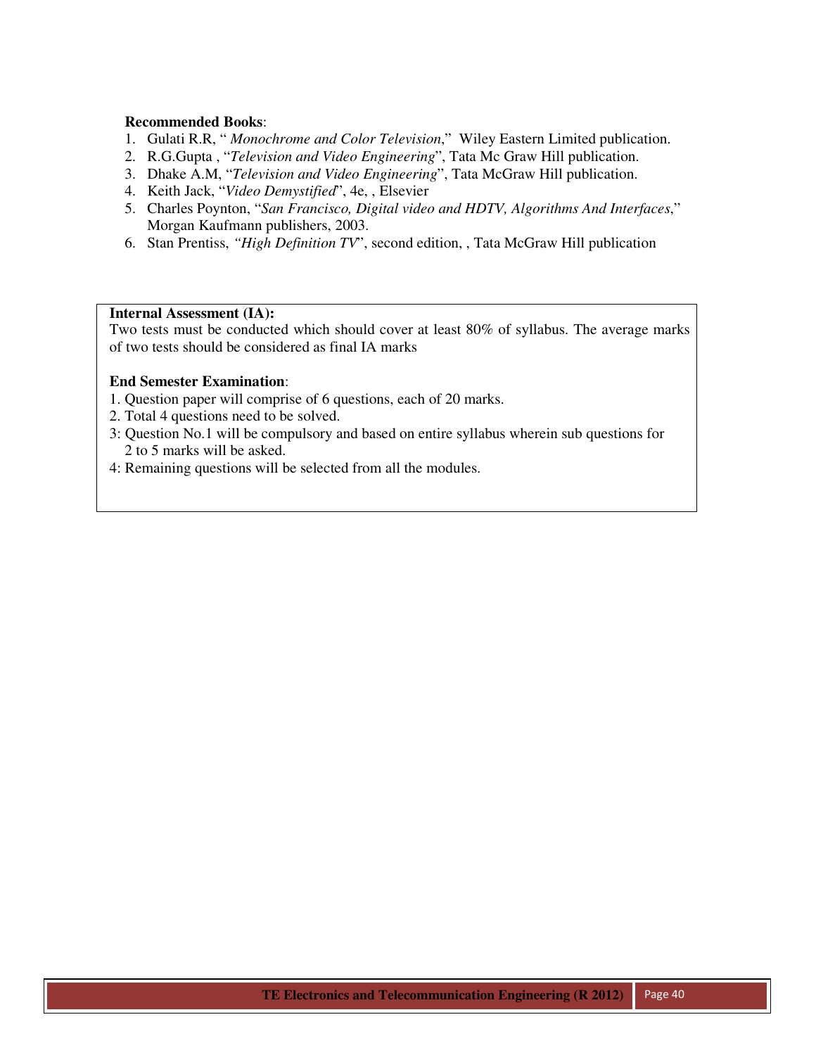**Recommended Books**:

1. Gulati R.R, " *Monochrome and Color Television*," Wiley Eastern Limited publication.
2. R.G.Gupta , "*Television and Video Engineering*", Tata Mc Graw Hill publication.
3. Dhake A.M, "*Television and Video Engineering*", Tata McGraw Hill publication.
4. Keith Jack, "*Video Demystified*", 4e, , Elsevier
5. Charles Poynton, "*San Francisco, Digital video and HDTV, Algorithms And Interfaces*," Morgan Kaufmann publishers, 2003.
6. Stan Prentiss, *"High Definition TV*", second edition, , Tata McGraw Hill publication

**Internal Assessment (IA):**
Two tests must be conducted which should cover at least 80% of syllabus. The average marks of two tests should be considered as final IA marks

**End Semester Examination**:
1. Question paper will comprise of 6 questions, each of 20 marks.
2. Total 4 questions need to be solved.
3: Question No.1 will be compulsory and based on entire syllabus wherein sub questions for 2 to 5 marks will be asked.
4: Remaining questions will be selected from all the modules.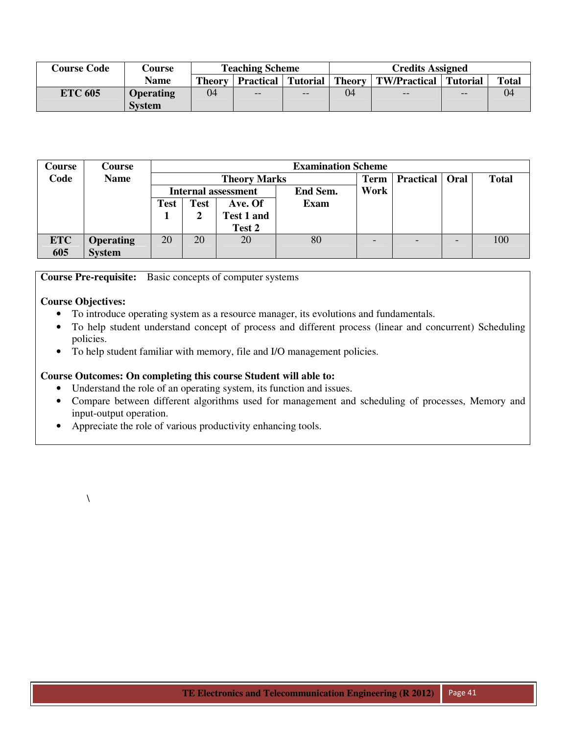| Course Code | Course Name | Teaching Scheme | | | Credits Assigned | | | |
|---|---|---|---|---|---|---|---|---|
| | | Theory | Practical | Tutorial | Theory | TW/Practical | Tutorial | Total |
| **ETC 605** | **Operating System** | 04 | -- | -- | 04 | -- | -- | 04 |

| Course Code | Course Name | Examination Scheme | | | | | | | |
|---|---|---|---|---|---|---|---|---|---|
| | | Theory Marks | | | | Term Work | Practical | Oral | Total |
| | | Internal assessment | | | End Sem. Exam | | | | |
| | | Test 1 | Test 2 | Ave. Of Test 1 and Test 2 | | | | | |
| **ETC 605** | **Operating System** | 20 | 20 | 20 | 80 | - | - | - | 100 |

**Course Pre-requisite:** Basic concepts of computer systems

**Course Objectives:**

- To introduce operating system as a resource manager, its evolutions and fundamentals.
- To help student understand concept of process and different process (linear and concurrent) Scheduling policies.
- To help student familiar with memory, file and I/O management policies.

**Course Outcomes: On completing this course Student will able to:**

- Understand the role of an operating system, its function and issues.
- Compare between different algorithms used for management and scheduling of processes, Memory and input-output operation.
- Appreciate the role of various productivity enhancing tools.

\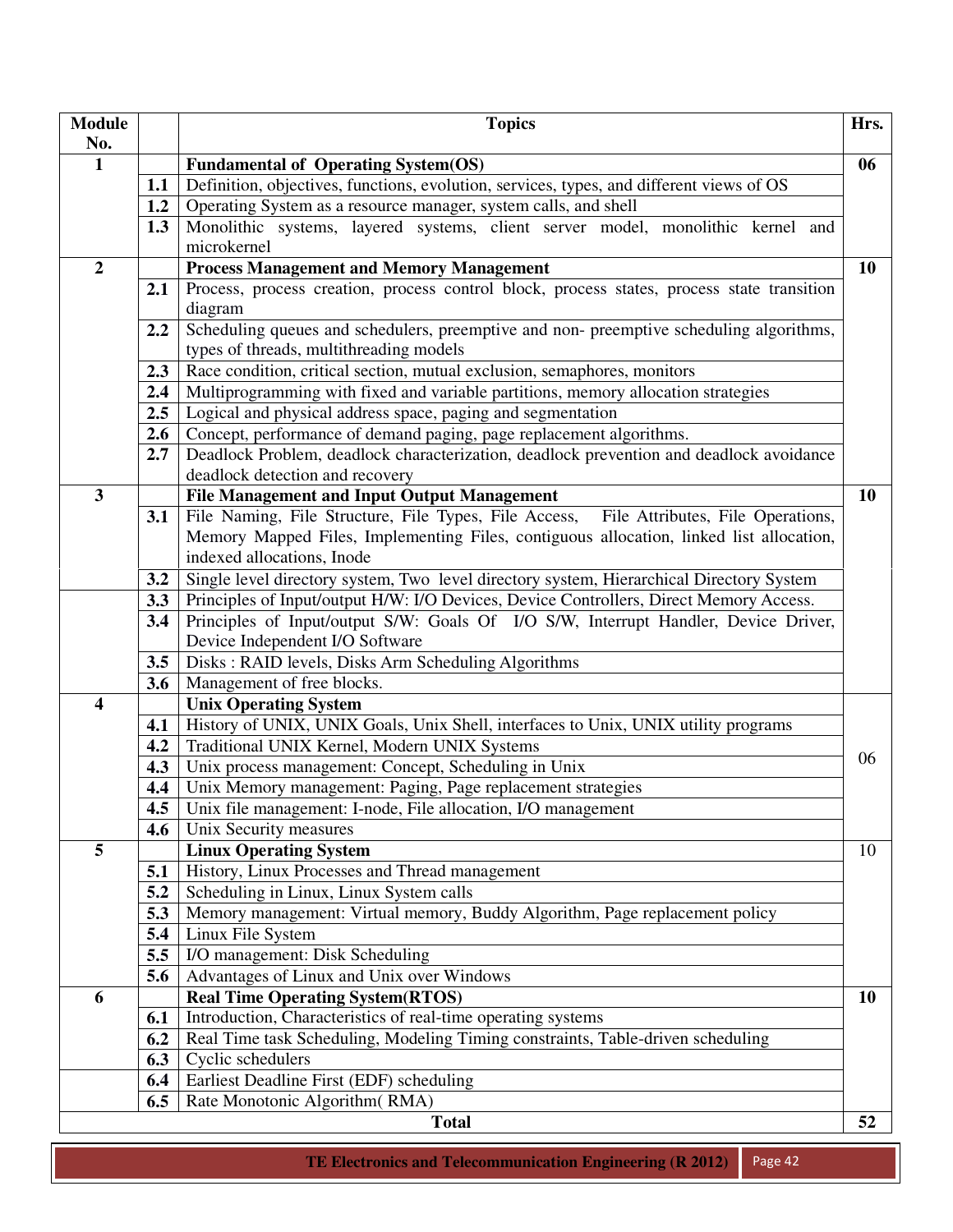| Module No. | | Topics | Hrs. |
|---|---|---|---|
| 1 | | **Fundamental of Operating System(OS)** | **06** |
| | 1.1 | Definition, objectives, functions, evolution, services, types, and different views of OS | |
| | 1.2 | Operating System as a resource manager, system calls, and shell | |
| | 1.3 | Monolithic systems, layered systems, client server model, monolithic kernel and microkernel | |
| 2 | | **Process Management and Memory Management** | **10** |
| | 2.1 | Process, process creation, process control block, process states, process state transition diagram | |
| | 2.2 | Scheduling queues and schedulers, preemptive and non- preemptive scheduling algorithms, types of threads, multithreading models | |
| | 2.3 | Race condition, critical section, mutual exclusion, semaphores, monitors | |
| | 2.4 | Multiprogramming with fixed and variable partitions, memory allocation strategies | |
| | 2.5 | Logical and physical address space, paging and segmentation | |
| | 2.6 | Concept, performance of demand paging, page replacement algorithms. | |
| | 2.7 | Deadlock Problem, deadlock characterization, deadlock prevention and deadlock avoidance deadlock detection and recovery | |
| 3 | | **File Management and Input Output Management** | **10** |
| | 3.1 | File Naming, File Structure, File Types, File Access, File Attributes, File Operations, Memory Mapped Files, Implementing Files, contiguous allocation, linked list allocation, indexed allocations, Inode | |
| | 3.2 | Single level directory system, Two level directory system, Hierarchical Directory System | |
| | 3.3 | Principles of Input/output H/W: I/O Devices, Device Controllers, Direct Memory Access. | |
| | 3.4 | Principles of Input/output S/W: Goals Of I/O S/W, Interrupt Handler, Device Driver, Device Independent I/O Software | |
| | 3.5 | Disks : RAID levels, Disks Arm Scheduling Algorithms | |
| | 3.6 | Management of free blocks. | |
| 4 | | **Unix Operating System** | 06 |
| | 4.1 | History of UNIX, UNIX Goals, Unix Shell, interfaces to Unix, UNIX utility programs | |
| | 4.2 | Traditional UNIX Kernel, Modern UNIX Systems | |
| | 4.3 | Unix process management: Concept, Scheduling in Unix | |
| | 4.4 | Unix Memory management: Paging, Page replacement strategies | |
| | 4.5 | Unix file management: I-node, File allocation, I/O management | |
| | 4.6 | Unix Security measures | |
| 5 | | **Linux Operating System** | 10 |
| | 5.1 | History, Linux Processes and Thread management | |
| | 5.2 | Scheduling in Linux, Linux System calls | |
| | 5.3 | Memory management: Virtual memory, Buddy Algorithm, Page replacement policy | |
| | 5.4 | Linux File System | |
| | 5.5 | I/O management: Disk Scheduling | |
| | 5.6 | Advantages of Linux and Unix over Windows | |
| 6 | | **Real Time Operating System(RTOS)** | **10** |
| | 6.1 | Introduction, Characteristics of real-time operating systems | |
| | 6.2 | Real Time task Scheduling, Modeling Timing constraints, Table-driven scheduling | |
| | 6.3 | Cyclic schedulers | |
| | 6.4 | Earliest Deadline First (EDF) scheduling | |
| | 6.5 | Rate Monotonic Algorithm( RMA) | |
| | | **Total** | **52** |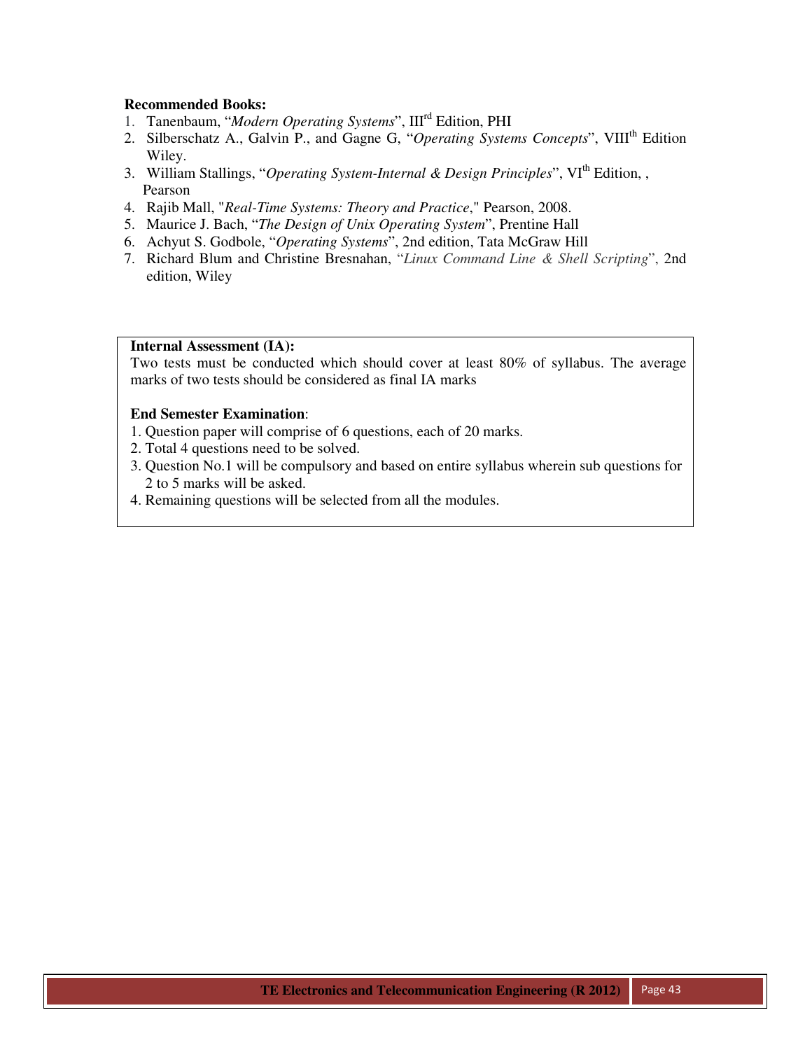**Recommended Books:**

1. Tanenbaum, "*Modern Operating Systems*", III[rd] Edition, PHI
2. Silberschatz A., Galvin P., and Gagne G, "*Operating Systems Concepts*", VIII[th] Edition Wiley.
3. William Stallings, "*Operating System-Internal & Design Principles*", VI[th] Edition, , Pearson
4. Rajib Mall, "*Real-Time Systems: Theory and Practice*," Pearson, 2008.
5. Maurice J. Bach, "*The Design of Unix Operating System*", Prentine Hall
6. Achyut S. Godbole, "*Operating Systems*", 2nd edition, Tata McGraw Hill
7. Richard Blum and Christine Bresnahan, "*Linux Command Line & Shell Scripting*", 2nd edition, Wiley

**Internal Assessment (IA):**

Two tests must be conducted which should cover at least 80% of syllabus. The average marks of two tests should be considered as final IA marks

**End Semester Examination**:

1. Question paper will comprise of 6 questions, each of 20 marks.
2. Total 4 questions need to be solved.
3. Question No.1 will be compulsory and based on entire syllabus wherein sub questions for 2 to 5 marks will be asked.
4. Remaining questions will be selected from all the modules.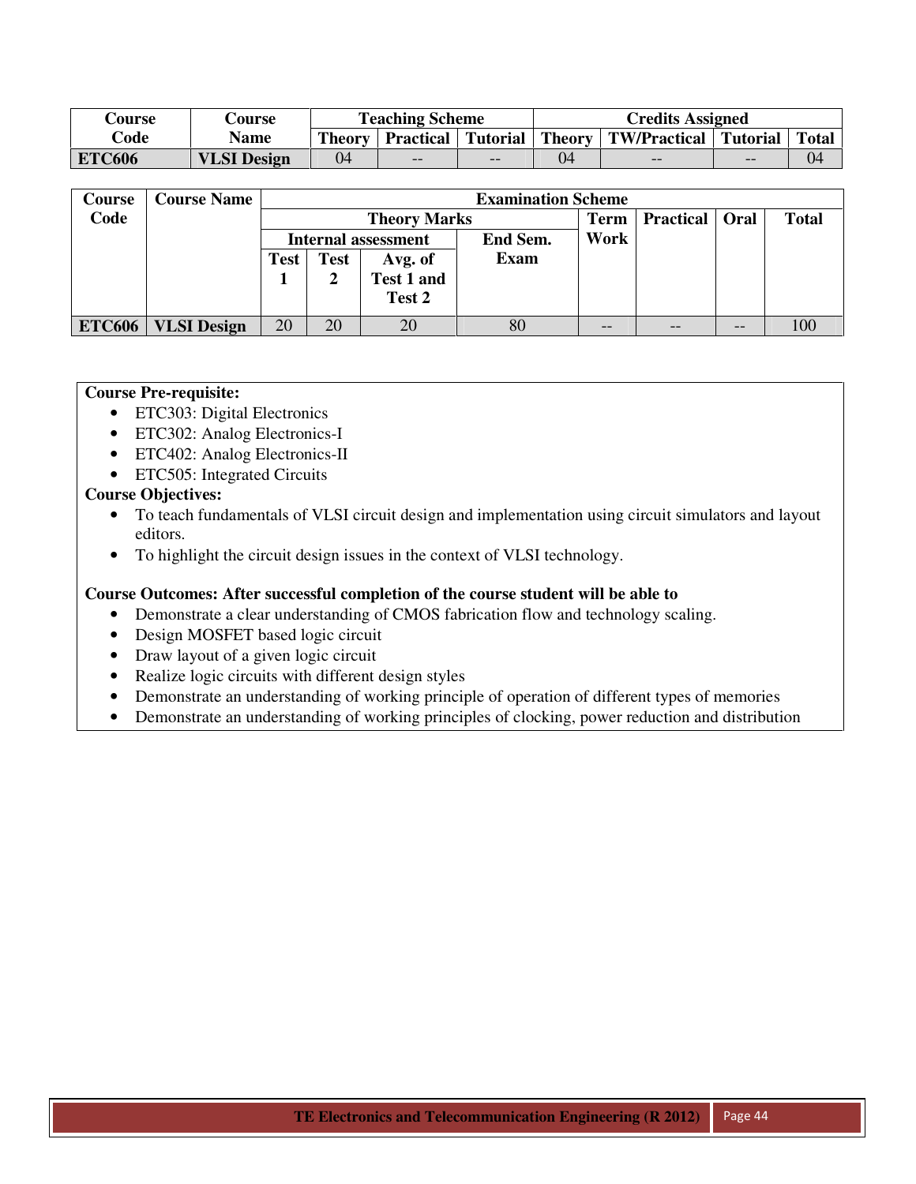| Course Code | Course Name | Teaching Scheme | | | Credits Assigned | | | |
|---|---|---|---|---|---|---|---|---|
| | | Theory | Practical | Tutorial | Theory | TW/Practical | Tutorial | Total |
| **ETC606** | **VLSI Design** | 04 | -- | -- | 04 | -- | -- | 04 |

| Course Code | Course Name | Examination Scheme | | | | | | | |
|---|---|---|---|---|---|---|---|---|---|
| | | Theory Marks | | | | Term Work | Practical | Oral | Total |
| | | Internal assessment | | | End Sem. Exam | | | | |
| | | Test 1 | Test 2 | Avg. of Test 1 and Test 2 | | | | | |
| **ETC606** | **VLSI Design** | 20 | 20 | 20 | 80 | -- | -- | -- | 100 |

**Course Pre-requisite:**

- ETC303: Digital Electronics
- ETC302: Analog Electronics-I
- ETC402: Analog Electronics-II
- ETC505: Integrated Circuits

**Course Objectives:**

- To teach fundamentals of VLSI circuit design and implementation using circuit simulators and layout editors.
- To highlight the circuit design issues in the context of VLSI technology.

**Course Outcomes: After successful completion of the course student will be able to**

- Demonstrate a clear understanding of CMOS fabrication flow and technology scaling.
- Design MOSFET based logic circuit
- Draw layout of a given logic circuit
- Realize logic circuits with different design styles
- Demonstrate an understanding of working principle of operation of different types of memories
- Demonstrate an understanding of working principles of clocking, power reduction and distribution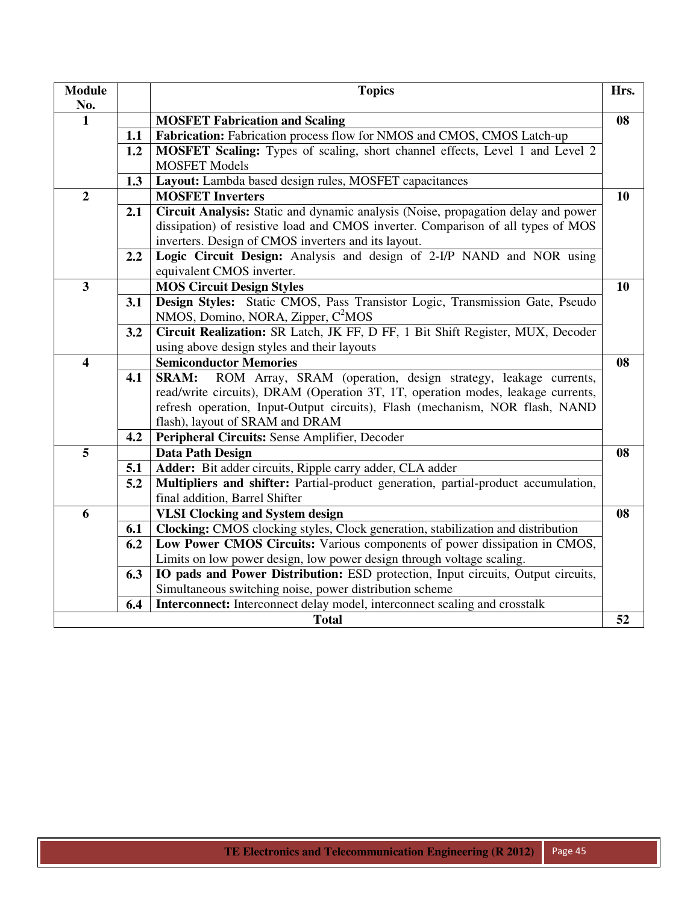| Module No. | | Topics | Hrs. |
|---|---|---|---|
| 1 | | **MOSFET Fabrication and Scaling** | **08** |
| | 1.1 | **Fabrication:** Fabrication process flow for NMOS and CMOS, CMOS Latch-up | |
| | 1.2 | **MOSFET Scaling:** Types of scaling, short channel effects, Level 1 and Level 2 MOSFET Models | |
| | 1.3 | **Layout:** Lambda based design rules, MOSFET capacitances | |
| 2 | | **MOSFET Inverters** | **10** |
| | 2.1 | **Circuit Analysis:** Static and dynamic analysis (Noise, propagation delay and power dissipation) of resistive load and CMOS inverter. Comparison of all types of MOS inverters. Design of CMOS inverters and its layout. | |
| | 2.2 | **Logic Circuit Design:** Analysis and design of 2-I/P NAND and NOR using equivalent CMOS inverter. | |
| 3 | | **MOS Circuit Design Styles** | **10** |
| | 3.1 | **Design Styles:** Static CMOS, Pass Transistor Logic, Transmission Gate, Pseudo NMOS, Domino, NORA, Zipper, $C^2$MOS | |
| | 3.2 | **Circuit Realization:** SR Latch, JK FF, D FF, 1 Bit Shift Register, MUX, Decoder using above design styles and their layouts | |
| 4 | | **Semiconductor Memories** | **08** |
| | 4.1 | **SRAM:** ROM Array, SRAM (operation, design strategy, leakage currents, read/write circuits), DRAM (Operation 3T, 1T, operation modes, leakage currents, refresh operation, Input-Output circuits), Flash (mechanism, NOR flash, NAND flash), layout of SRAM and DRAM | |
| | 4.2 | **Peripheral Circuits:** Sense Amplifier, Decoder | |
| 5 | | **Data Path Design** | **08** |
| | 5.1 | **Adder:** Bit adder circuits, Ripple carry adder, CLA adder | |
| | 5.2 | **Multipliers and shifter:** Partial-product generation, partial-product accumulation, final addition, Barrel Shifter | |
| 6 | | **VLSI Clocking and System design** | **08** |
| | 6.1 | **Clocking:** CMOS clocking styles, Clock generation, stabilization and distribution | |
| | 6.2 | **Low Power CMOS Circuits:** Various components of power dissipation in CMOS, Limits on low power design, low power design through voltage scaling. | |
| | 6.3 | **IO pads and Power Distribution:** ESD protection, Input circuits, Output circuits, Simultaneous switching noise, power distribution scheme | |
| | 6.4 | **Interconnect:** Interconnect delay model, interconnect scaling and crosstalk | |
| | | **Total** | **52** |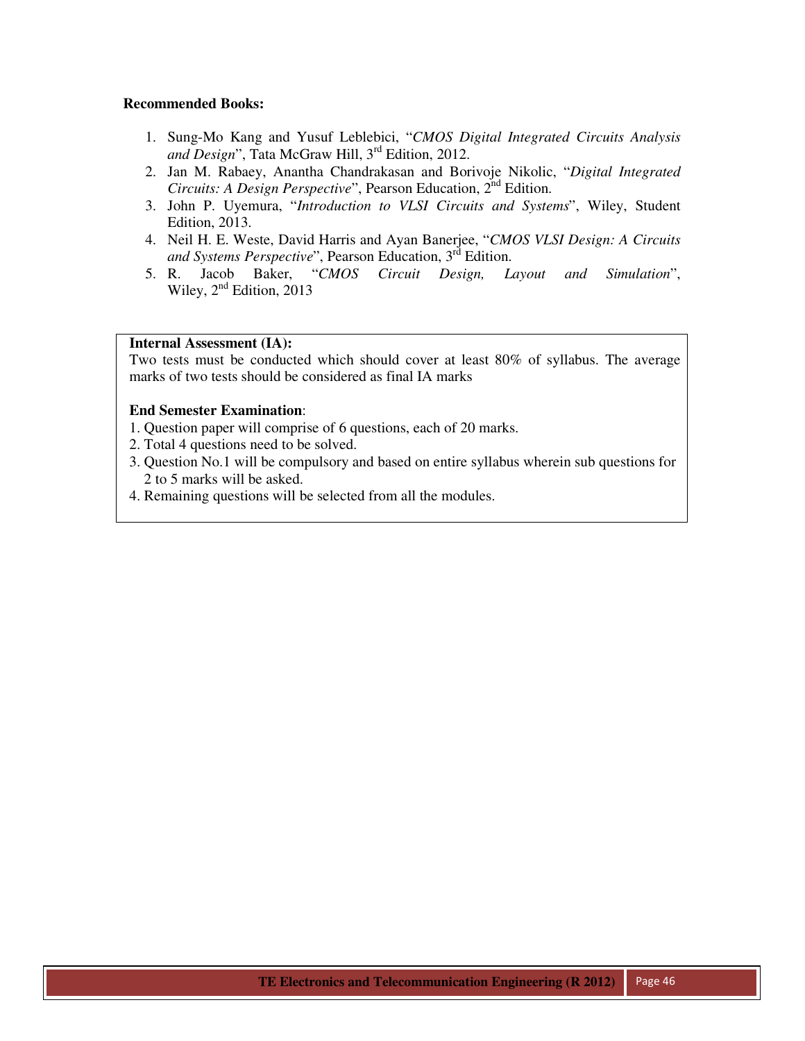**Recommended Books:**

1. Sung-Mo Kang and Yusuf Leblebici, "*CMOS Digital Integrated Circuits Analysis and Design*", Tata McGraw Hill, 3rd Edition, 2012.
2. Jan M. Rabaey, Anantha Chandrakasan and Borivoje Nikolic, "*Digital Integrated Circuits: A Design Perspective*", Pearson Education, 2nd Edition.
3. John P. Uyemura, "*Introduction to VLSI Circuits and Systems*", Wiley, Student Edition, 2013.
4. Neil H. E. Weste, David Harris and Ayan Banerjee, "*CMOS VLSI Design: A Circuits and Systems Perspective*", Pearson Education, 3rd Edition.
5. R. Jacob Baker, "*CMOS Circuit Design, Layout and Simulation*", Wiley, 2nd Edition, 2013

**Internal Assessment (IA):**

Two tests must be conducted which should cover at least 80% of syllabus. The average marks of two tests should be considered as final IA marks

**End Semester Examination**:

1. Question paper will comprise of 6 questions, each of 20 marks.
2. Total 4 questions need to be solved.
3. Question No.1 will be compulsory and based on entire syllabus wherein sub questions for 2 to 5 marks will be asked.
4. Remaining questions will be selected from all the modules.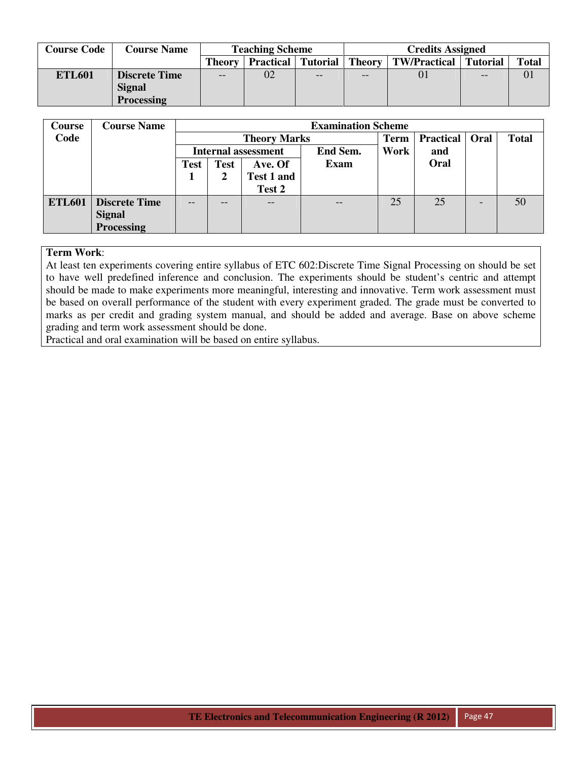| Course Code | Course Name | Teaching Scheme | | | Credits Assigned | | | |
|---|---|---|---|---|---|---|---|---|
| | | Theory | Practical | Tutorial | Theory | TW/Practical | Tutorial | Total |
| **ETL601** | **Discrete Time Signal Processing** | -- | 02 | -- | -- | 01 | -- | 01 |

| Course Code | Course Name | Examination Scheme | | | | | | | |
|---|---|---|---|---|---|---|---|---|---|
| | | Theory Marks | | | | Term Work | Practical and Oral | Oral | Total |
| | | Internal assessment | | | End Sem. Exam | | | | |
| | | Test 1 | Test 2 | Ave. Of Test 1 and Test 2 | | | | | |
| **ETL601** | **Discrete Time Signal Processing** | -- | -- | -- | -- | 25 | 25 | - | 50 |

**Term Work**:
At least ten experiments covering entire syllabus of ETC 602:Discrete Time Signal Processing on should be set to have well predefined inference and conclusion. The experiments should be student's centric and attempt should be made to make experiments more meaningful, interesting and innovative. Term work assessment must be based on overall performance of the student with every experiment graded. The grade must be converted to marks as per credit and grading system manual, and should be added and average. Base on above scheme grading and term work assessment should be done.
Practical and oral examination will be based on entire syllabus.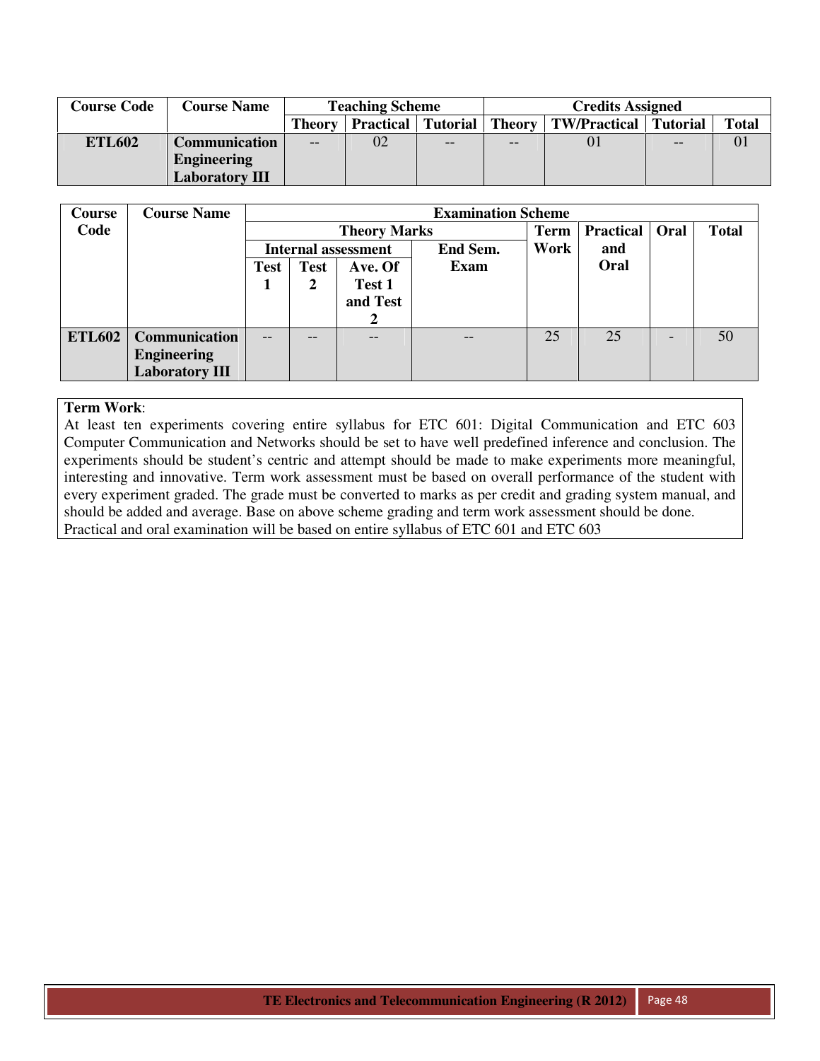| Course Code | Course Name | Teaching Scheme | | | Credits Assigned | | | |
|---|---|---|---|---|---|---|---|---|
| | | Theory | Practical | Tutorial | Theory | TW/Practical | Tutorial | Total |
| **ETL602** | **Communication Engineering Laboratory III** | -- | 02 | -- | -- | 01 | -- | 01 |

| Course Code | Course Name | Examination Scheme | | | | | | | |
|---|---|---|---|---|---|---|---|---|---|
| | | Theory Marks | | | | Term Work | Practical and Oral | Oral | Total |
| | | Internal assessment | | | End Sem. Exam | | | | |
| | | Test 1 | Test 2 | Ave. Of Test 1 and Test 2 | | | | | |
| **ETL602** | **Communication Engineering Laboratory III** | -- | -- | -- | -- | 25 | 25 | - | 50 |

**Term Work**:
At least ten experiments covering entire syllabus for ETC 601: Digital Communication and ETC 603 Computer Communication and Networks should be set to have well predefined inference and conclusion. The experiments should be student's centric and attempt should be made to make experiments more meaningful, interesting and innovative. Term work assessment must be based on overall performance of the student with every experiment graded. The grade must be converted to marks as per credit and grading system manual, and should be added and average. Base on above scheme grading and term work assessment should be done.
Practical and oral examination will be based on entire syllabus of ETC 601 and ETC 603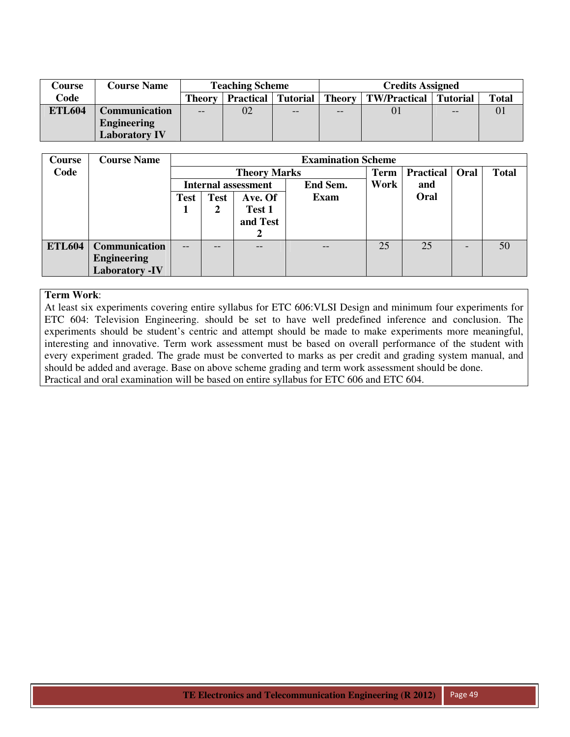| Course Code | Course Name | Teaching Scheme | | | Credits Assigned | | | |
|---|---|---|---|---|---|---|---|---|
| | | Theory | Practical | Tutorial | Theory | TW/Practical | Tutorial | Total |
| ETL604 | Communication Engineering Laboratory IV | -- | 02 | -- | -- | 01 | -- | 01 |

| Course Code | Course Name | Examination Scheme | | | | | | | |
|---|---|---|---|---|---|---|---|---|---|
| | | Theory Marks | | | | Term Work | Practical and Oral | Oral | Total |
| | | Internal assessment | | | End Sem. Exam | | | | |
| | | Test 1 | Test 2 | Ave. Of Test 1 and Test 2 | | | | | |
| ETL604 | Communication Engineering Laboratory -IV | -- | -- | -- | -- | 25 | 25 | - | 50 |

**Term Work**:
At least six experiments covering entire syllabus for ETC 606:VLSI Design and minimum four experiments for ETC 604: Television Engineering. should be set to have well predefined inference and conclusion. The experiments should be student's centric and attempt should be made to make experiments more meaningful, interesting and innovative. Term work assessment must be based on overall performance of the student with every experiment graded. The grade must be converted to marks as per credit and grading system manual, and should be added and average. Base on above scheme grading and term work assessment should be done.
Practical and oral examination will be based on entire syllabus for ETC 606 and ETC 604.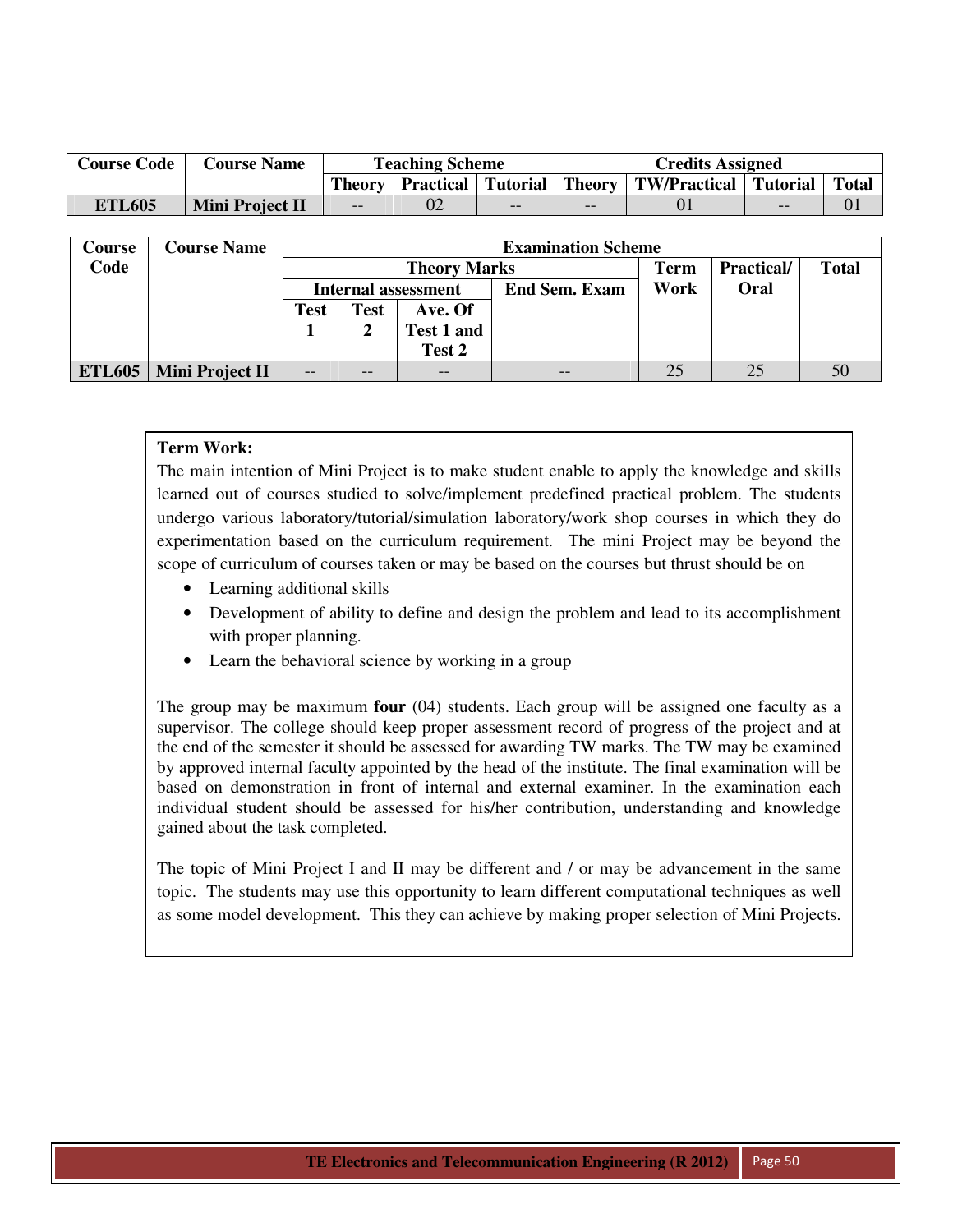| Course Code | Course Name | Teaching Scheme | | | Credits Assigned | | | |
|---|---|---|---|---|---|---|---|---|
| | | Theory | Practical | Tutorial | Theory | TW/Practical | Tutorial | Total |
| ETL605 | Mini Project II | -- | 02 | -- | -- | 01 | -- | 01 |

| Course Code | Course Name | Examination Scheme | | | | | | |
|---|---|---|---|---|---|---|---|---|
| | | Theory Marks | | | | Term Work | Practical/ Oral | Total |
| | | Internal assessment | | | End Sem. Exam | | | |
| | | Test 1 | Test 2 | Ave. Of Test 1 and Test 2 | | | | |
| ETL605 | Mini Project II | -- | -- | -- | -- | 25 | 25 | 50 |

**Term Work:**

The main intention of Mini Project is to make student enable to apply the knowledge and skills learned out of courses studied to solve/implement predefined practical problem. The students undergo various laboratory/tutorial/simulation laboratory/work shop courses in which they do experimentation based on the curriculum requirement. The mini Project may be beyond the scope of curriculum of courses taken or may be based on the courses but thrust should be on

- Learning additional skills
- Development of ability to define and design the problem and lead to its accomplishment with proper planning.
- Learn the behavioral science by working in a group

The group may be maximum **four** (04) students. Each group will be assigned one faculty as a supervisor. The college should keep proper assessment record of progress of the project and at the end of the semester it should be assessed for awarding TW marks. The TW may be examined by approved internal faculty appointed by the head of the institute. The final examination will be based on demonstration in front of internal and external examiner. In the examination each individual student should be assessed for his/her contribution, understanding and knowledge gained about the task completed.

The topic of Mini Project I and II may be different and / or may be advancement in the same topic. The students may use this opportunity to learn different computational techniques as well as some model development. This they can achieve by making proper selection of Mini Projects.